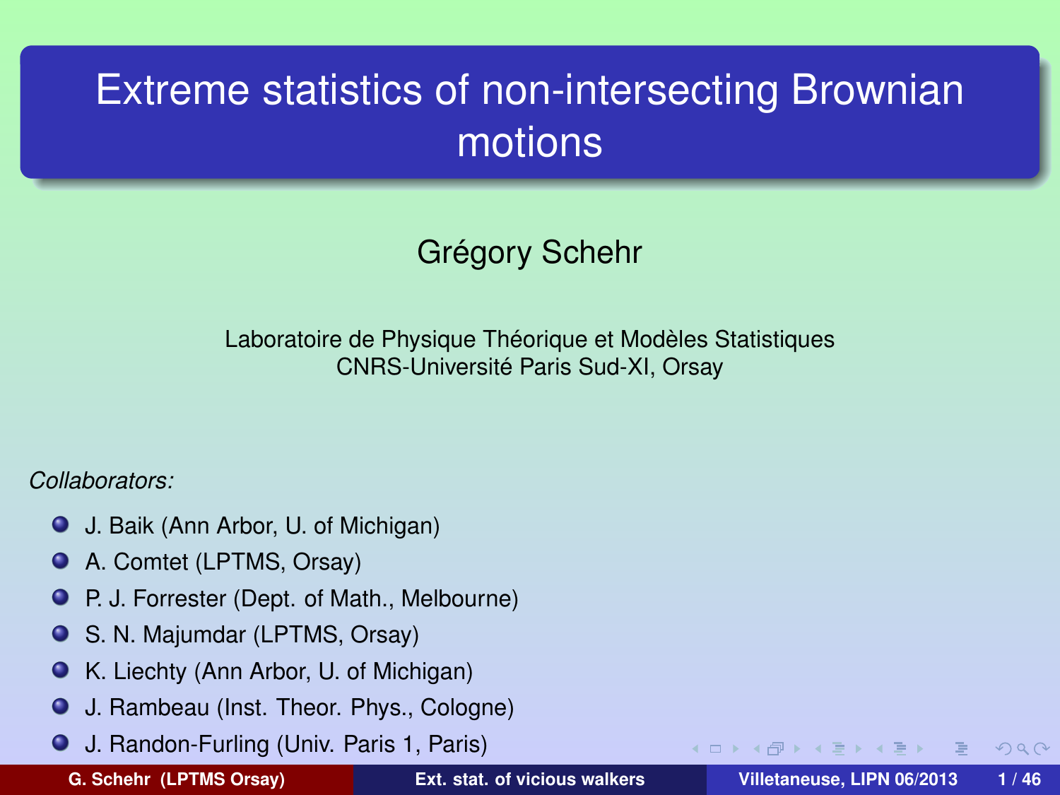# Extreme statistics of non-intersecting Brownian motions

Grégory Schehr

Laboratoire de Physique Théorique et Modèles Statistiques
CNRS-Université Paris Sud-XI, Orsay

*Collaborators:*

- J. Baik (Ann Arbor, U. of Michigan)
- A. Comtet (LPTMS, Orsay)
- P. J. Forrester (Dept. of Math., Melbourne)
- S. N. Majumdar (LPTMS, Orsay)
- K. Liechty (Ann Arbor, U. of Michigan)
- J. Rambeau (Inst. Theor. Phys., Cologne)
- J. Randon-Furling (Univ. Paris 1, Paris)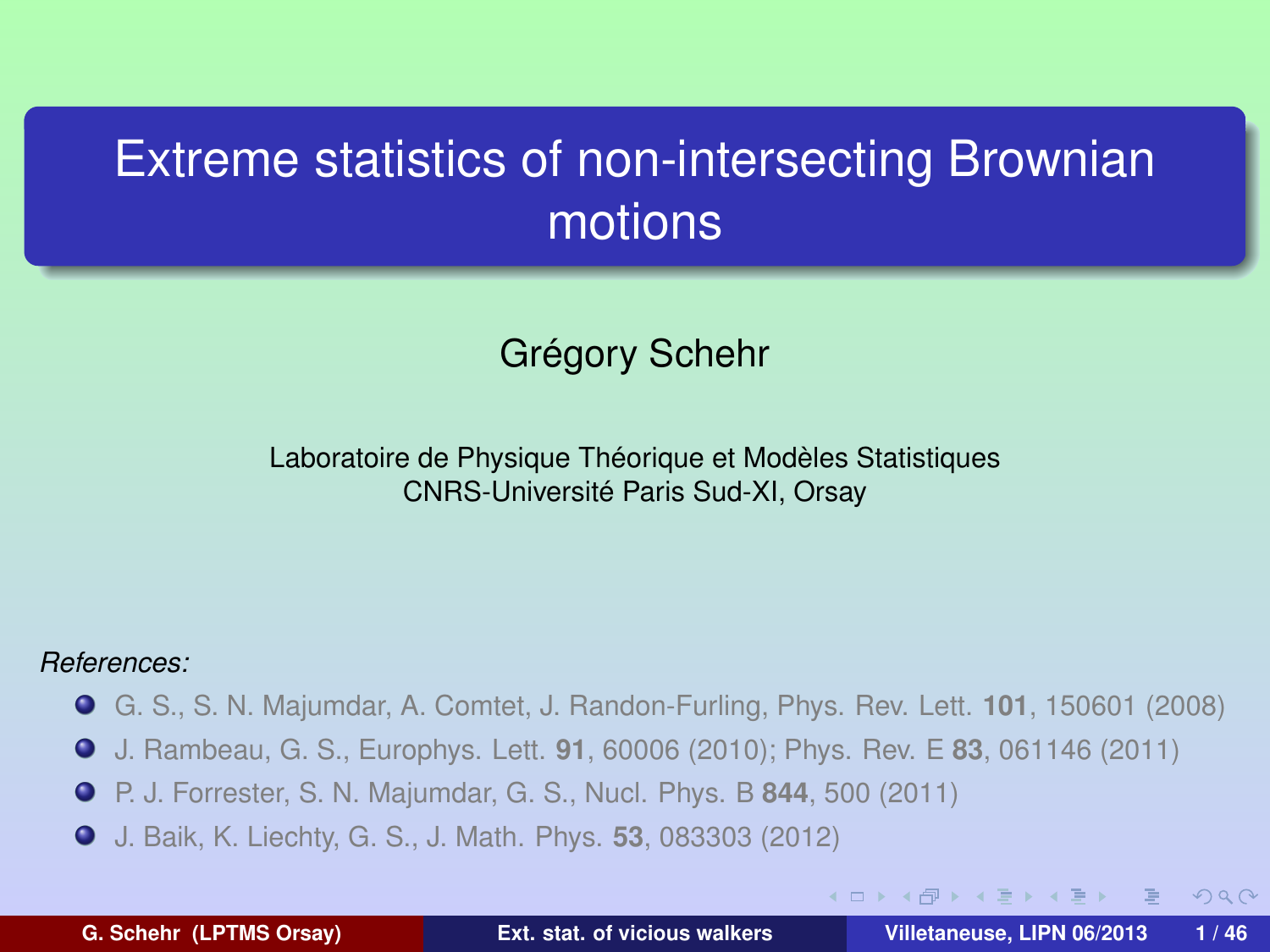# Extreme statistics of non-intersecting Brownian motions

Grégory Schehr

Laboratoire de Physique Théorique et Modèles Statistiques
CNRS-Université Paris Sud-XI, Orsay

*References:*

- G. S., S. N. Majumdar, A. Comtet, J. Randon-Furling, Phys. Rev. Lett. **101**, 150601 (2008)
- J. Rambeau, G. S., Europhys. Lett. **91**, 60006 (2010); Phys. Rev. E **83**, 061146 (2011)
- P. J. Forrester, S. N. Majumdar, G. S., Nucl. Phys. B **844**, 500 (2011)
- J. Baik, K. Liechty, G. S., J. Math. Phys. **53**, 083303 (2012)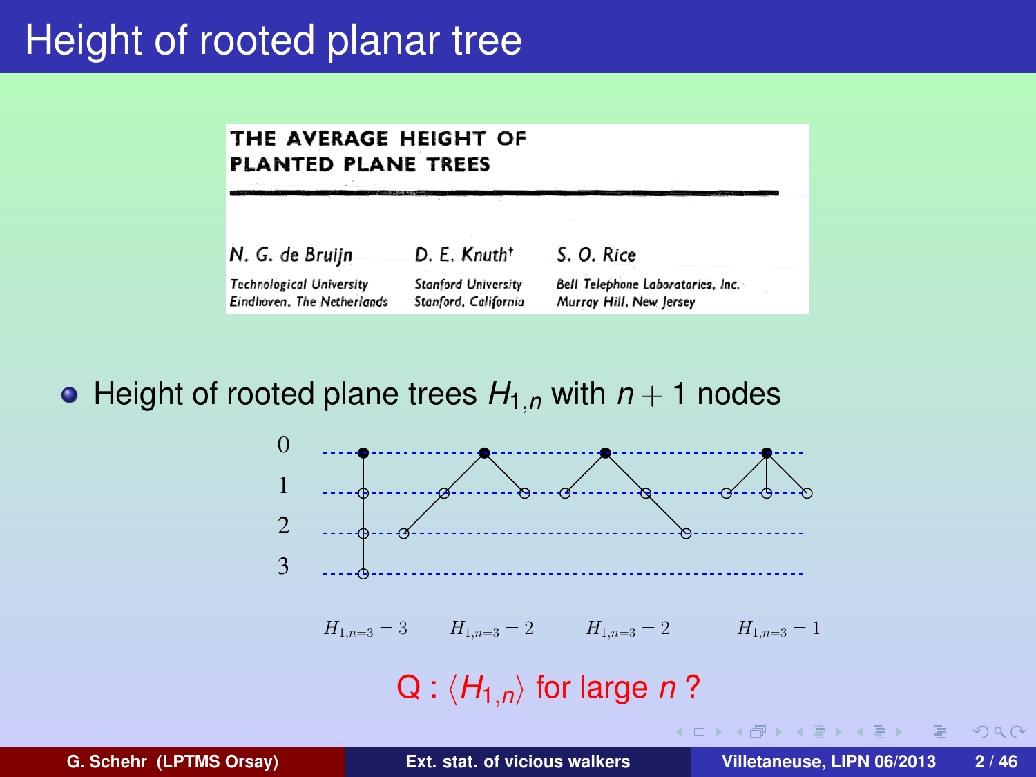# Height of rooted planar tree

THE AVERAGE HEIGHT OF PLANTED PLANE TREES

N. G. de Bruijn — Technological University, Eindhoven, The Netherlands

D. E. Knuth[†] — Stanford University, Stanford, California

S. O. Rice — Bell Telephone Laboratories, Inc., Murray Hill, New Jersey

- Height of rooted plane trees $H_{1,n}$ with $n+1$ nodes

0

1

2

3

$H_{1,n=3} = 3$ $H_{1,n=3} = 2$ $H_{1,n=3} = 2$ $H_{1,n=3} = 1$

Q : $\langle H_{1,n} \rangle$ for large $n$ ?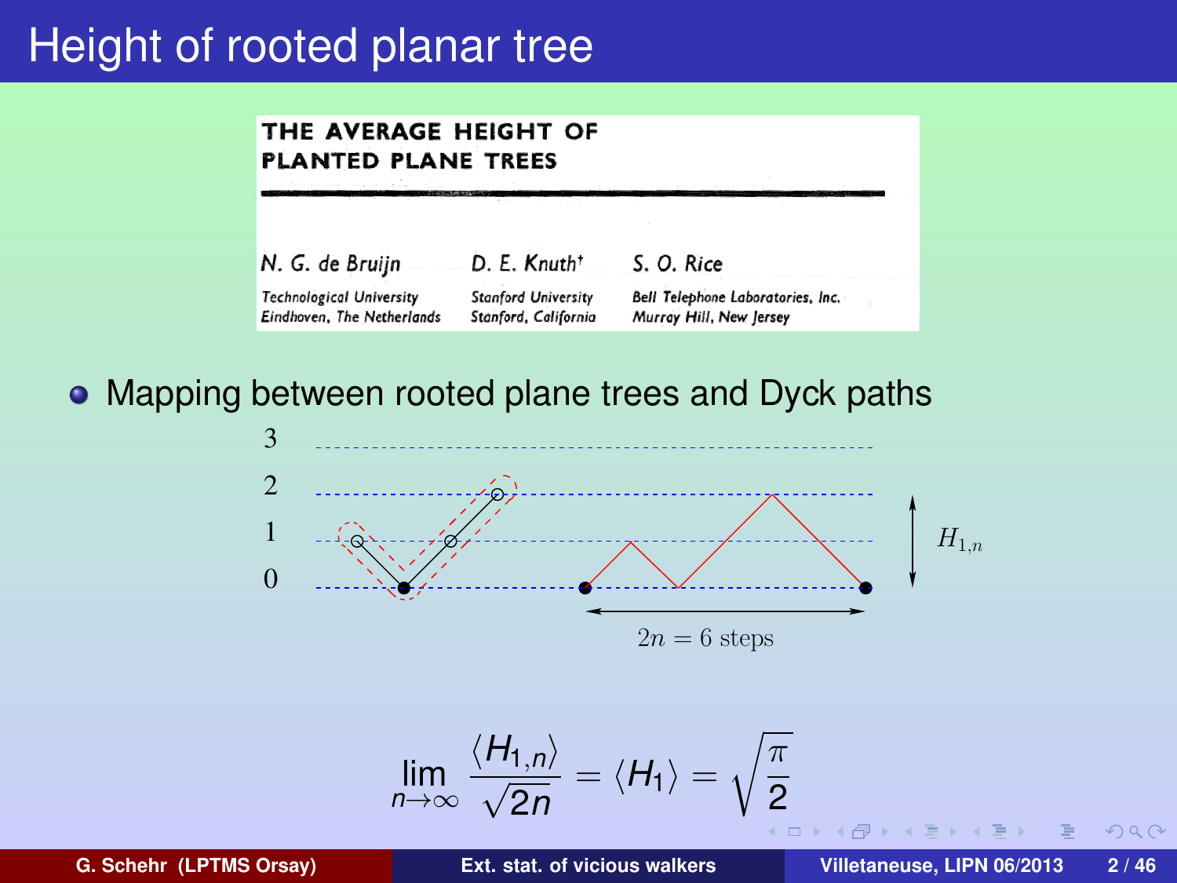# Height of rooted planar tree

**THE AVERAGE HEIGHT OF PLANTED PLANE TREES**

*N. G. de Bruijn* — Technological University, Eindhoven, The Netherlands

*D. E. Knuth*† — Stanford University, Stanford, California

*S. O. Rice* — Bell Telephone Laboratories, Inc., Murray Hill, New Jersey

- Mapping between rooted plane trees and Dyck paths

3

2

1

0

$H_{1,n}$

$2n = 6$ steps

$$\lim_{n \to \infty} \frac{\langle H_{1,n} \rangle}{\sqrt{2n}} = \langle H_1 \rangle = \sqrt{\frac{\pi}{2}}$$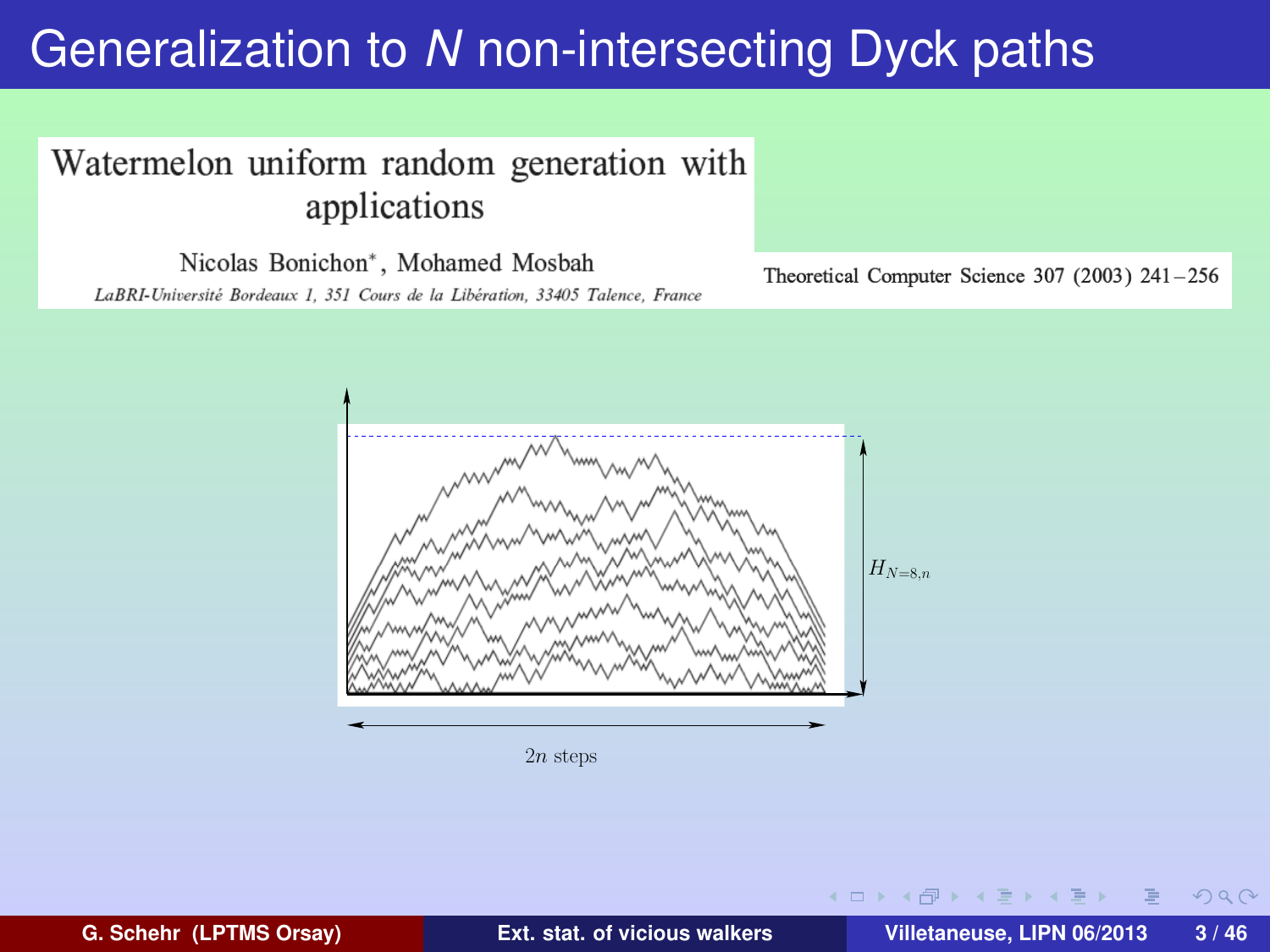# Generalization to $N$ non-intersecting Dyck paths

Watermelon uniform random generation with applications

Nicolas Bonichon*, Mohamed Mosbah

*LaBRI-Université Bordeaux 1, 351 Cours de la Libération, 33405 Talence, France*

Theoretical Computer Science 307 (2003) 241 – 256

$H_{N=8,n}$

$2n$ steps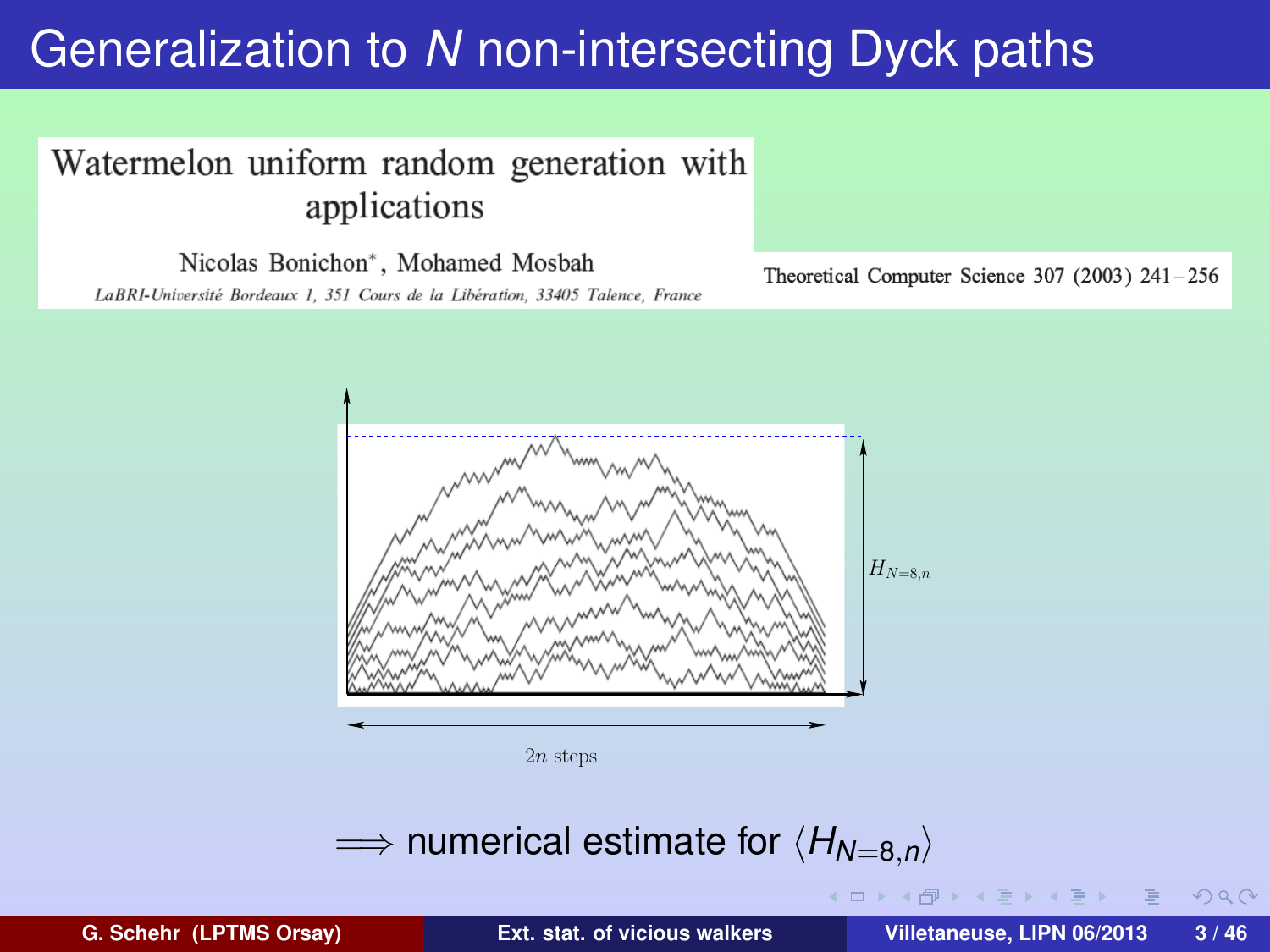# Generalization to $N$ non-intersecting Dyck paths

Watermelon uniform random generation with applications

Nicolas Bonichon*, Mohamed Mosbah

*LaBRI-Université Bordeaux 1, 351 Cours de la Libération, 33405 Talence, France*

Theoretical Computer Science 307 (2003) 241–256

$H_{N=8,n}$

$2n$ steps

$\Longrightarrow$ numerical estimate for $\langle H_{N=8,n} \rangle$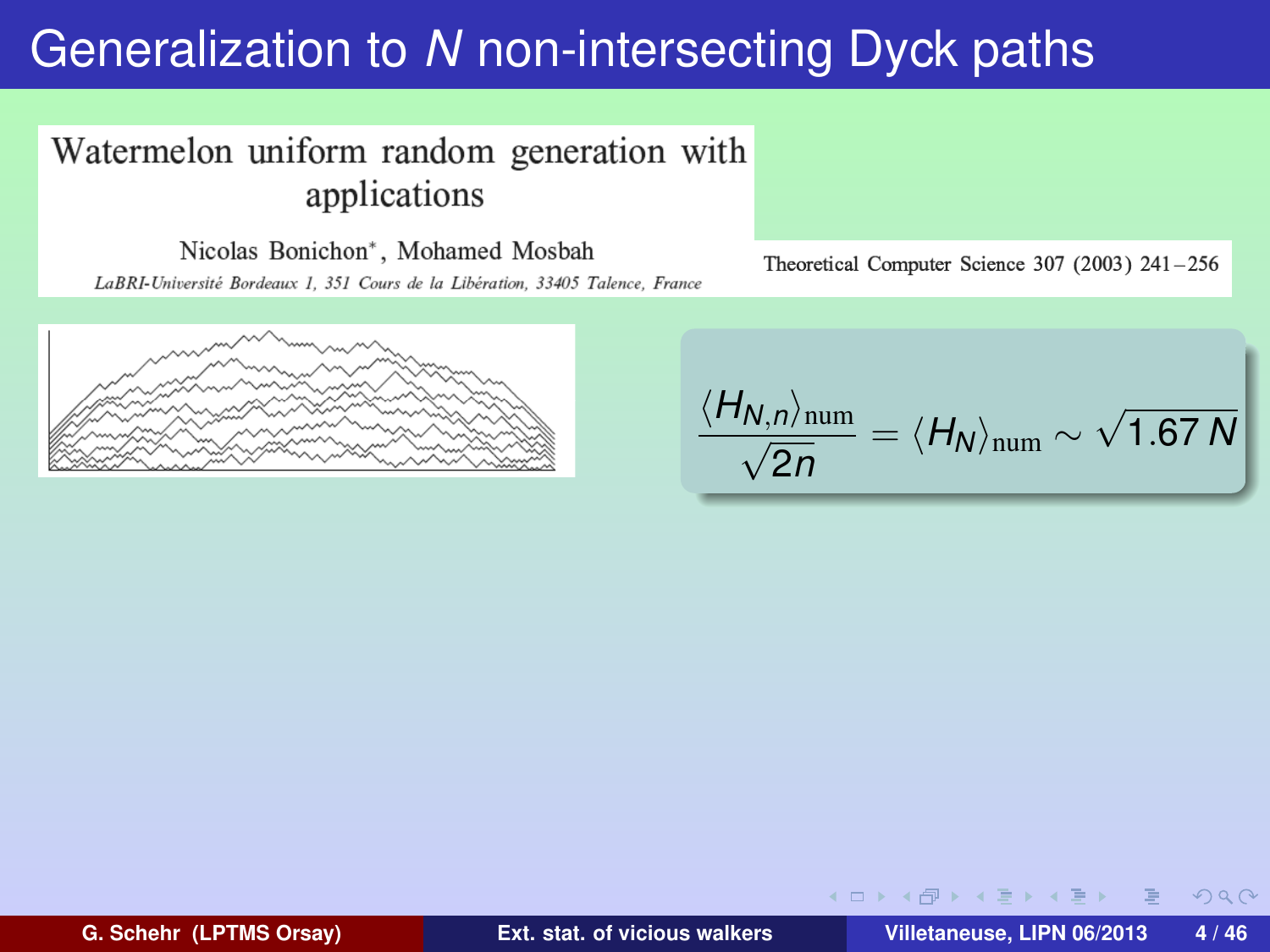# Generalization to $N$ non-intersecting Dyck paths

Watermelon uniform random generation with applications

Nicolas Bonichon*, Mohamed Mosbah

*LaBRI-Université Bordeaux 1, 351 Cours de la Libération, 33405 Talence, France*

Theoretical Computer Science 307 (2003) 241–256

$$\frac{\langle H_{N,n}\rangle_{\rm num}}{\sqrt{2n}} = \langle H_N\rangle_{\rm num} \sim \sqrt{1.67\,N}$$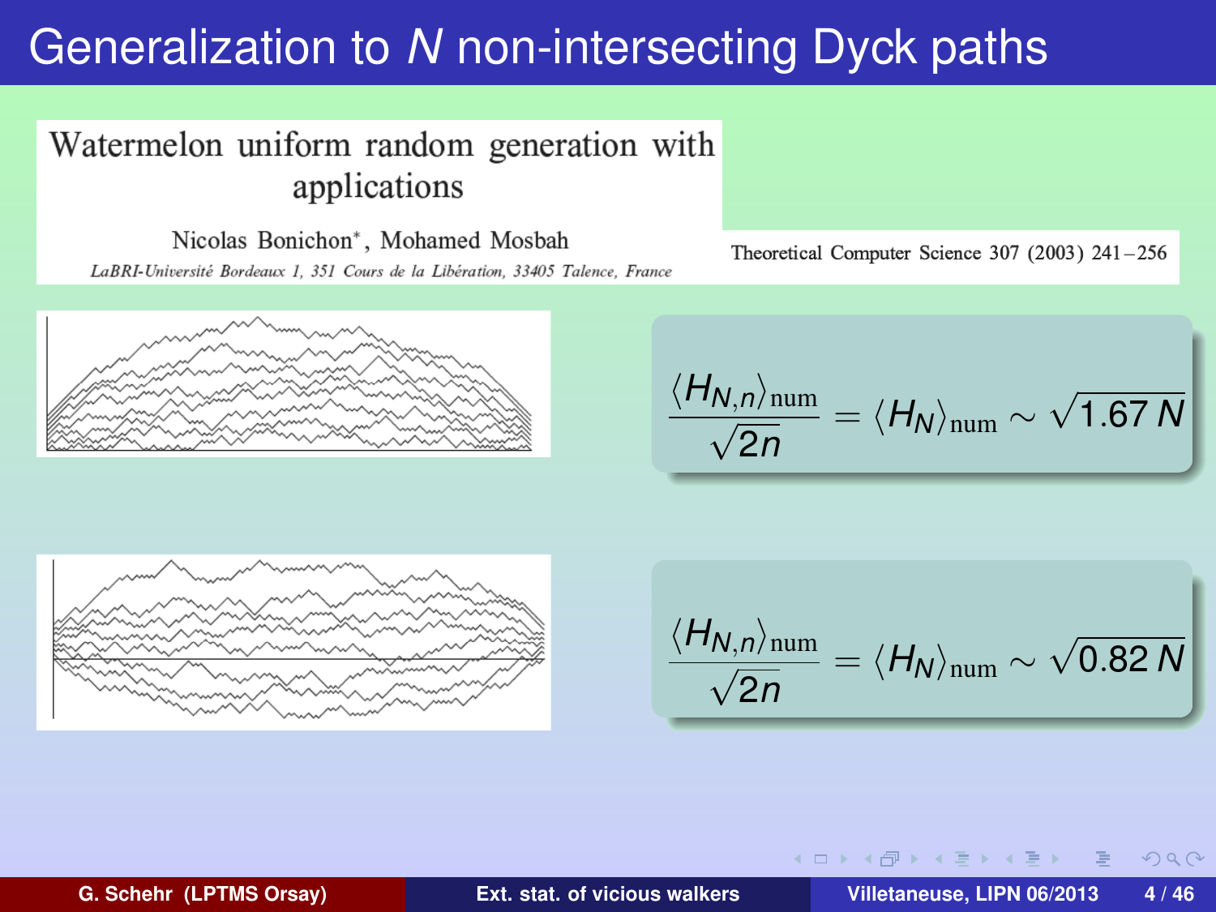# Generalization to $N$ non-intersecting Dyck paths

Watermelon uniform random generation with applications

Nicolas Bonichon*, Mohamed Mosbah

*LaBRI-Université Bordeaux 1, 351 Cours de la Libération, 33405 Talence, France*

Theoretical Computer Science 307 (2003) 241 – 256

$$\frac{\langle H_{N,n} \rangle_{\text{num}}}{\sqrt{2n}} = \langle H_N \rangle_{\text{num}} \sim \sqrt{1.67\, N}$$

$$\frac{\langle H_{N,n} \rangle_{\text{num}}}{\sqrt{2n}} = \langle H_N \rangle_{\text{num}} \sim \sqrt{0.82\, N}$$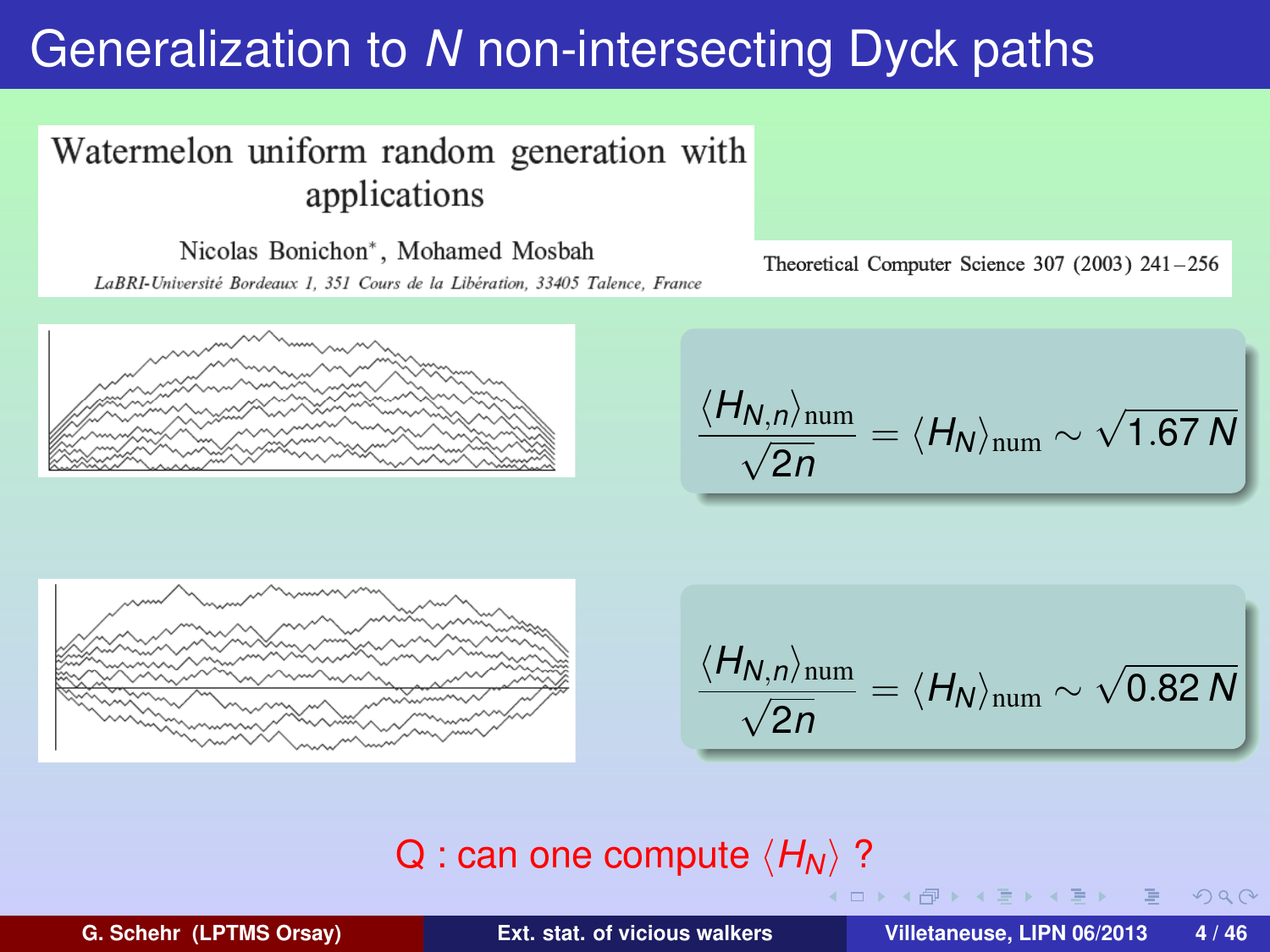# Generalization to $N$ non-intersecting Dyck paths

**Watermelon uniform random generation with applications**

Nicolas Bonichon*, Mohamed Mosbah

*LaBRI-Université Bordeaux 1, 351 Cours de la Libération, 33405 Talence, France*

Theoretical Computer Science 307 (2003) 241–256

$$\frac{\langle H_{N,n} \rangle_{\rm num}}{\sqrt{2n}} = \langle H_N \rangle_{\rm num} \sim \sqrt{1.67\, N}$$

$$\frac{\langle H_{N,n} \rangle_{\rm num}}{\sqrt{2n}} = \langle H_N \rangle_{\rm num} \sim \sqrt{0.82\, N}$$

Q : can one compute $\langle H_N \rangle$ ?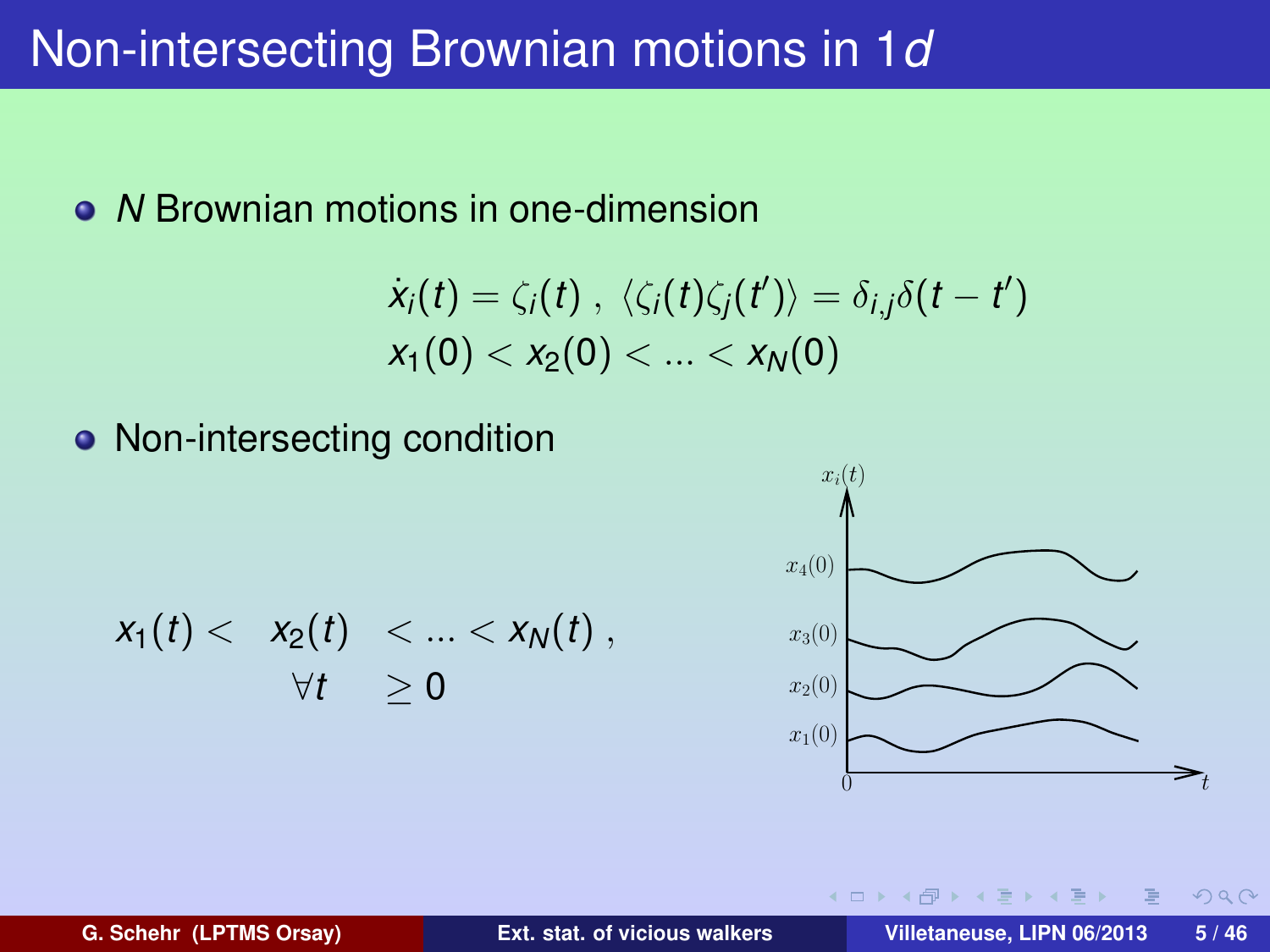# Non-intersecting Brownian motions in 1$d$

- $N$ Brownian motions in one-dimension

$$\dot{x}_i(t) = \zeta_i(t) \; , \; \langle \zeta_i(t)\zeta_j(t') \rangle = \delta_{i,j}\delta(t-t')$$
$$x_1(0) < x_2(0) < \ldots < x_N(0)$$

- Non-intersecting condition

$$x_1(t) < x_2(t) < \ldots < x_N(t) \; , \quad \forall t \geq 0$$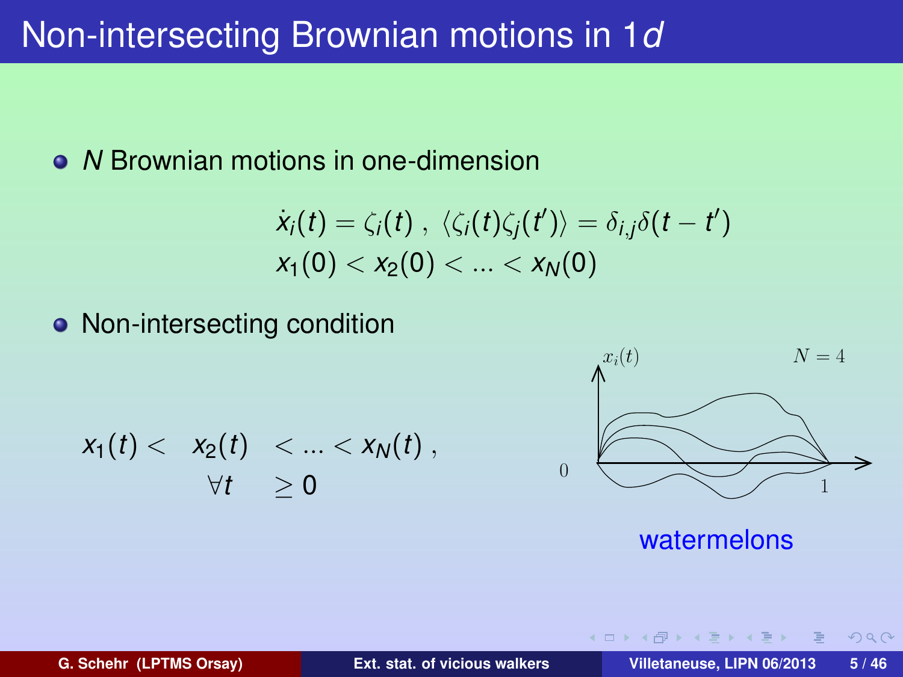# Non-intersecting Brownian motions in 1$d$

- $N$ Brownian motions in one-dimension

$$\dot{x}_i(t) = \zeta_i(t)\ ,\ \langle \zeta_i(t)\zeta_j(t') \rangle = \delta_{i,j}\delta(t - t')$$
$$x_1(0) < x_2(0) < ... < x_N(0)$$

- Non-intersecting condition

$$x_1(t) < x_2(t) < ... < x_N(t)\ ,\quad \forall t \geq 0$$

watermelons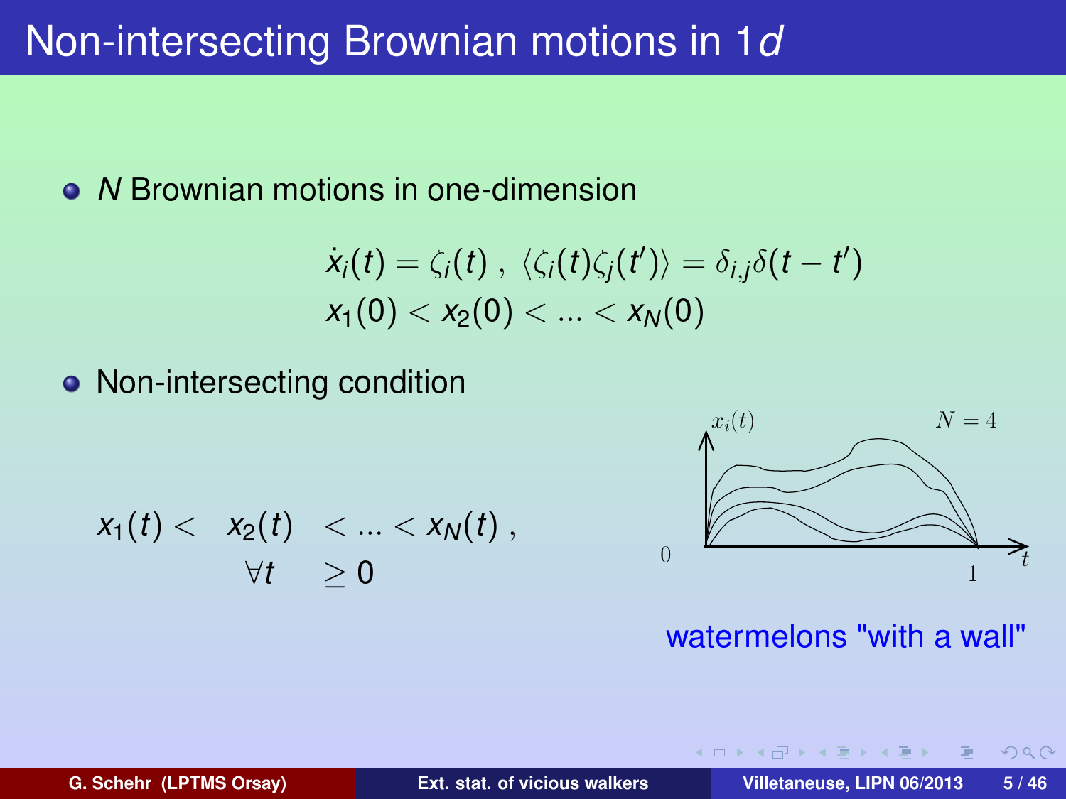# Non-intersecting Brownian motions in 1$d$

- $N$ Brownian motions in one-dimension

$$\dot{x}_i(t) = \zeta_i(t) \; , \; \langle \zeta_i(t) \zeta_j(t') \rangle = \delta_{i,j} \delta(t - t')$$
$$x_1(0) < x_2(0) < ... < x_N(0)$$

- Non-intersecting condition

$$x_1(t) < x_2(t) < ... < x_N(t) \; , \quad \forall t \geq 0$$

watermelons "with a wall"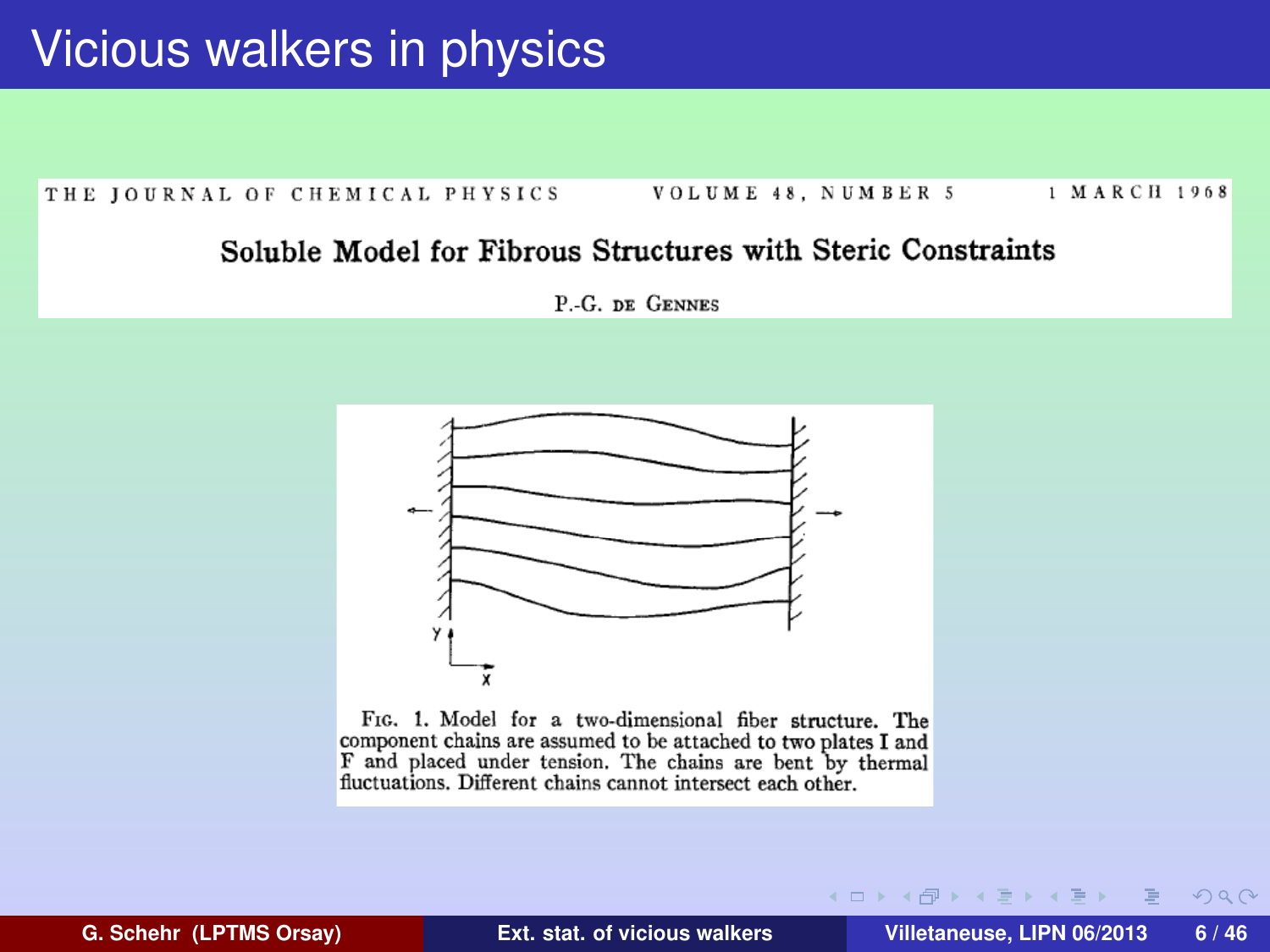# Vicious walkers in physics

THE JOURNAL OF CHEMICAL PHYSICS VOLUME 48, NUMBER 5 1 MARCH 1968

## Soluble Model for Fibrous Structures with Steric Constraints

P.-G. de Gennes

FIG. 1. Model for a two-dimensional fiber structure. The component chains are assumed to be attached to two plates I and F and placed under tension. The chains are bent by thermal fluctuations. Different chains cannot intersect each other.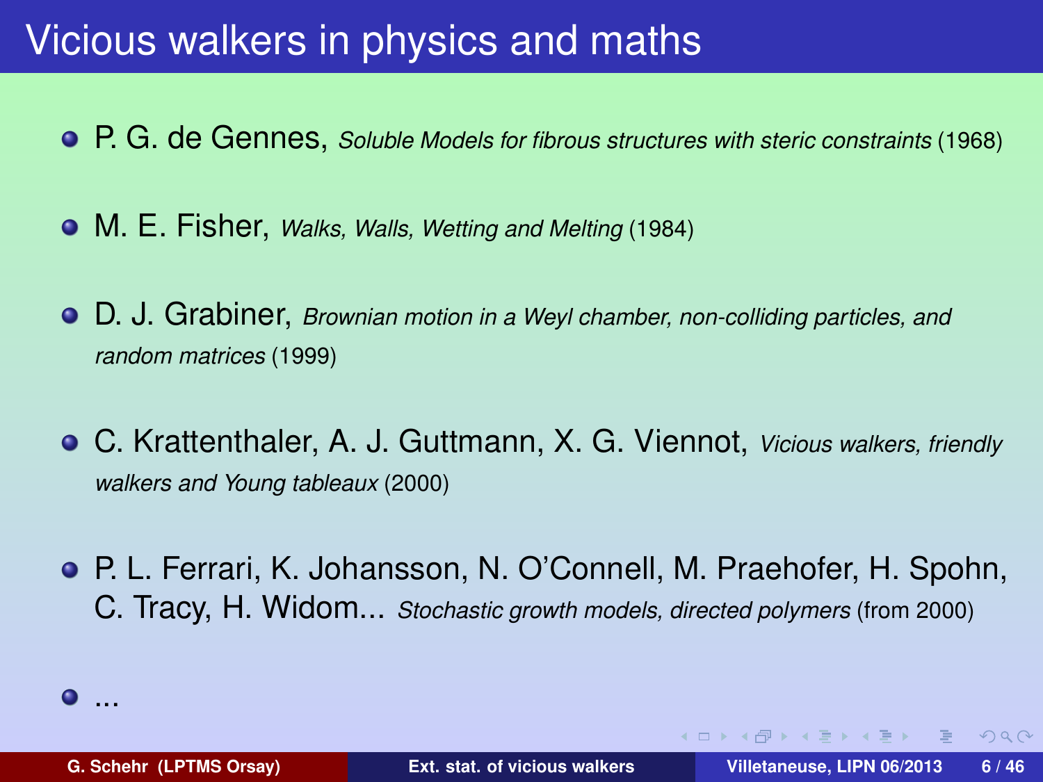# Vicious walkers in physics and maths

- P. G. de Gennes, *Soluble Models for fibrous structures with steric constraints* (1968)
- M. E. Fisher, *Walks, Walls, Wetting and Melting* (1984)
- D. J. Grabiner, *Brownian motion in a Weyl chamber, non-colliding particles, and random matrices* (1999)
- C. Krattenthaler, A. J. Guttmann, X. G. Viennot, *Vicious walkers, friendly walkers and Young tableaux* (2000)
- P. L. Ferrari, K. Johansson, N. O'Connell, M. Praehofer, H. Spohn, C. Tracy, H. Widom... *Stochastic growth models, directed polymers* (from 2000)
- ...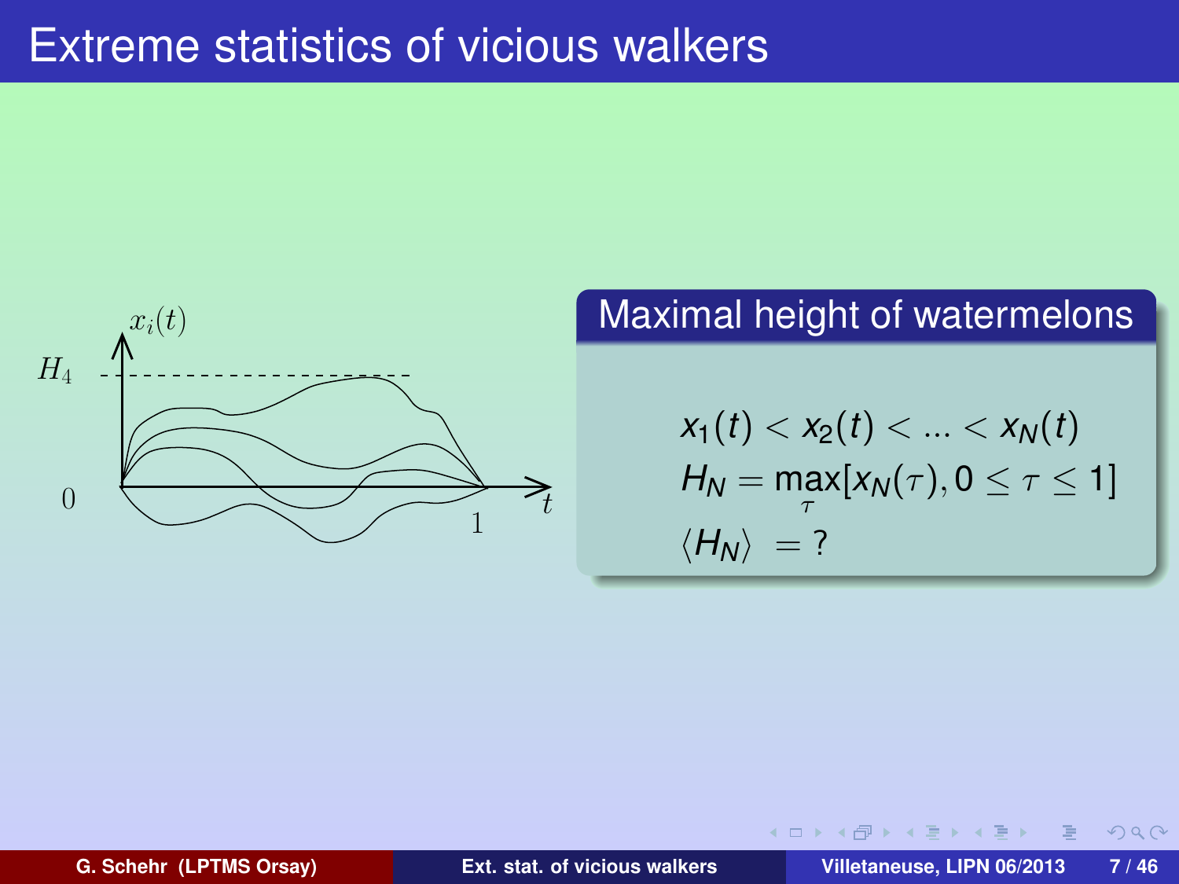# Extreme statistics of vicious walkers

## Maximal height of watermelons

$$x_1(t) < x_2(t) < ... < x_N(t)$$

$$H_N = \max_{\tau}[x_N(\tau), 0 \leq \tau \leq 1]$$

$$\langle H_N \rangle = ?$$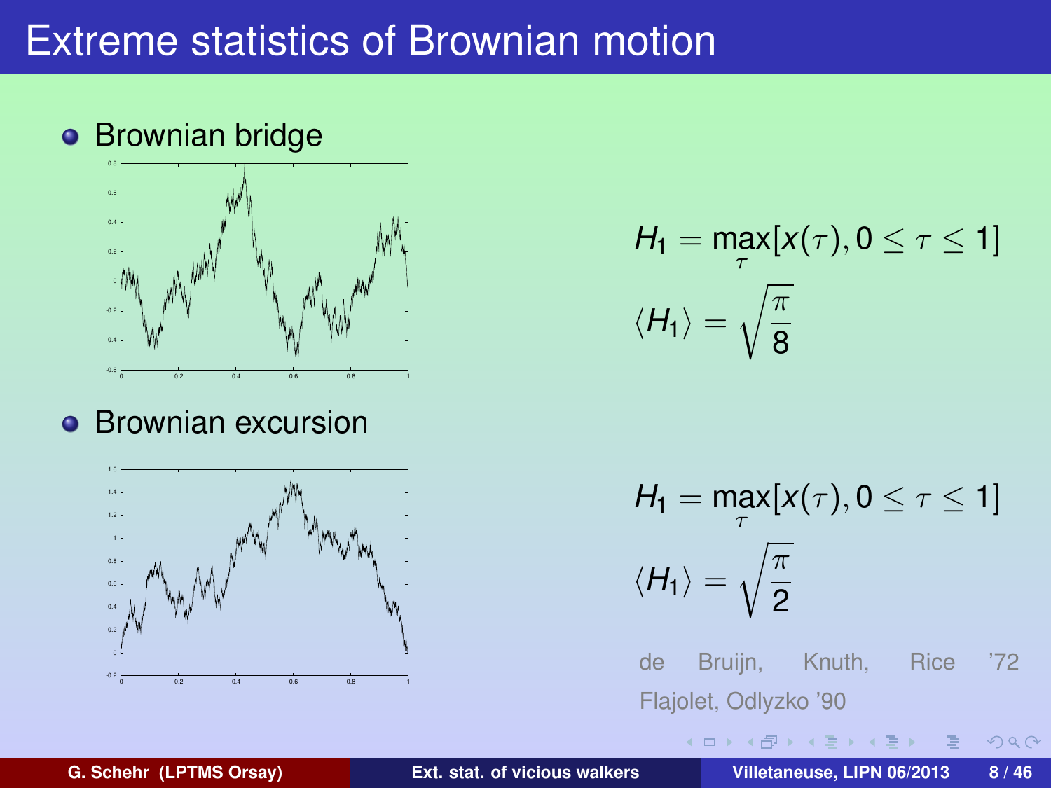# Extreme statistics of Brownian motion

- Brownian bridge

$$H_1 = \max_{\tau}[x(\tau), 0 \leq \tau \leq 1]$$

$$\langle H_1 \rangle = \sqrt{\frac{\pi}{8}}$$

- Brownian excursion

$$H_1 = \max_{\tau}[x(\tau), 0 \leq \tau \leq 1]$$

$$\langle H_1 \rangle = \sqrt{\frac{\pi}{2}}$$

de Bruijn, Knuth, Rice '72
Flajolet, Odlyzko '90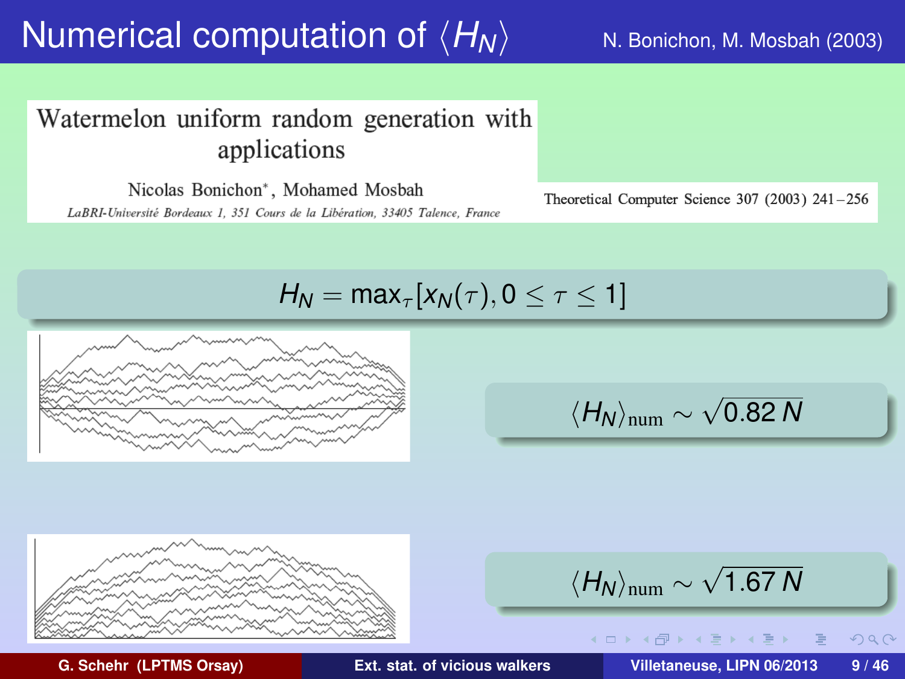# Numerical computation of $\langle H_N \rangle$

N. Bonichon, M. Mosbah (2003)

**Watermelon uniform random generation with applications**

Nicolas Bonichon*, Mohamed Mosbah

*LaBRI-Université Bordeaux 1, 351 Cours de la Libération, 33405 Talence, France*

Theoretical Computer Science 307 (2003) 241–256

$$H_N = \max_\tau [x_N(\tau), 0 \leq \tau \leq 1]$$

$$\langle H_N \rangle_{\text{num}} \sim \sqrt{0.82\, N}$$

$$\langle H_N \rangle_{\text{num}} \sim \sqrt{1.67\, N}$$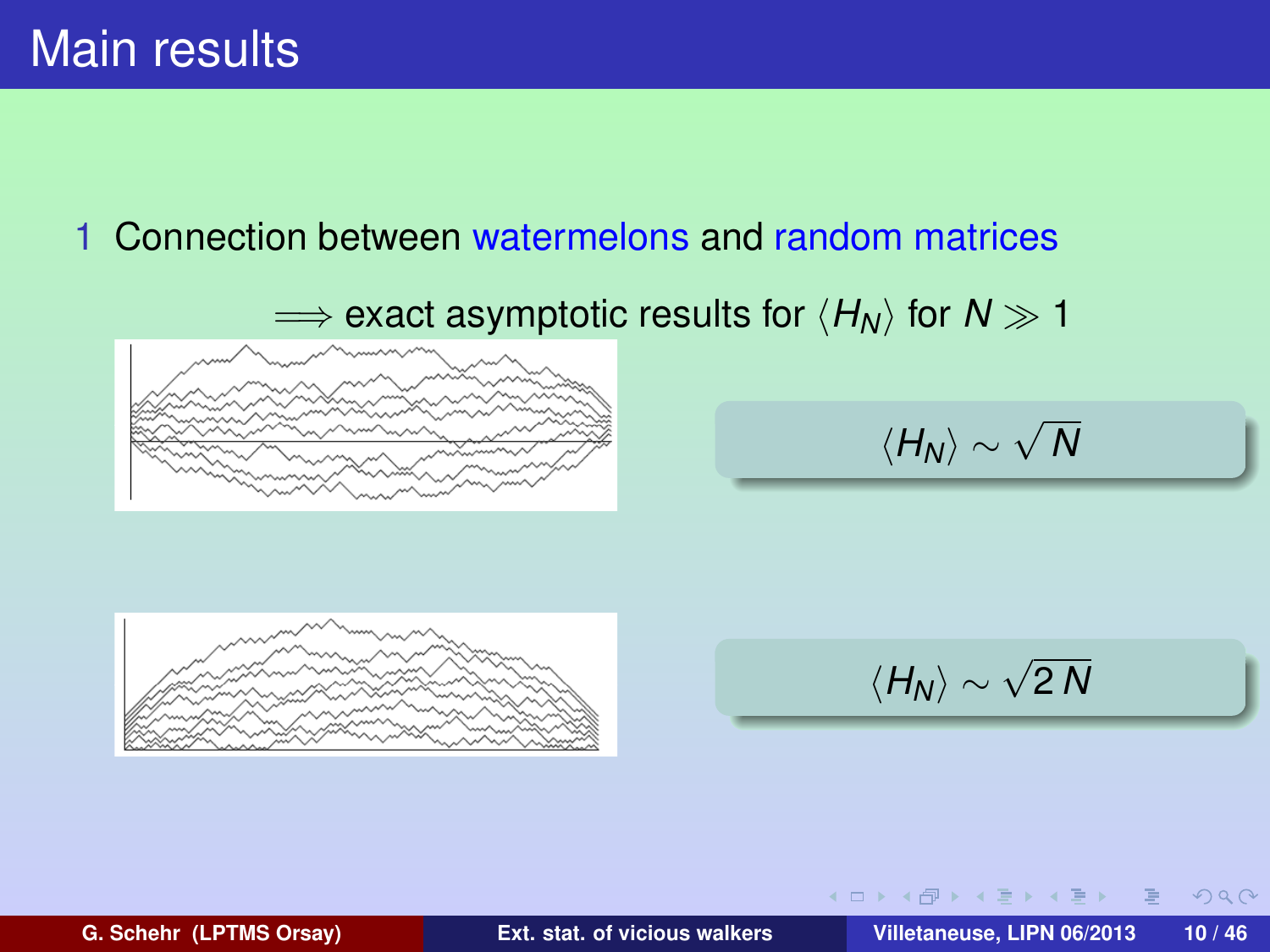# Main results

1. Connection between watermelons and random matrices

$\Longrightarrow$ exact asymptotic results for $\langle H_N \rangle$ for $N \gg 1$

$$\langle H_N \rangle \sim \sqrt{N}$$

$$\langle H_N \rangle \sim \sqrt{2\,N}$$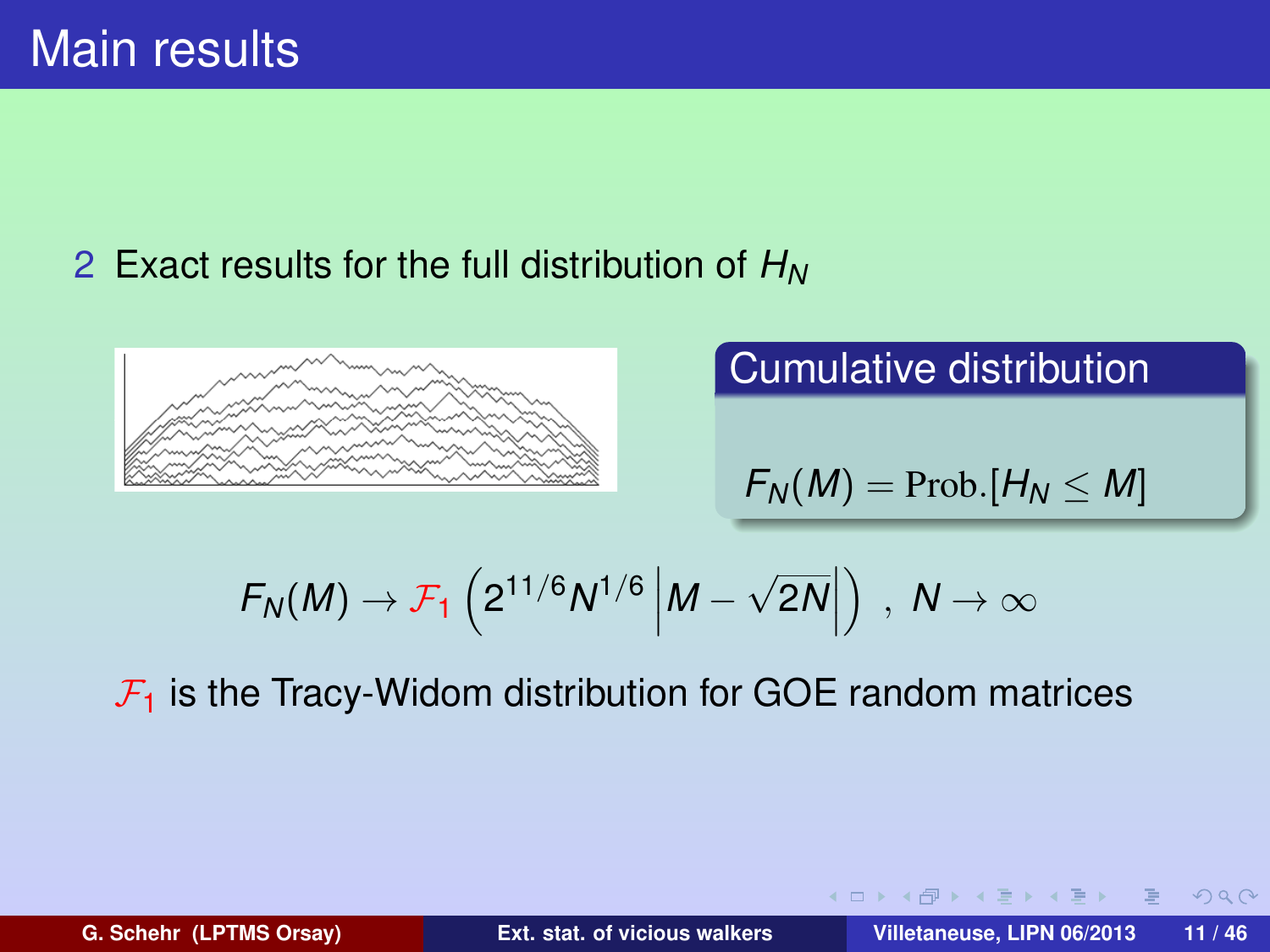# Main results

2. Exact results for the full distribution of $H_N$

**Cumulative distribution**

$$F_N(M) = \text{Prob.}[H_N \le M]$$

$$F_N(M) \to \mathcal{F}_1\left(2^{11/6} N^{1/6} \left| M - \sqrt{2N} \right| \right) \; , \; N \to \infty$$

$\mathcal{F}_1$ is the Tracy-Widom distribution for GOE random matrices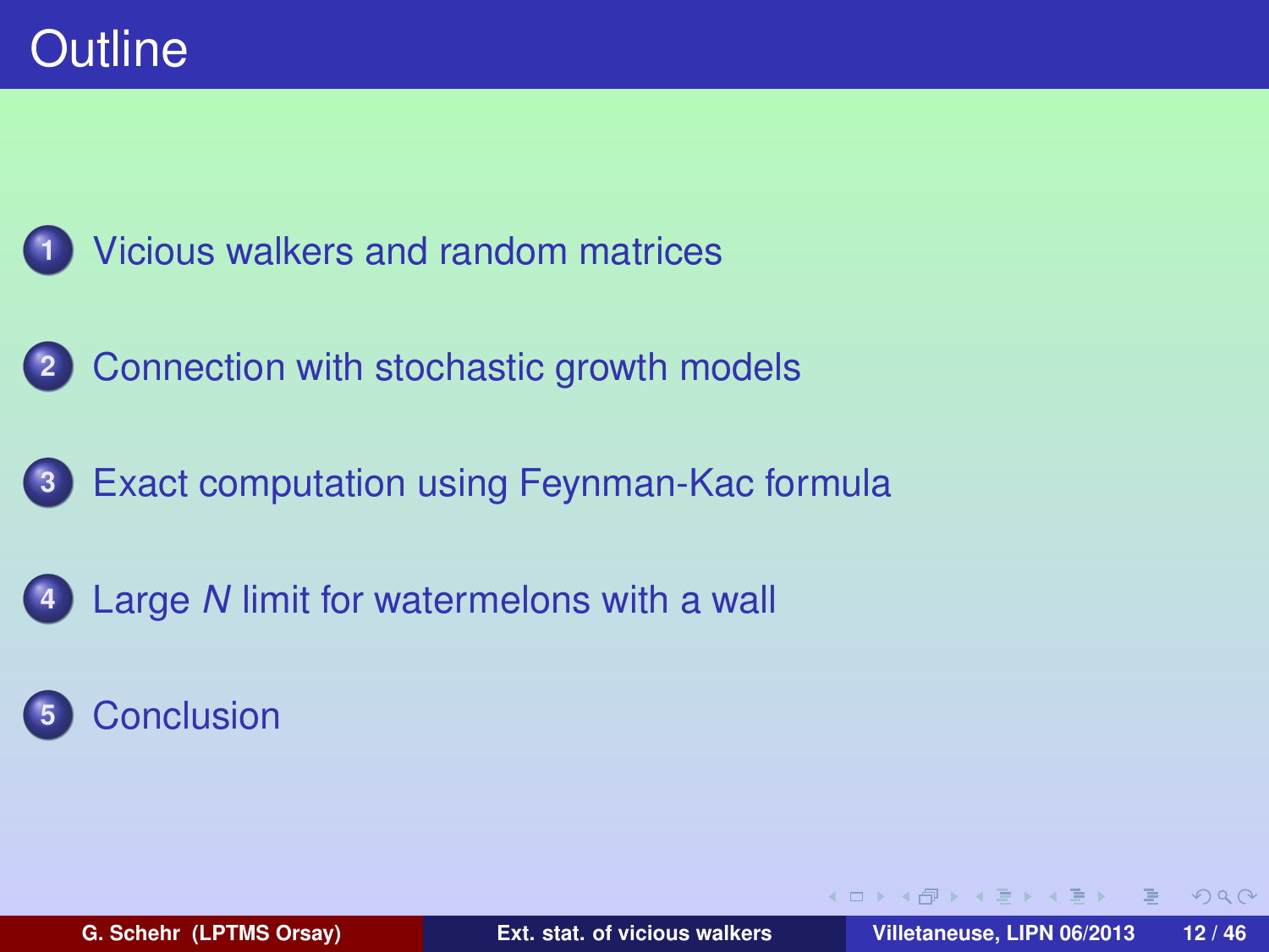# Outline

1. Vicious walkers and random matrices
2. Connection with stochastic growth models
3. Exact computation using Feynman-Kac formula
4. Large $N$ limit for watermelons with a wall
5. Conclusion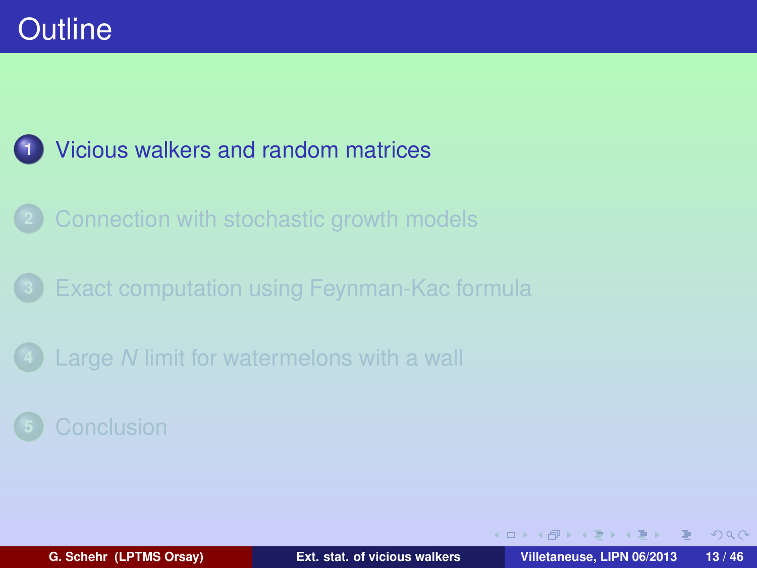# Outline

1. Vicious walkers and random matrices
2. Connection with stochastic growth models
3. Exact computation using Feynman-Kac formula
4. Large $N$ limit for watermelons with a wall
5. Conclusion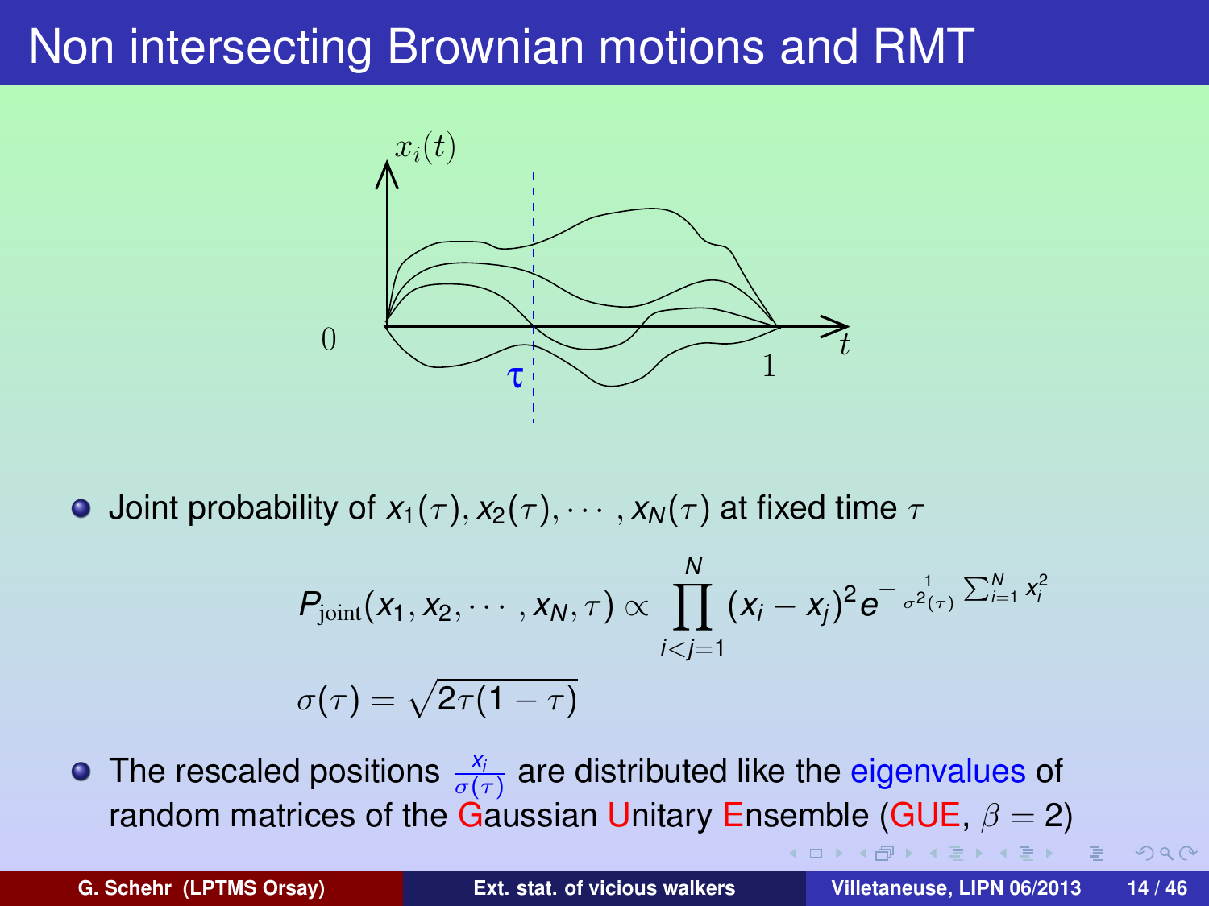# Non intersecting Brownian motions and RMT

- Joint probability of $x_1(\tau), x_2(\tau), \cdots, x_N(\tau)$ at fixed time $\tau$

$$P_{\rm joint}(x_1, x_2, \cdots, x_N, \tau) \propto \prod_{i<j=1}^{N} (x_i - x_j)^2 e^{-\frac{1}{\sigma^2(\tau)} \sum_{i=1}^{N} x_i^2}$$

$$\sigma(\tau) = \sqrt{2\tau(1-\tau)}$$

- The rescaled positions $\frac{x_i}{\sigma(\tau)}$ are distributed like the eigenvalues of random matrices of the Gaussian Unitary Ensemble (GUE, $\beta = 2$)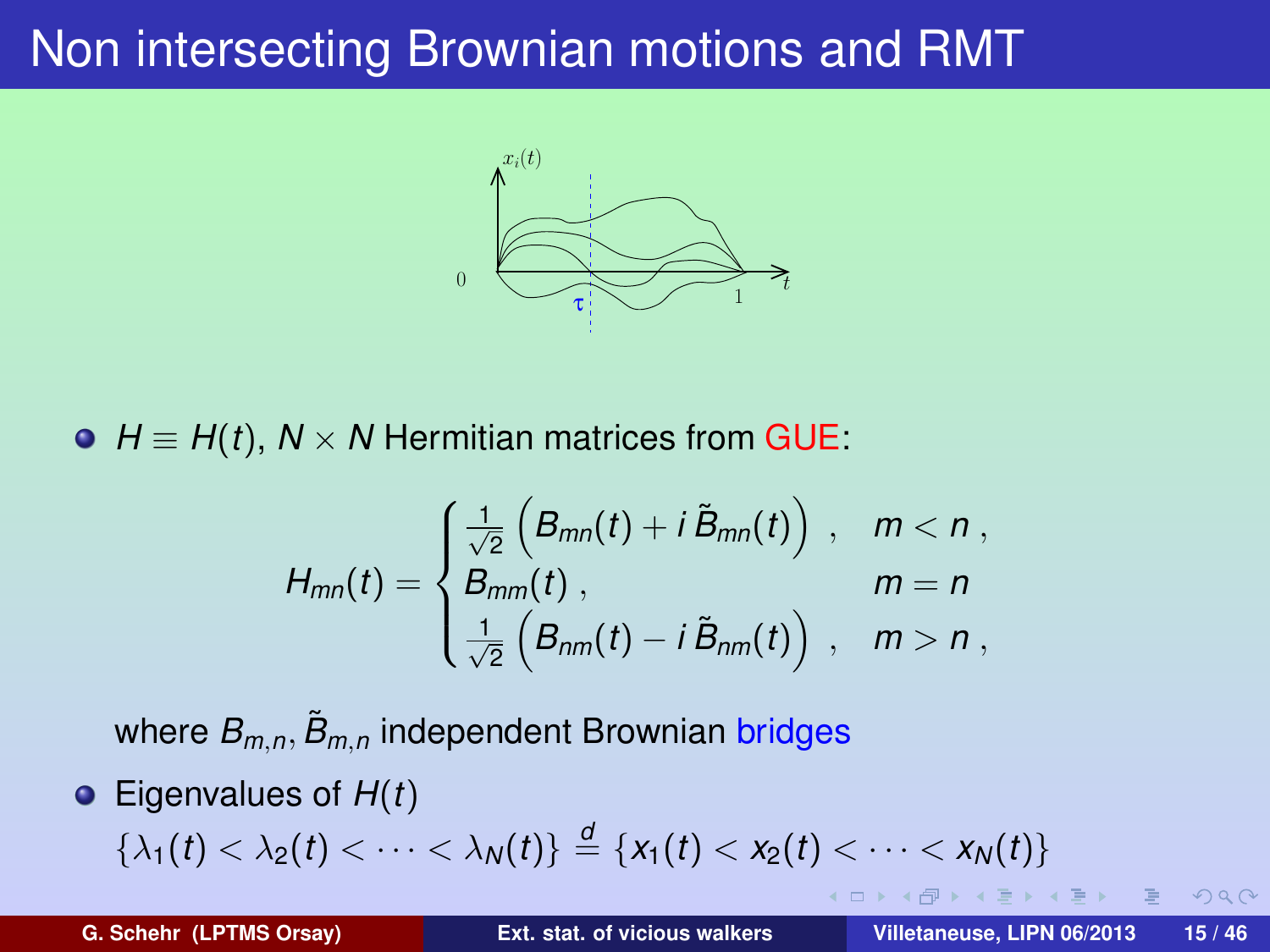# Non intersecting Brownian motions and RMT

- $H \equiv H(t)$, $N \times N$ Hermitian matrices from GUE:

$$H_{mn}(t) = \begin{cases} \frac{1}{\sqrt{2}}\left(B_{mn}(t) + i\,\tilde{B}_{mn}(t)\right) \;, & m < n \;, \\ B_{mm}(t) \;, & m = n \\ \frac{1}{\sqrt{2}}\left(B_{nm}(t) - i\,\tilde{B}_{nm}(t)\right) \;, & m > n \;, \end{cases}$$

  where $B_{m,n}, \tilde{B}_{m,n}$ independent Brownian bridges

- Eigenvalues of $H(t)$
  $\{\lambda_1(t) < \lambda_2(t) < \cdots < \lambda_N(t)\} \stackrel{d}{=} \{x_1(t) < x_2(t) < \cdots < x_N(t)\}$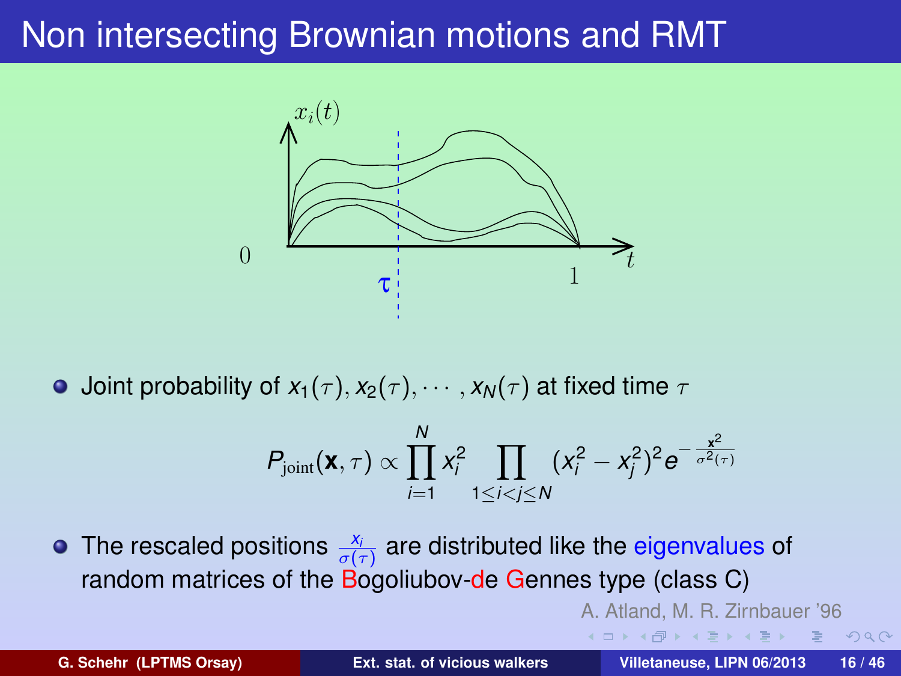# Non intersecting Brownian motions and RMT

- Joint probability of $x_1(\tau), x_2(\tau), \cdots, x_N(\tau)$ at fixed time $\tau$

$$P_{\rm joint}(\mathbf{x}, \tau) \propto \prod_{i=1}^{N} x_i^2 \prod_{1 \leq i < j \leq N} (x_i^2 - x_j^2)^2 e^{-\frac{\mathbf{x}^2}{\sigma^2(\tau)}}$$

- The rescaled positions $\frac{x_i}{\sigma(\tau)}$ are distributed like the eigenvalues of random matrices of the Bogoliubov-de Gennes type (class C)

A. Atland, M. R. Zirnbauer '96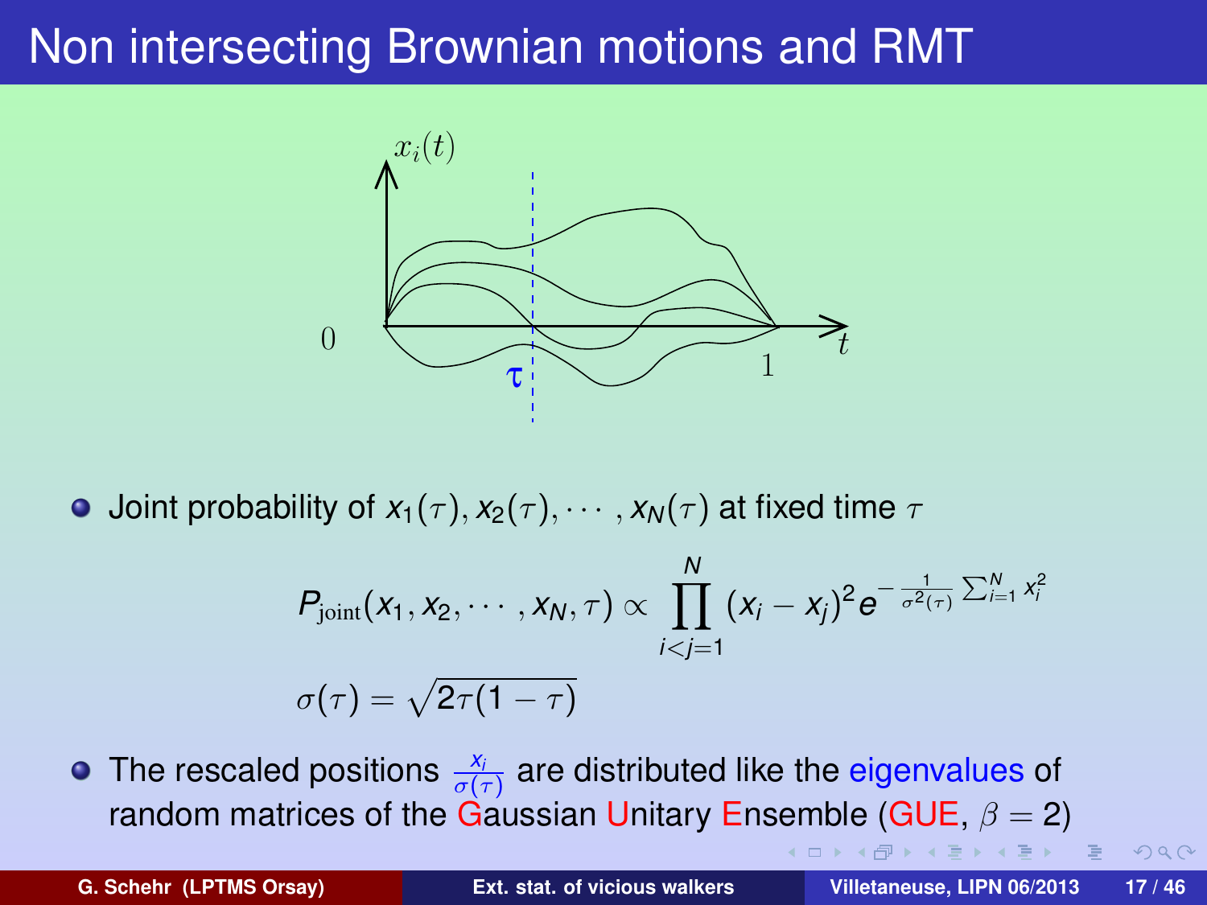# Non intersecting Brownian motions and RMT

- Joint probability of $x_1(\tau), x_2(\tau), \cdots, x_N(\tau)$ at fixed time $\tau$

$$P_{\text{joint}}(x_1, x_2, \cdots, x_N, \tau) \propto \prod_{i<j=1}^{N} (x_i - x_j)^2 e^{-\frac{1}{\sigma^2(\tau)} \sum_{i=1}^N x_i^2}$$

$$\sigma(\tau) = \sqrt{2\tau(1-\tau)}$$

- The rescaled positions $\frac{x_i}{\sigma(\tau)}$ are distributed like the eigenvalues of random matrices of the Gaussian Unitary Ensemble (GUE, $\beta = 2$)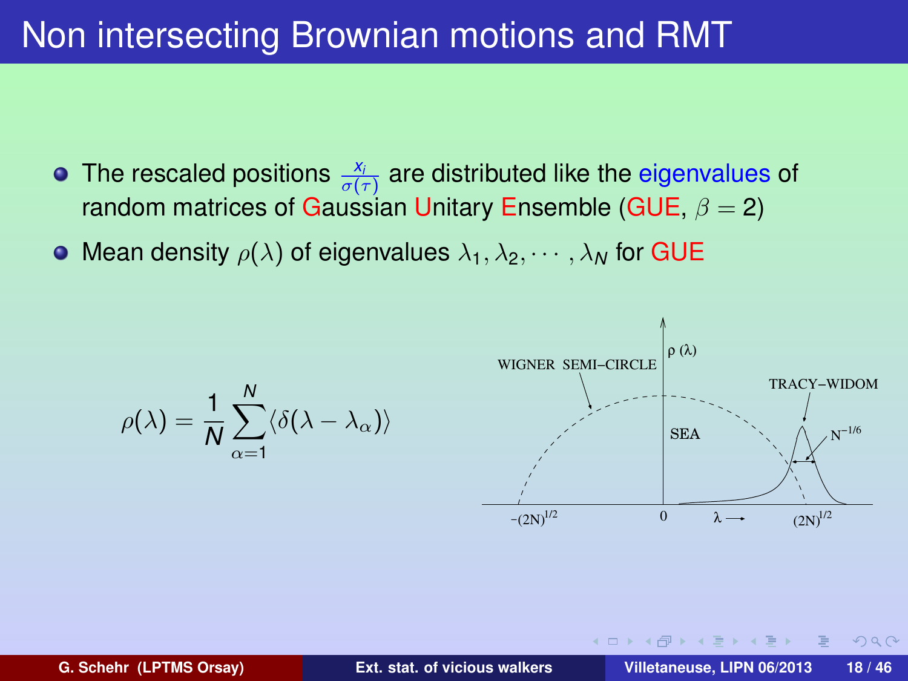# Non intersecting Brownian motions and RMT

- The rescaled positions $\frac{x_i}{\sigma(\tau)}$ are distributed like the eigenvalues of random matrices of Gaussian Unitary Ensemble (GUE, $\beta = 2$)
- Mean density $\rho(\lambda)$ of eigenvalues $\lambda_1, \lambda_2, \cdots, \lambda_N$ for GUE

$$\rho(\lambda) = \frac{1}{N} \sum_{\alpha=1}^{N} \langle \delta(\lambda - \lambda_\alpha) \rangle$$

WIGNER SEMI–CIRCLE

TRACY–WIDOM

SEA

$N^{-1/6}$

$\rho(\lambda)$

$-(2N)^{1/2}$ &nbsp; $0$ &nbsp; $\lambda \longrightarrow$ &nbsp; $(2N)^{1/2}$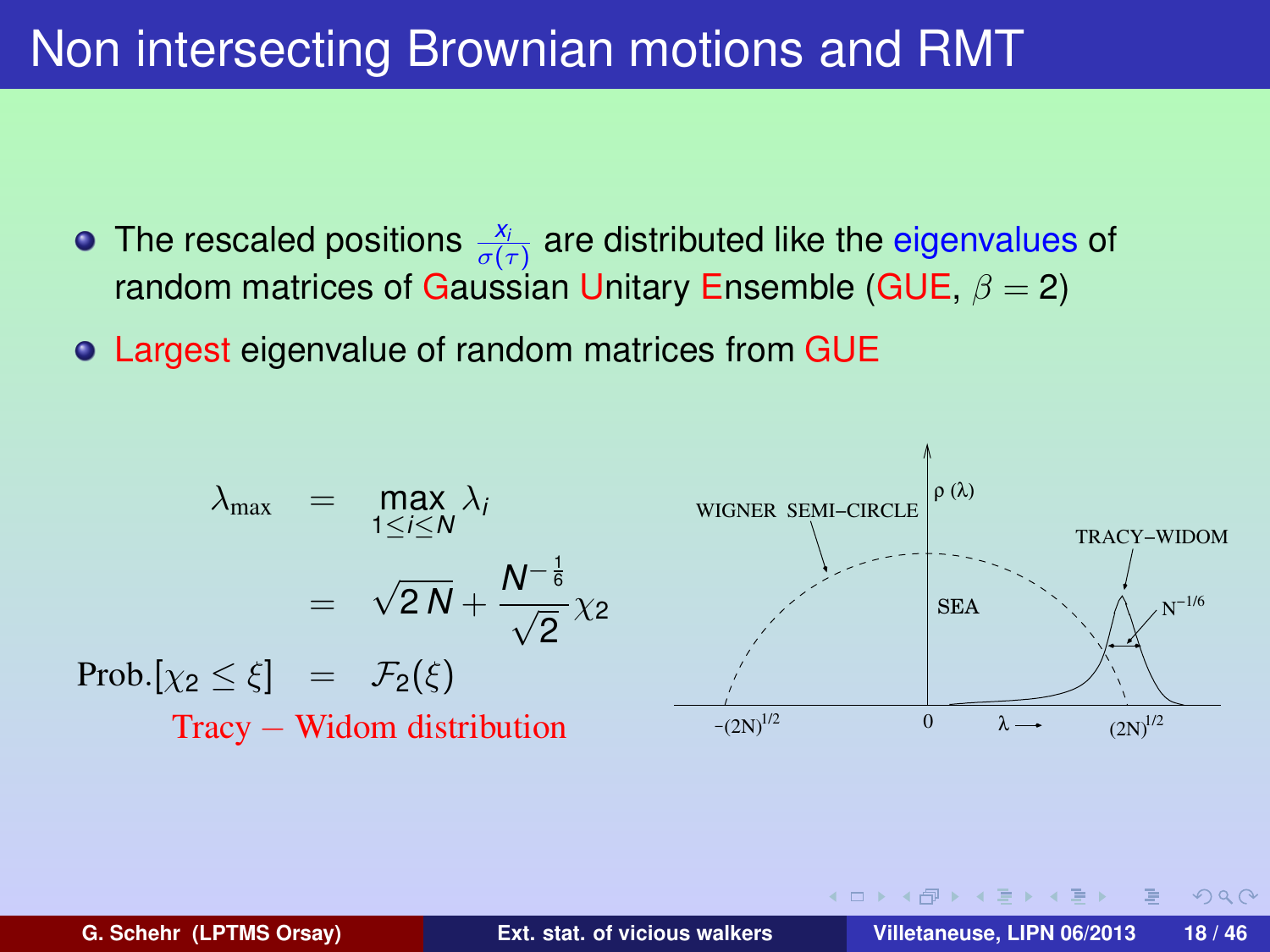# Non intersecting Brownian motions and RMT

- The rescaled positions $\frac{x_i}{\sigma(\tau)}$ are distributed like the eigenvalues of random matrices of Gaussian Unitary Ensemble (GUE, $\beta = 2$)
- Largest eigenvalue of random matrices from GUE

$$
\begin{aligned}
\lambda_{\max} &= \max_{1 \leq i \leq N} \lambda_i \\
&= \sqrt{2\,N} + \frac{N^{-\frac{1}{6}}}{\sqrt{2}} \chi_2 \\
\text{Prob.}[\chi_2 \leq \xi] &= \mathcal{F}_2(\xi)
\end{aligned}
$$

Tracy – Widom distribution

WIGNER SEMI–CIRCLE

$\rho(\lambda)$

TRACY–WIDOM

SEA

$N^{-1/6}$

$-(2N)^{1/2}$ &emsp; $0$ &emsp; $\lambda \longrightarrow$ &emsp; $(2N)^{1/2}$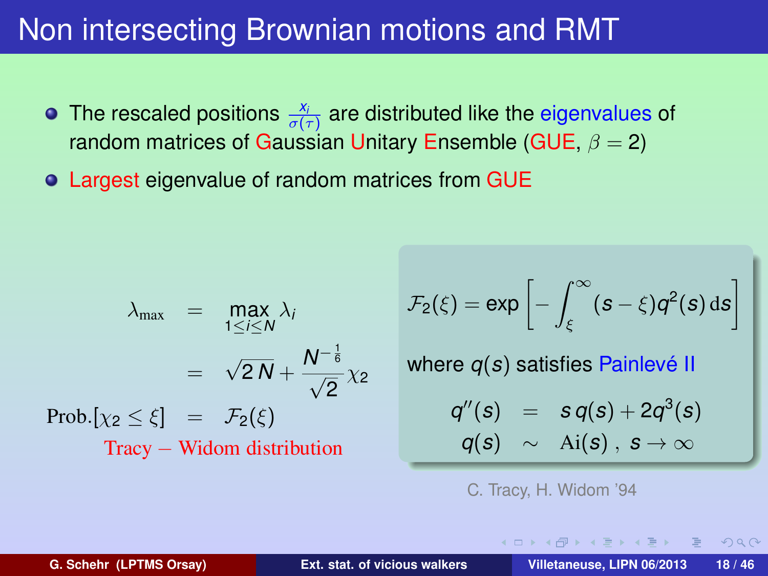# Non intersecting Brownian motions and RMT

- The rescaled positions $\frac{x_i}{\sigma(\tau)}$ are distributed like the eigenvalues of random matrices of Gaussian Unitary Ensemble (GUE, $\beta = 2$)
- Largest eigenvalue of random matrices from GUE

$$
\begin{aligned}
\lambda_{\max} &= \max_{1 \leq i \leq N} \lambda_i \\
&= \sqrt{2\,N} + \frac{N^{-\frac{1}{6}}}{\sqrt{2}} \chi_2 \\
\text{Prob.}[\chi_2 \leq \xi] &= \mathcal{F}_2(\xi)
\end{aligned}
$$

Tracy – Widom distribution

$$
\mathcal{F}_2(\xi) = \exp\left[ -\int_{\xi}^{\infty} (s - \xi) q^2(s)\, \mathrm{d}s \right]
$$

where $q(s)$ satisfies Painlevé II

$$
\begin{aligned}
q''(s) &= s\,q(s) + 2q^3(s) \\
q(s) &\sim \mathrm{Ai}(s)\,,\ s \to \infty
\end{aligned}
$$

C. Tracy, H. Widom '94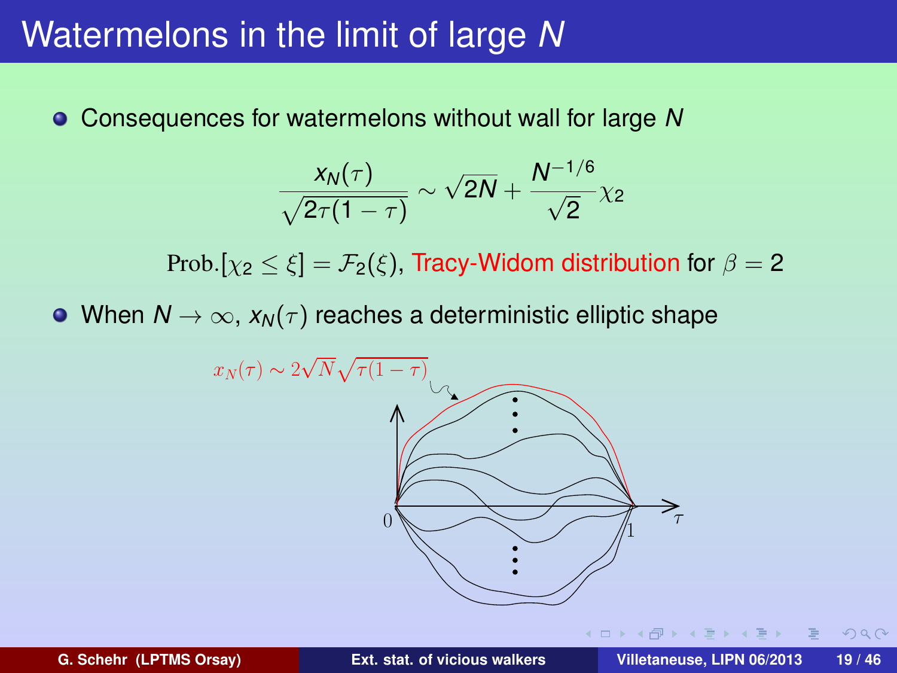# Watermelons in the limit of large $N$

- Consequences for watermelons without wall for large $N$

$$\frac{x_N(\tau)}{\sqrt{2\tau(1-\tau)}} \sim \sqrt{2N} + \frac{N^{-1/6}}{\sqrt{2}}\chi_2$$

$$\text{Prob.}[\chi_2 \leq \xi] = \mathcal{F}_2(\xi), \text{ Tracy-Widom distribution for } \beta = 2$$

- When $N \to \infty$, $x_N(\tau)$ reaches a deterministic elliptic shape

$x_N(\tau) \sim 2\sqrt{N}\sqrt{\tau(1-\tau)}$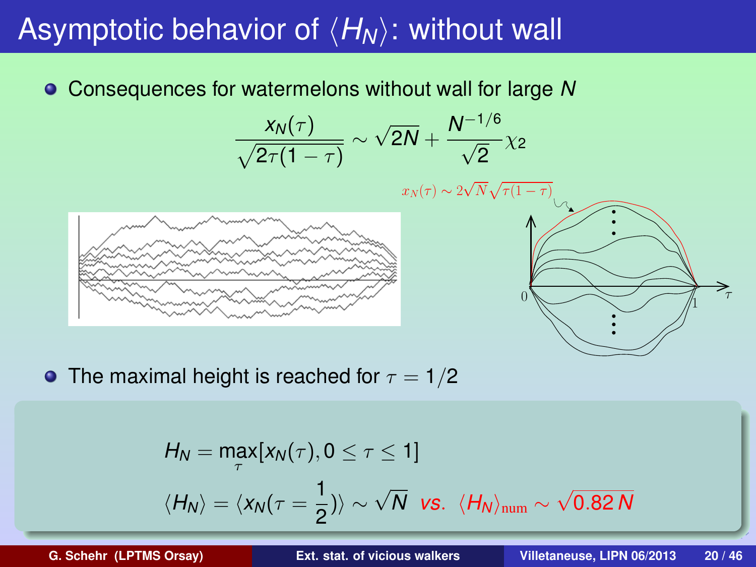# Asymptotic behavior of $\langle H_N \rangle$: without wall

- Consequences for watermelons without wall for large $N$

$$\frac{x_N(\tau)}{\sqrt{2\tau(1-\tau)}} \sim \sqrt{2N} + \frac{N^{-1/6}}{\sqrt{2}}\chi_2$$

$x_N(\tau) \sim 2\sqrt{N}\sqrt{\tau(1-\tau)}$

- The maximal height is reached for $\tau = 1/2$

$$H_N = \max_{\tau}[x_N(\tau), 0 \leq \tau \leq 1]$$

$$\langle H_N \rangle = \langle x_N(\tau = \frac{1}{2}) \rangle \sim \sqrt{N} \;\; \textit{vs.} \;\; \langle H_N \rangle_{\rm num} \sim \sqrt{0.82\, N}$$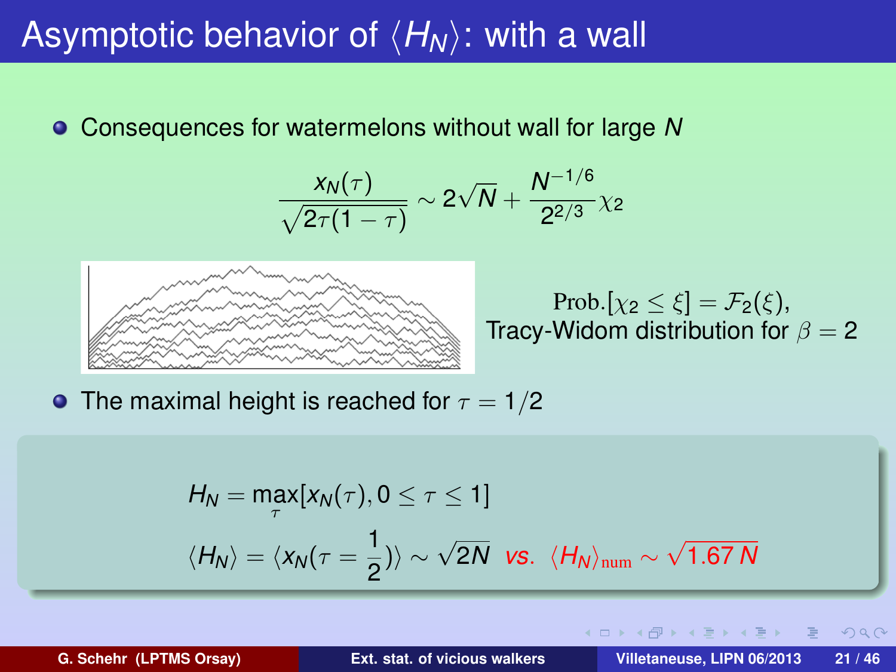# Asymptotic behavior of $\langle H_N \rangle$: with a wall

- Consequences for watermelons without wall for large $N$

$$\frac{x_N(\tau)}{\sqrt{2\tau(1-\tau)}} \sim 2\sqrt{N} + \frac{N^{-1/6}}{2^{2/3}} \chi_2$$

$$\text{Prob.}[\chi_2 \leq \xi] = \mathcal{F}_2(\xi),$$

Tracy-Widom distribution for $\beta = 2$

- The maximal height is reached for $\tau = 1/2$

$$H_N = \max_\tau [x_N(\tau), 0 \leq \tau \leq 1]$$

$$\langle H_N \rangle = \langle x_N(\tau = \frac{1}{2}) \rangle \sim \sqrt{2N} \quad \textit{vs.} \quad \langle H_N \rangle_{\text{num}} \sim \sqrt{1.67\, N}$$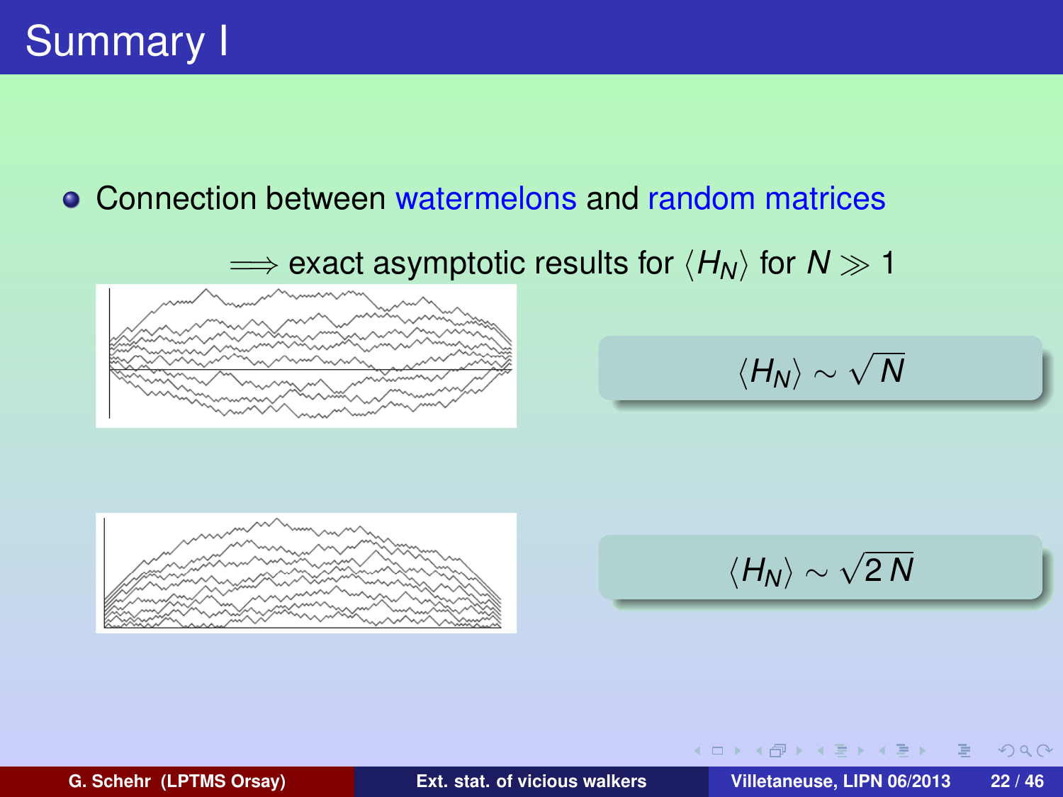# Summary I

- Connection between watermelons and random matrices

$\Longrightarrow$ exact asymptotic results for $\langle H_N \rangle$ for $N \gg 1$

$$\langle H_N \rangle \sim \sqrt{N}$$

$$\langle H_N \rangle \sim \sqrt{2\,N}$$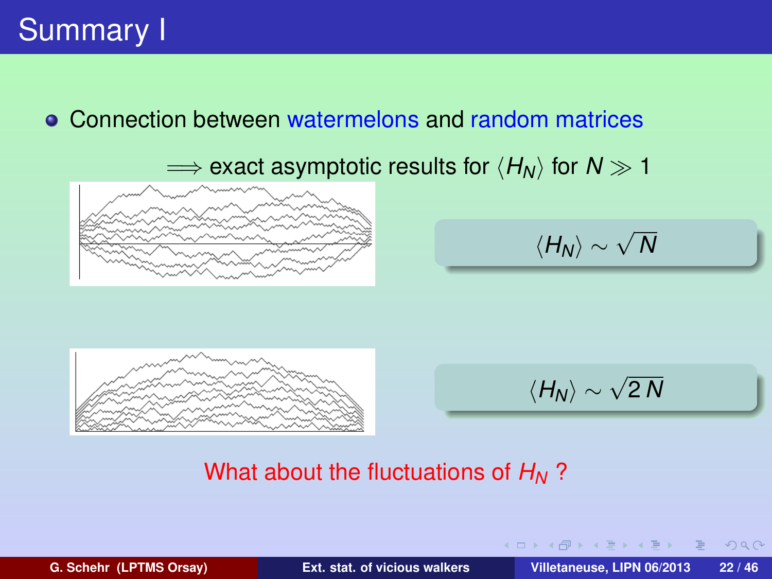# Summary I

- Connection between watermelons and random matrices

$\Longrightarrow$ exact asymptotic results for $\langle H_N \rangle$ for $N \gg 1$

$$\langle H_N \rangle \sim \sqrt{N}$$

$$\langle H_N \rangle \sim \sqrt{2\,N}$$

What about the fluctuations of $H_N$ ?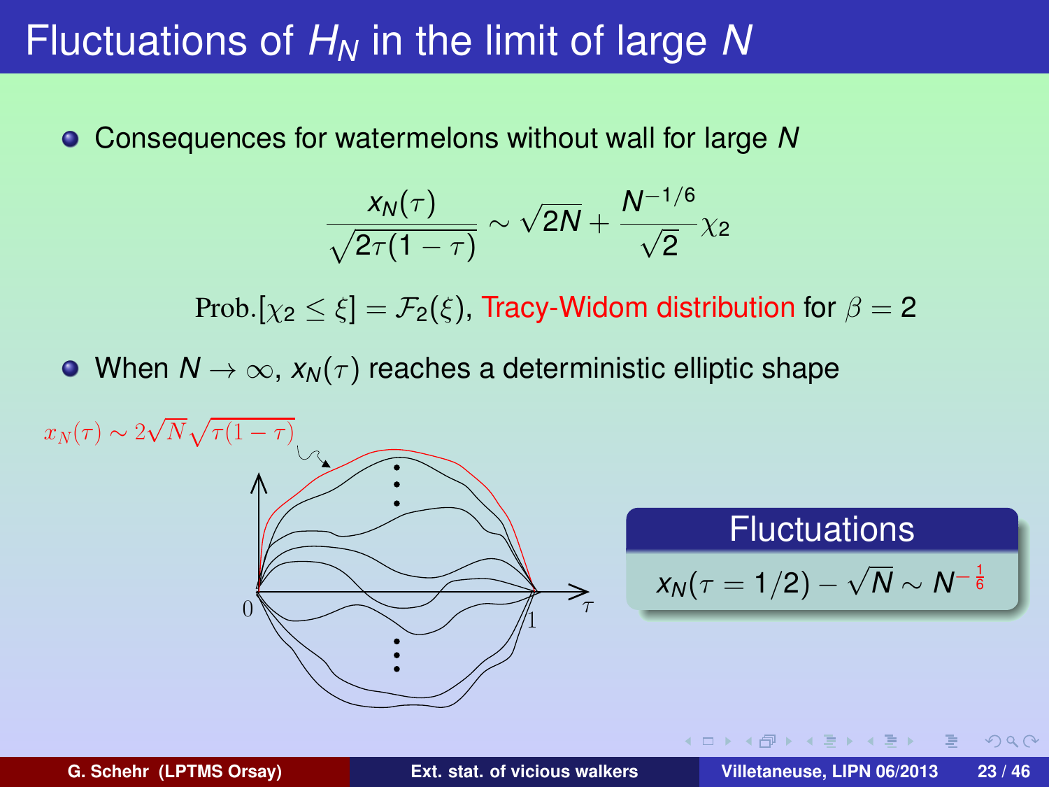# Fluctuations of $H_N$ in the limit of large $N$

- Consequences for watermelons without wall for large $N$

$$\frac{x_N(\tau)}{\sqrt{2\tau(1-\tau)}} \sim \sqrt{2N} + \frac{N^{-1/6}}{\sqrt{2}}\chi_2$$

$$\text{Prob.}[\chi_2 \leq \xi] = \mathcal{F}_2(\xi), \text{ Tracy-Widom distribution for } \beta = 2$$

- When $N \to \infty$, $x_N(\tau)$ reaches a deterministic elliptic shape

$x_N(\tau) \sim 2\sqrt{N}\sqrt{\tau(1-\tau)}$

**Fluctuations**

$$x_N(\tau = 1/2) - \sqrt{N} \sim N^{-\frac{1}{6}}$$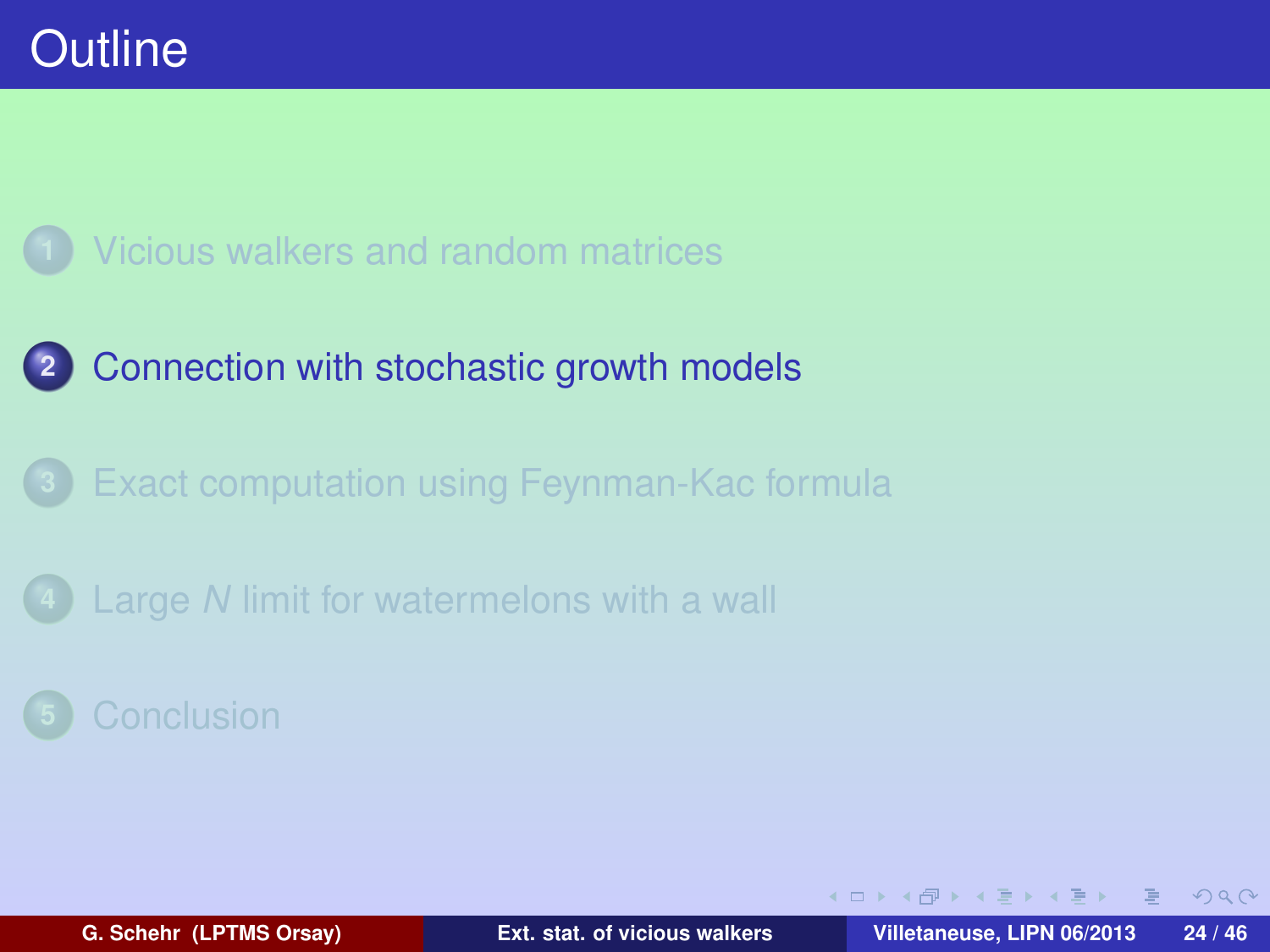# Outline

1. Vicious walkers and random matrices
2. **Connection with stochastic growth models**
3. Exact computation using Feynman-Kac formula
4. Large $N$ limit for watermelons with a wall
5. Conclusion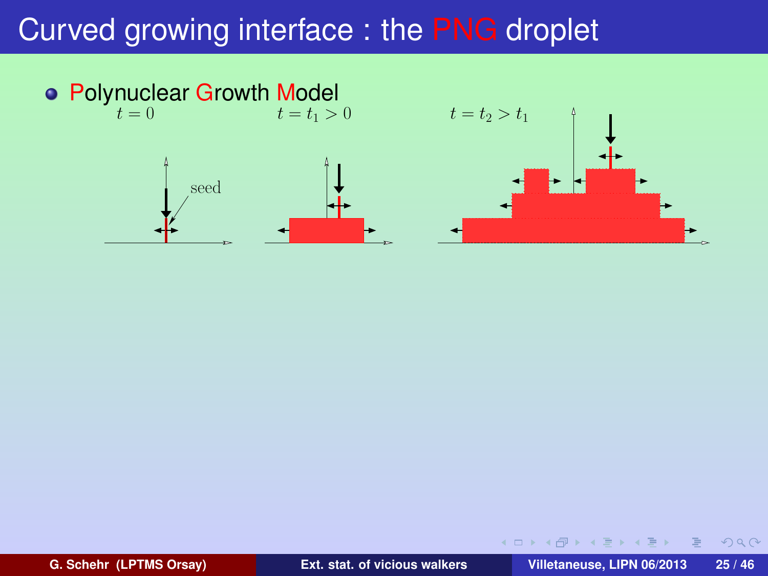# Curved growing interface : the PNG droplet

- Polynuclear Growth Model

$t = 0$ $\quad$ $t = t_1 > 0$ $\quad$ $t = t_2 > t_1$

seed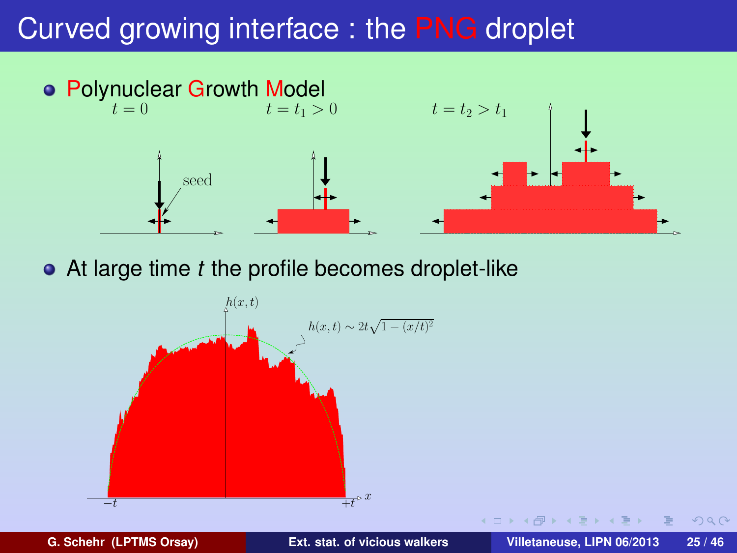# Curved growing interface : the PNG droplet

- **P**olynuclear **G**rowth **M**odel

$t = 0$ $\quad$ $t = t_1 > 0$ $\quad$ $t = t_2 > t_1$

seed

- At large time $t$ the profile becomes droplet-like

$h(x,t)$

$h(x,t) \sim 2t\sqrt{1-(x/t)^2}$

$-t$ $\quad$ $+t$ $\quad$ $x$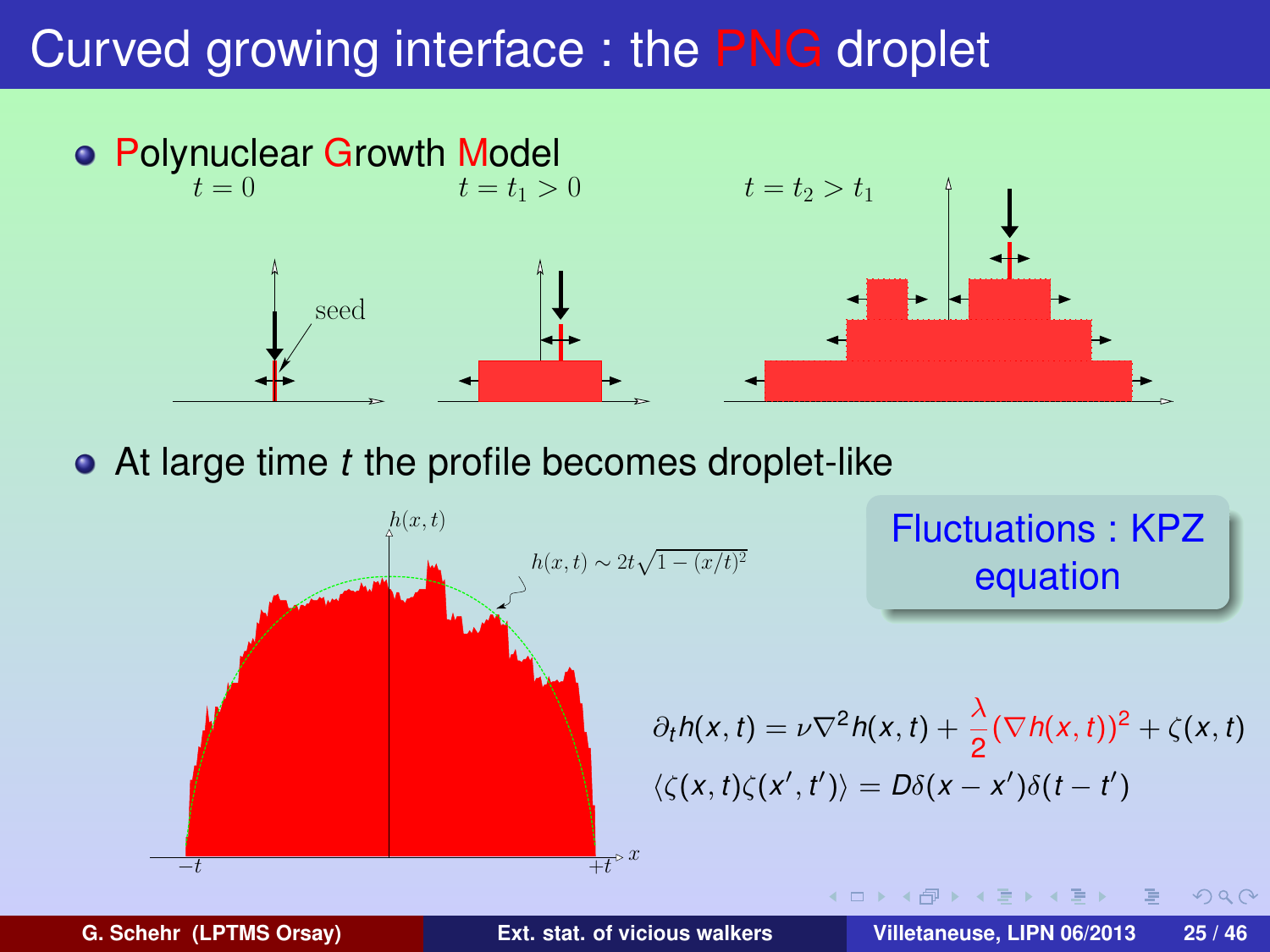# Curved growing interface : the PNG droplet

- Polynuclear Growth Model

$t = 0$ $\quad$ $t = t_1 > 0$ $\quad$ $t = t_2 > t_1$

seed

- At large time $t$ the profile becomes droplet-like

$h(x,t)$

$h(x,t) \sim 2t\sqrt{1-(x/t)^2}$

$-t$ $\quad$ $+t$ $\quad$ $x$

Fluctuations : KPZ equation

$$\partial_t h(x,t) = \nu \nabla^2 h(x,t) + \frac{\lambda}{2}(\nabla h(x,t))^2 + \zeta(x,t)$$

$$\langle \zeta(x,t)\zeta(x',t') \rangle = D\delta(x-x')\delta(t-t')$$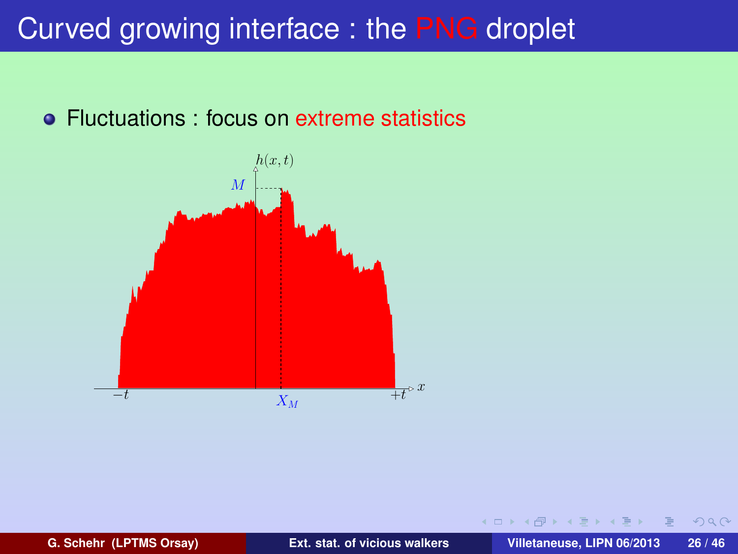# Curved growing interface : the PNG droplet

- Fluctuations : focus on extreme statistics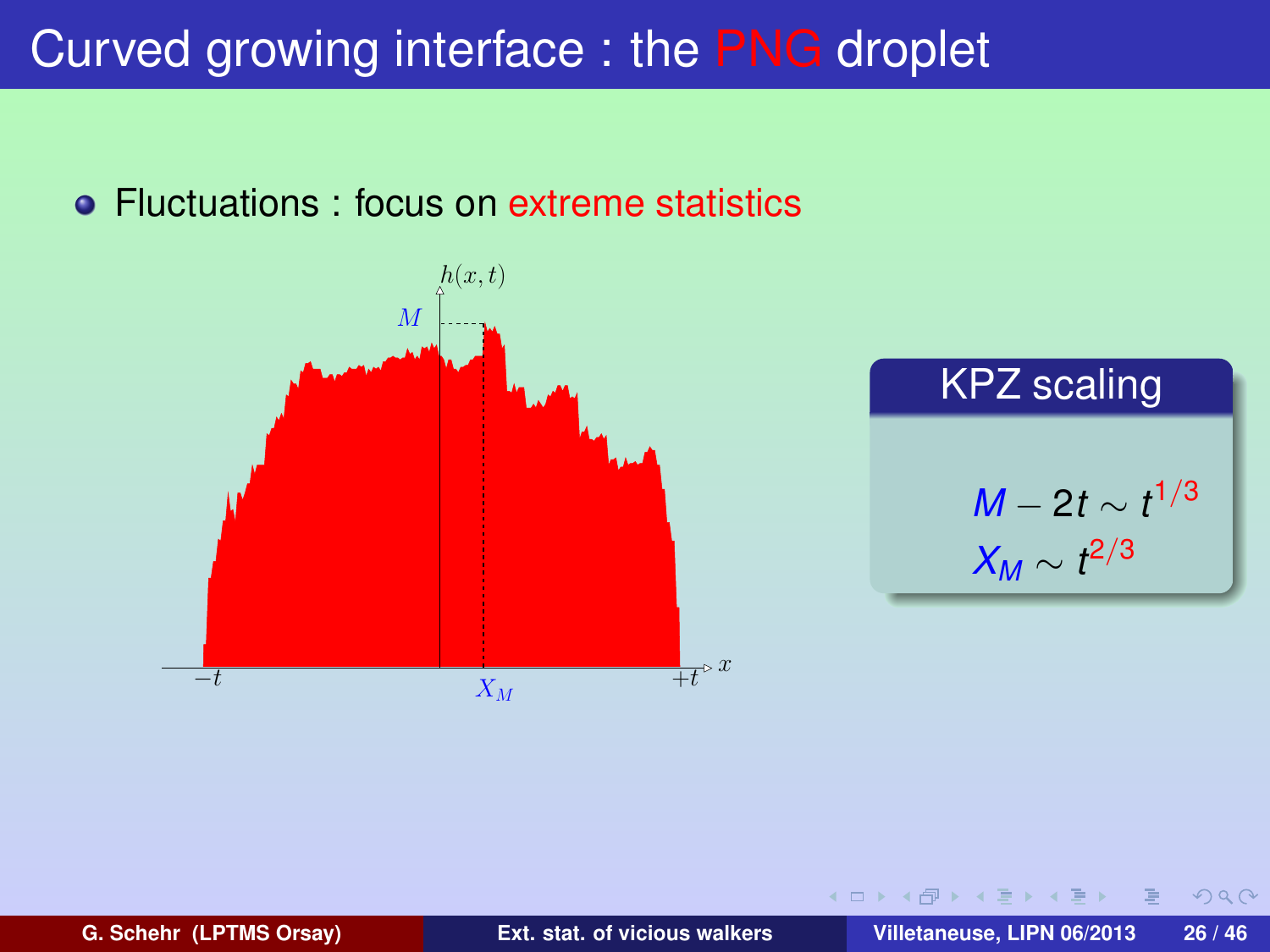# Curved growing interface : the PNG droplet

- Fluctuations : focus on extreme statistics

**KPZ scaling**

$$M - 2t \sim t^{1/3}$$

$$X_M \sim t^{2/3}$$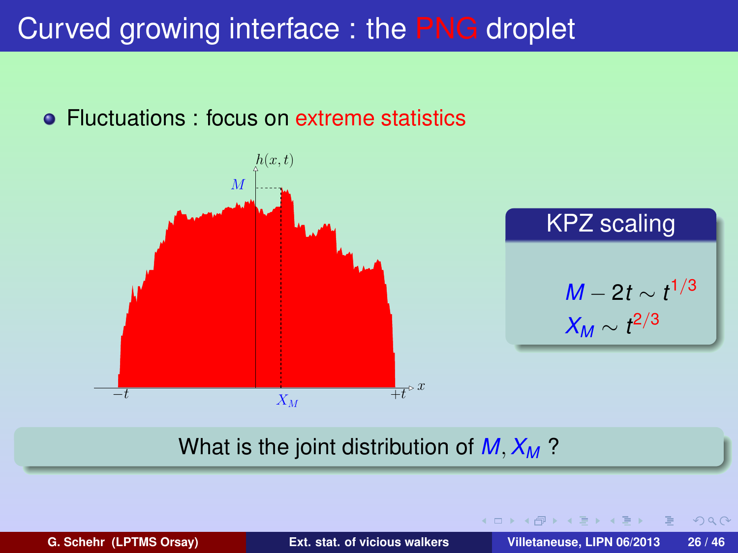# Curved growing interface : the PNG droplet

- Fluctuations : focus on extreme statistics

## KPZ scaling

$$M - 2t \sim t^{1/3}$$
$$X_M \sim t^{2/3}$$

What is the joint distribution of $M, X_M$ ?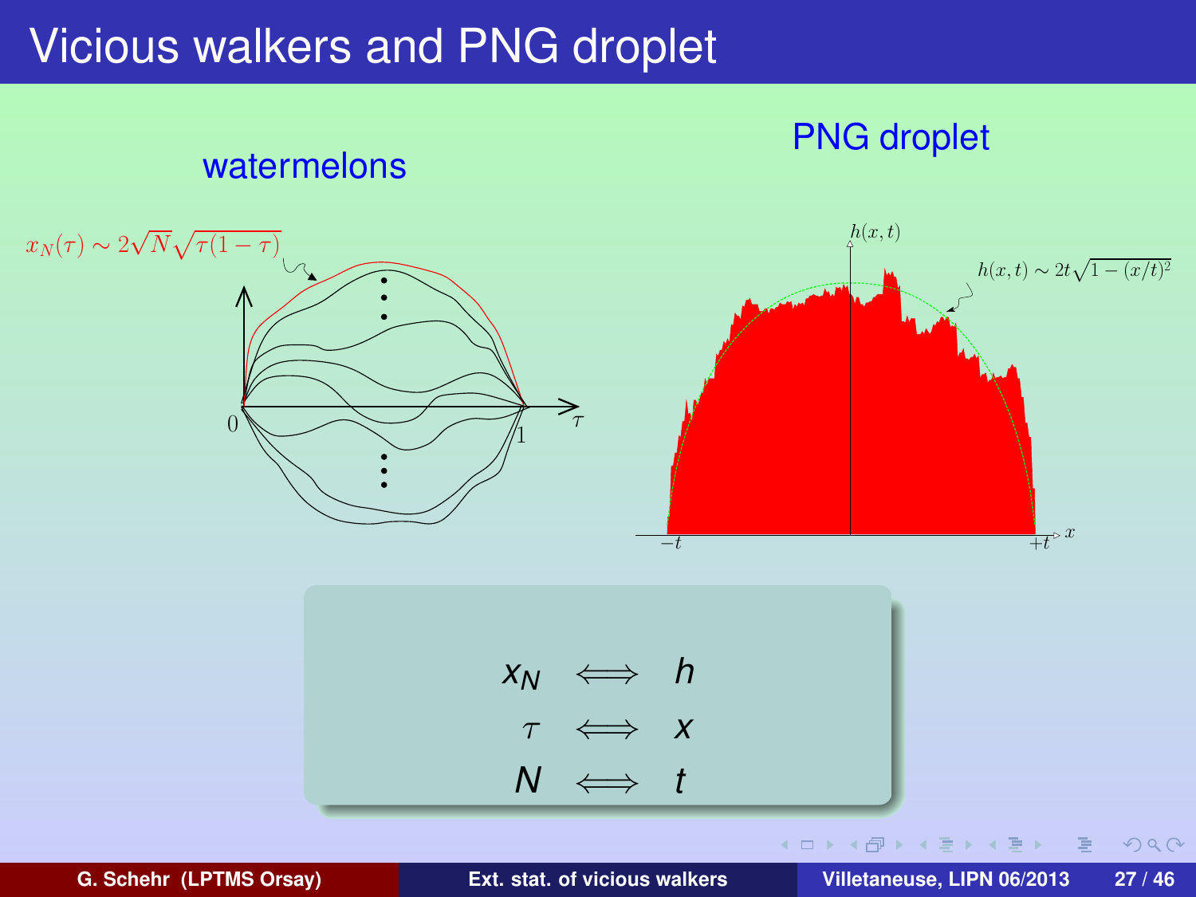# Vicious walkers and PNG droplet

watermelons

$x_N(\tau) \sim 2\sqrt{N}\sqrt{\tau(1-\tau)}$

PNG droplet

$h(x,t) \sim 2t\sqrt{1-(x/t)^2}$

$$x_N \iff h$$

$$\tau \iff x$$

$$N \iff t$$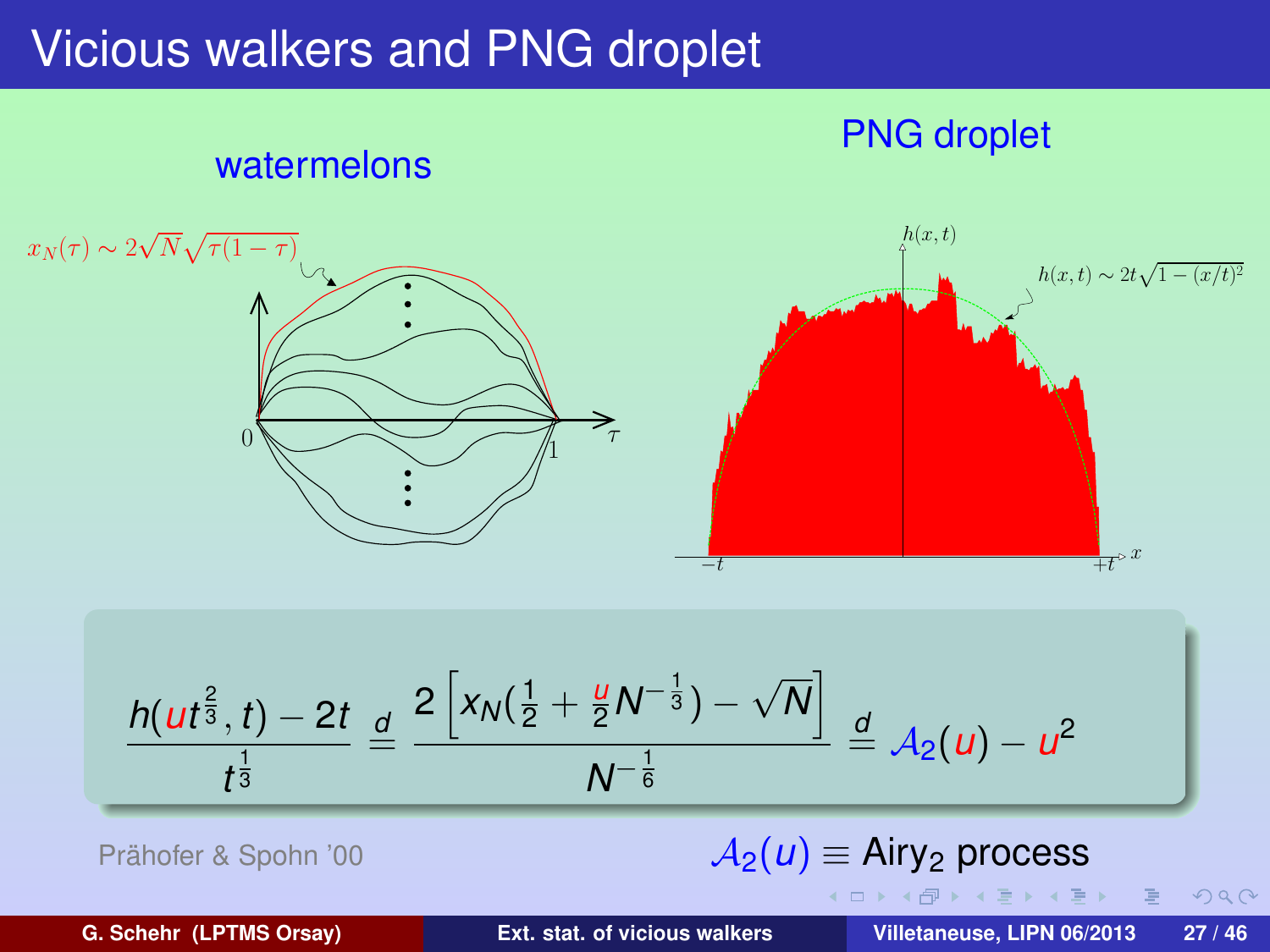# Vicious walkers and PNG droplet

**watermelons**

$x_N(\tau) \sim 2\sqrt{N}\sqrt{\tau(1-\tau)}$

**PNG droplet**

$h(x,t) \sim 2t\sqrt{1-(x/t)^2}$

$$\frac{h(ut^{\frac{2}{3}},t) - 2t}{t^{\frac{1}{3}}} \stackrel{d}{=} \frac{2\left[x_N(\frac{1}{2} + \frac{u}{2}N^{-\frac{1}{3}}) - \sqrt{N}\right]}{N^{-\frac{1}{6}}} \stackrel{d}{=} \mathcal{A}_2(u) - u^2$$

Prähofer & Spohn '00

$\mathcal{A}_2(u) \equiv$ Airy$_2$ process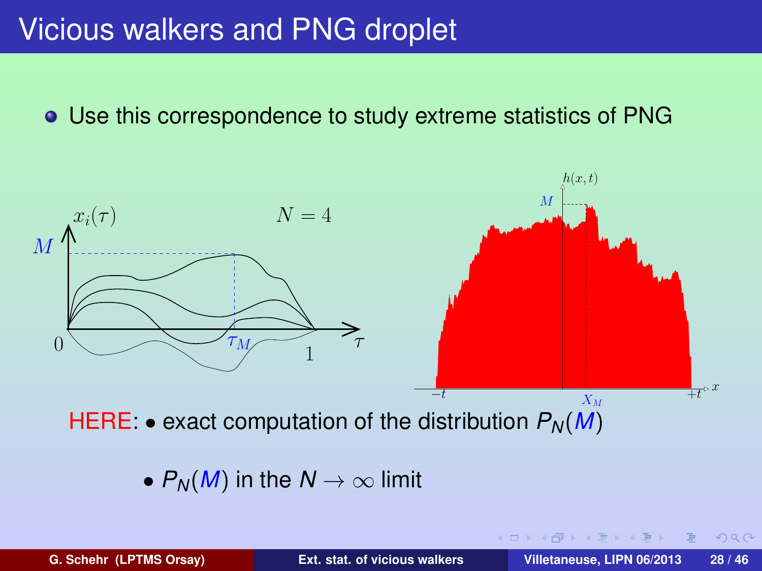# Vicious walkers and PNG droplet

- Use this correspondence to study extreme statistics of PNG

HERE: • exact computation of the distribution $P_N(M)$

• $P_N(M)$ in the $N \to \infty$ limit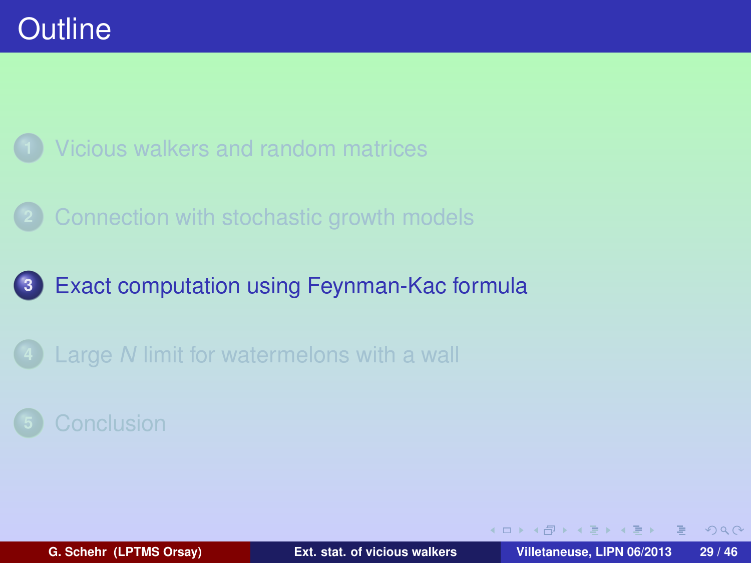# Outline

1. Vicious walkers and random matrices
2. Connection with stochastic growth models
3. **Exact computation using Feynman-Kac formula**
4. Large $N$ limit for watermelons with a wall
5. Conclusion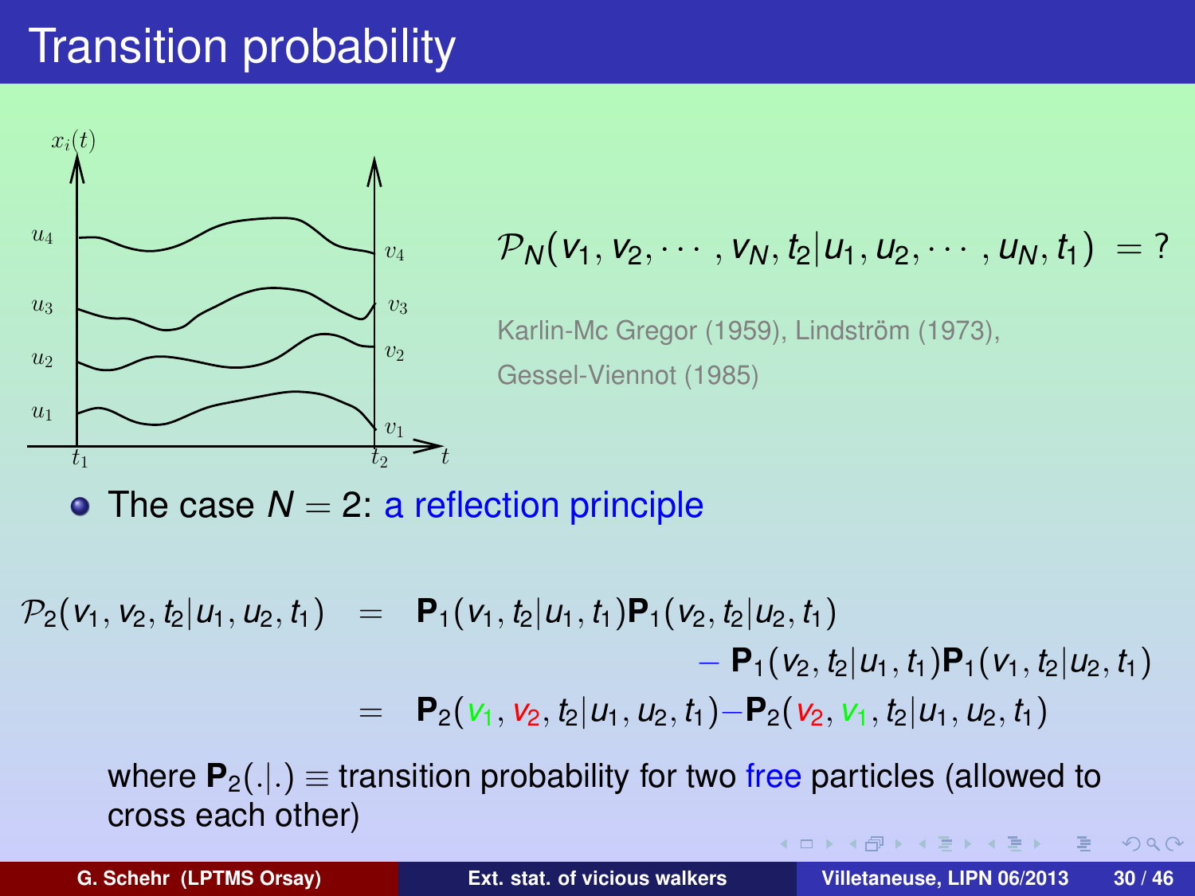# Transition probability

$$\mathcal{P}_N(v_1, v_2, \cdots, v_N, t_2 | u_1, u_2, \cdots, u_N, t_1) = ?$$

Karlin-Mc Gregor (1959), Lindström (1973), Gessel-Viennot (1985)

- The case $N = 2$: a reflection principle

$$\begin{aligned}
\mathcal{P}_2(v_1, v_2, t_2 | u_1, u_2, t_1) &= \mathbf{P}_1(v_1, t_2 | u_1, t_1)\mathbf{P}_1(v_2, t_2 | u_2, t_1) \\
&\quad - \mathbf{P}_1(v_2, t_2 | u_1, t_1)\mathbf{P}_1(v_1, t_2 | u_2, t_1) \\
&= \mathbf{P}_2(v_1, v_2, t_2 | u_1, u_2, t_1) - \mathbf{P}_2(v_2, v_1, t_2 | u_1, u_2, t_1)
\end{aligned}$$

where $\mathbf{P}_2(.|.) \equiv$ transition probability for two free particles (allowed to cross each other)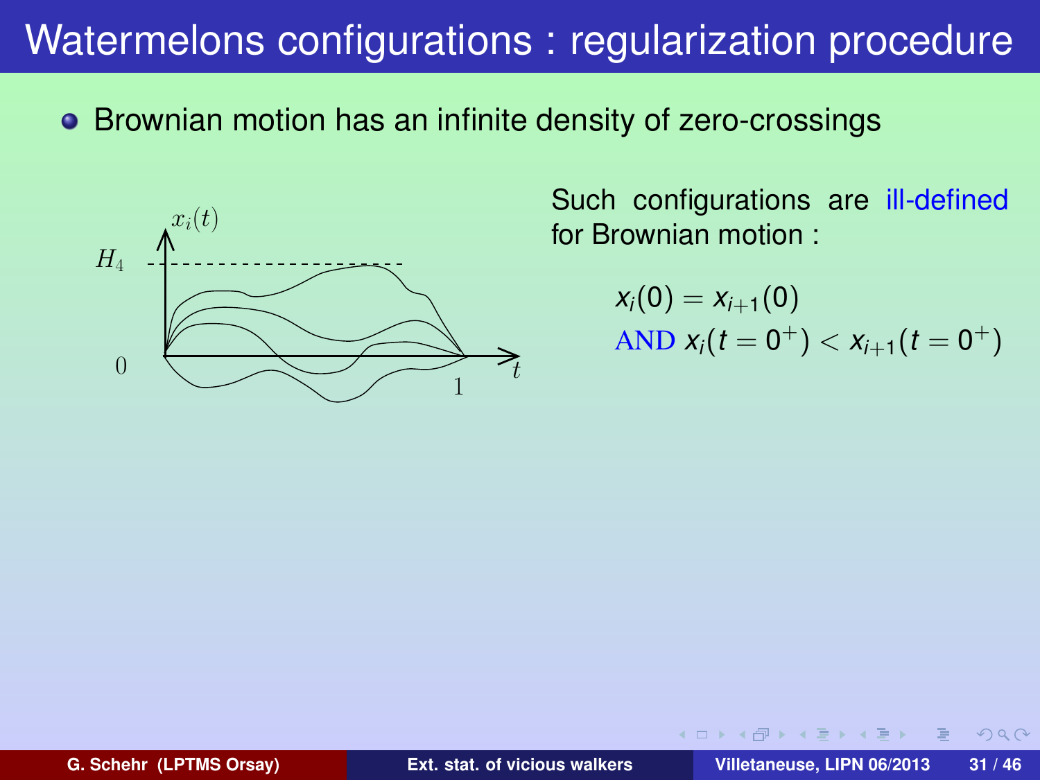# Watermelons configurations : regularization procedure

- Brownian motion has an infinite density of zero-crossings

Such configurations are ill-defined for Brownian motion :

$$x_i(0) = x_{i+1}(0)$$

$$\text{AND } x_i(t = 0^+) < x_{i+1}(t = 0^+)$$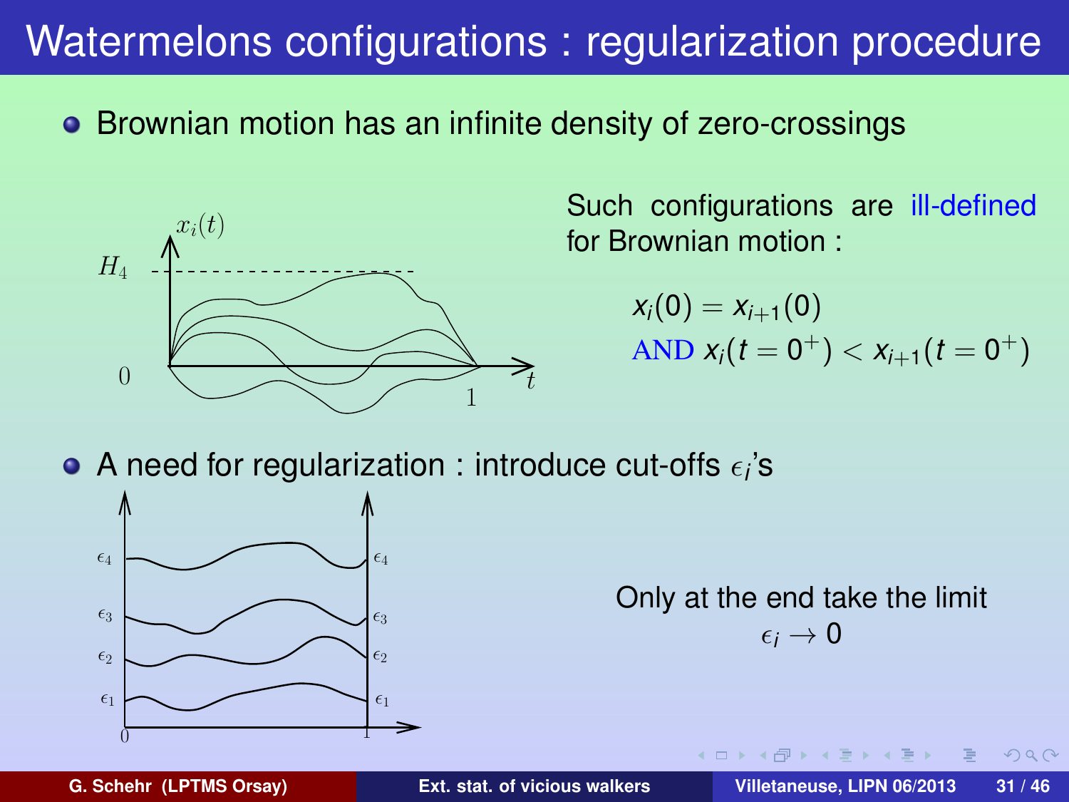# Watermelons configurations : regularization procedure

- Brownian motion has an infinite density of zero-crossings

Such configurations are ill-defined for Brownian motion :

$$x_i(0) = x_{i+1}(0)$$

$$\text{AND } x_i(t = 0^+) < x_{i+1}(t = 0^+)$$

- A need for regularization : introduce cut-offs $\epsilon_i$'s

Only at the end take the limit $\epsilon_i \to 0$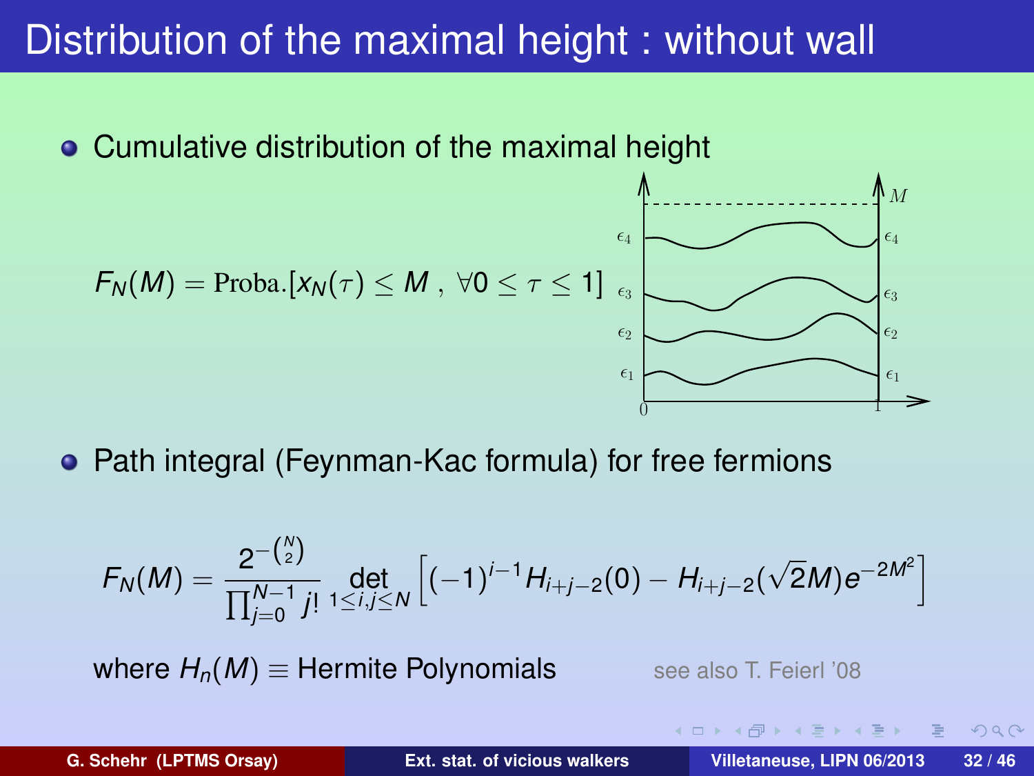# Distribution of the maximal height : without wall

- Cumulative distribution of the maximal height

$$F_N(M) = \text{Proba.}[x_N(\tau) \leq M \;,\; \forall 0 \leq \tau \leq 1]$$

- Path integral (Feynman-Kac formula) for free fermions

$$F_N(M) = \frac{2^{-\binom{N}{2}}}{\prod_{j=0}^{N-1} j!} \det_{1 \leq i,j \leq N} \left[ (-1)^{i-1} H_{i+j-2}(0) - H_{i+j-2}(\sqrt{2}M) e^{-2M^2} \right]$$

where $H_n(M) \equiv$ Hermite Polynomials see also T. Feierl '08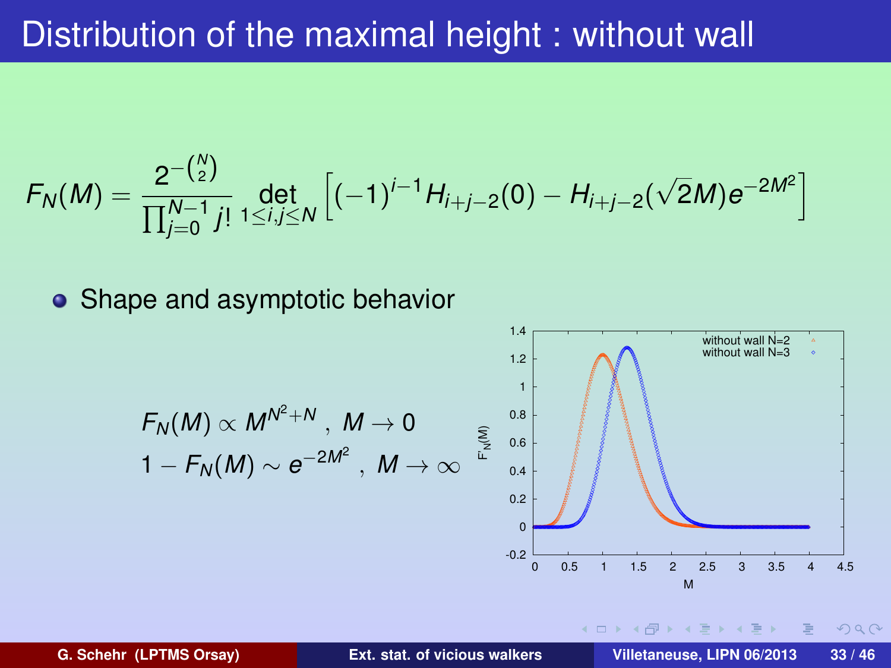# Distribution of the maximal height : without wall

$$F_N(M) = \frac{2^{-\binom{N}{2}}}{\prod_{j=0}^{N-1} j!} \det_{1 \leq i,j \leq N} \left[ (-1)^{i-1} H_{i+j-2}(0) - H_{i+j-2}(\sqrt{2}M) e^{-2M^2} \right]$$

- Shape and asymptotic behavior

$$F_N(M) \propto M^{N^2+N} \; , \; M \to 0$$

$$1 - F_N(M) \sim e^{-2M^2} \; , \; M \to \infty$$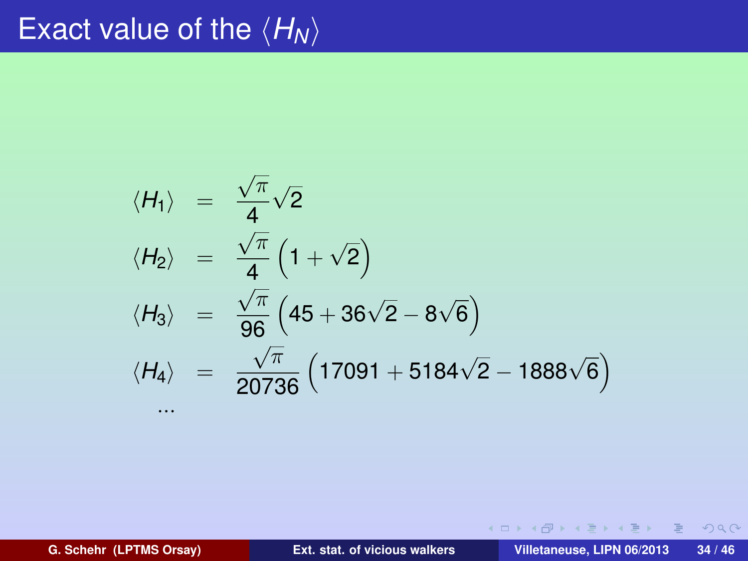# Exact value of the $\langle H_N \rangle$

$$
\begin{aligned}
\langle H_1 \rangle &= \frac{\sqrt{\pi}}{4}\sqrt{2} \\
\langle H_2 \rangle &= \frac{\sqrt{\pi}}{4}\left(1+\sqrt{2}\right) \\
\langle H_3 \rangle &= \frac{\sqrt{\pi}}{96}\left(45+36\sqrt{2}-8\sqrt{6}\right) \\
\langle H_4 \rangle &= \frac{\sqrt{\pi}}{20736}\left(17091+5184\sqrt{2}-1888\sqrt{6}\right) \\
&\ldots
\end{aligned}
$$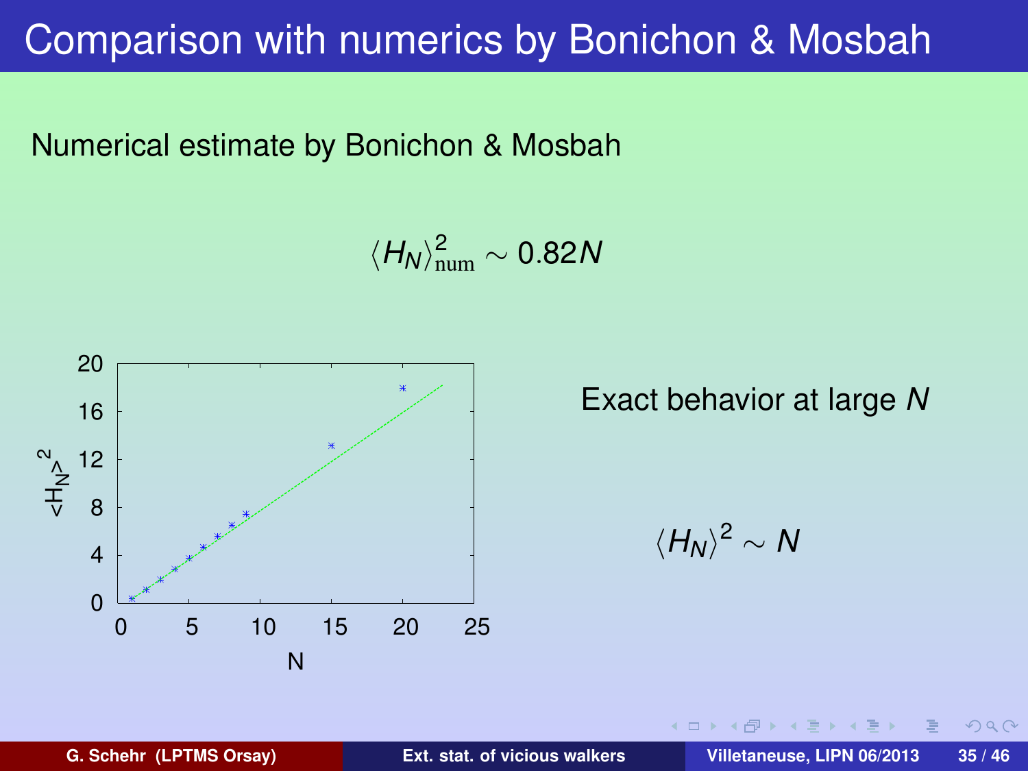# Comparison with numerics by Bonichon & Mosbah

Numerical estimate by Bonichon & Mosbah

$$\langle H_N \rangle^2_{\text{num}} \sim 0.82 N$$

Exact behavior at large $N$

$$\langle H_N \rangle^2 \sim N$$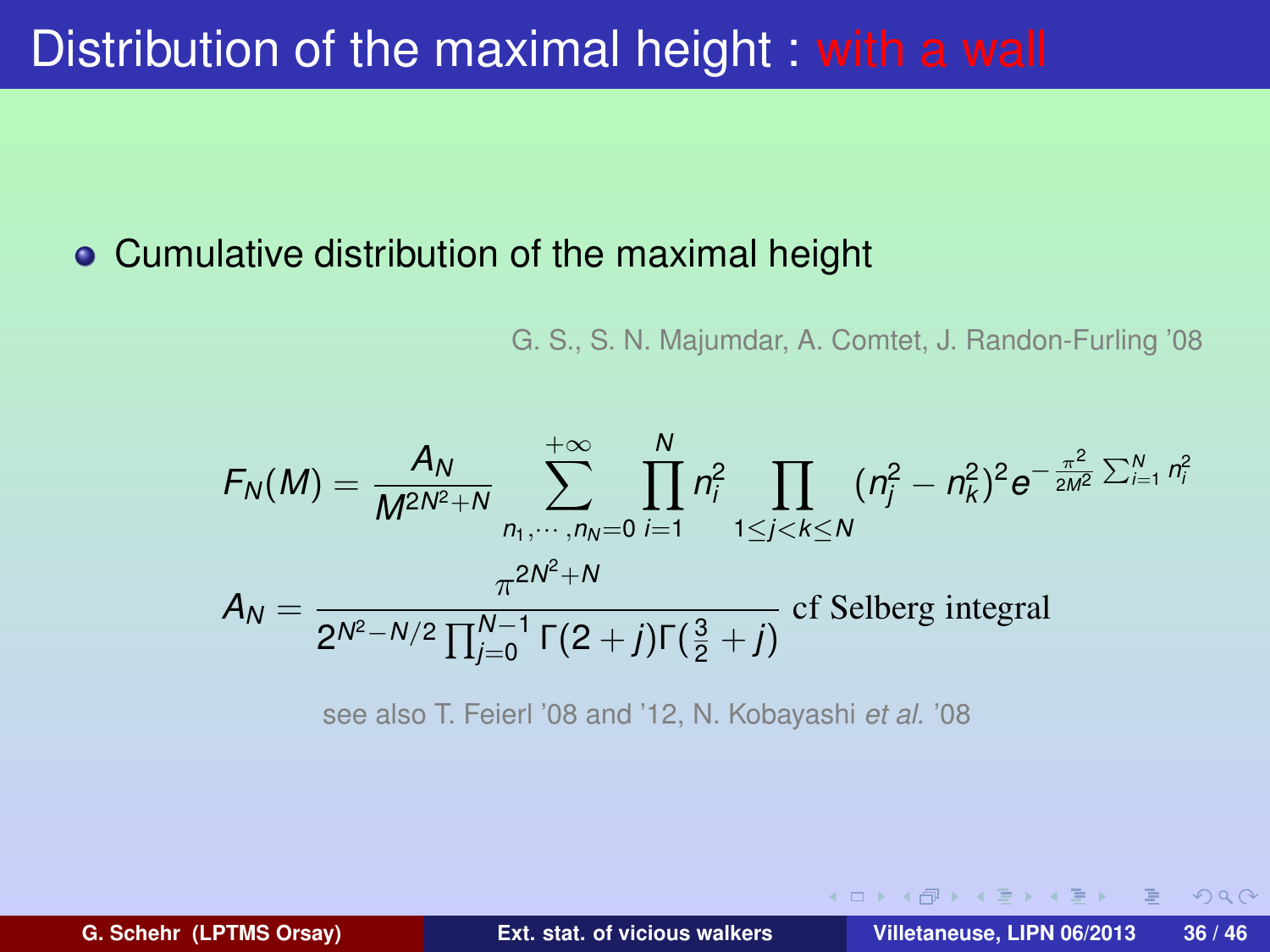# Distribution of the maximal height : with a wall

- Cumulative distribution of the maximal height

G. S., S. N. Majumdar, A. Comtet, J. Randon-Furling '08

$$F_N(M) = \frac{A_N}{M^{2N^2+N}} \sum_{n_1,\cdots,n_N=0}^{+\infty} \prod_{i=1}^{N} n_i^2 \prod_{1\leq j<k\leq N} (n_j^2 - n_k^2)^2 e^{-\frac{\pi^2}{2M^2}\sum_{i=1}^{N} n_i^2}$$

$$A_N = \frac{\pi^{2N^2+N}}{2^{N^2-N/2}\prod_{j=0}^{N-1}\Gamma(2+j)\Gamma(\frac{3}{2}+j)} \text{ cf Selberg integral}$$

see also T. Feierl '08 and '12, N. Kobayashi *et al.* '08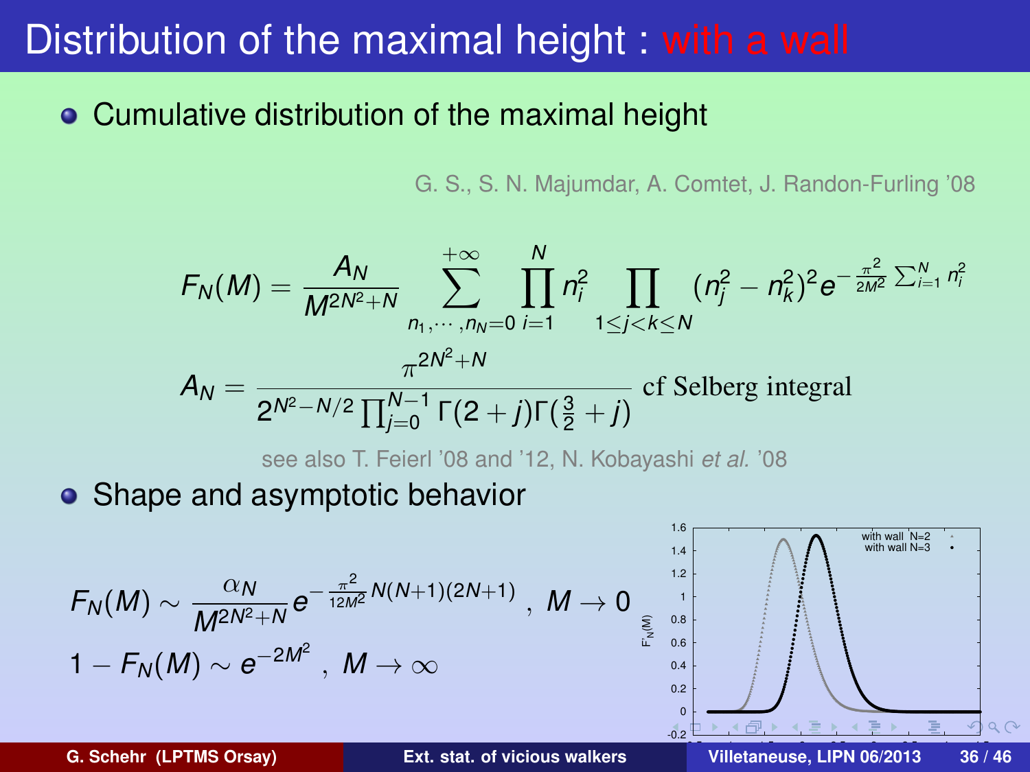# Distribution of the maximal height : with a wall

- Cumulative distribution of the maximal height

G. S., S. N. Majumdar, A. Comtet, J. Randon-Furling '08

$$F_N(M) = \frac{A_N}{M^{2N^2+N}} \sum_{n_1,\cdots,n_N=0}^{+\infty} \prod_{i=1}^{N} n_i^2 \prod_{1\leq j<k\leq N} (n_j^2 - n_k^2)^2 e^{-\frac{\pi^2}{2M^2}\sum_{i=1}^N n_i^2}$$

$$A_N = \frac{\pi^{2N^2+N}}{2^{N^2-N/2}\prod_{j=0}^{N-1}\Gamma(2+j)\Gamma(\frac{3}{2}+j)} \text{ cf Selberg integral}$$

see also T. Feierl '08 and '12, N. Kobayashi *et al.* '08

- Shape and asymptotic behavior

$$F_N(M) \sim \frac{\alpha_N}{M^{2N^2+N}} e^{-\frac{\pi^2}{12M^2}N(N+1)(2N+1)} \; , \; M \to 0$$

$$1 - F_N(M) \sim e^{-2M^2} \; , \; M \to \infty$$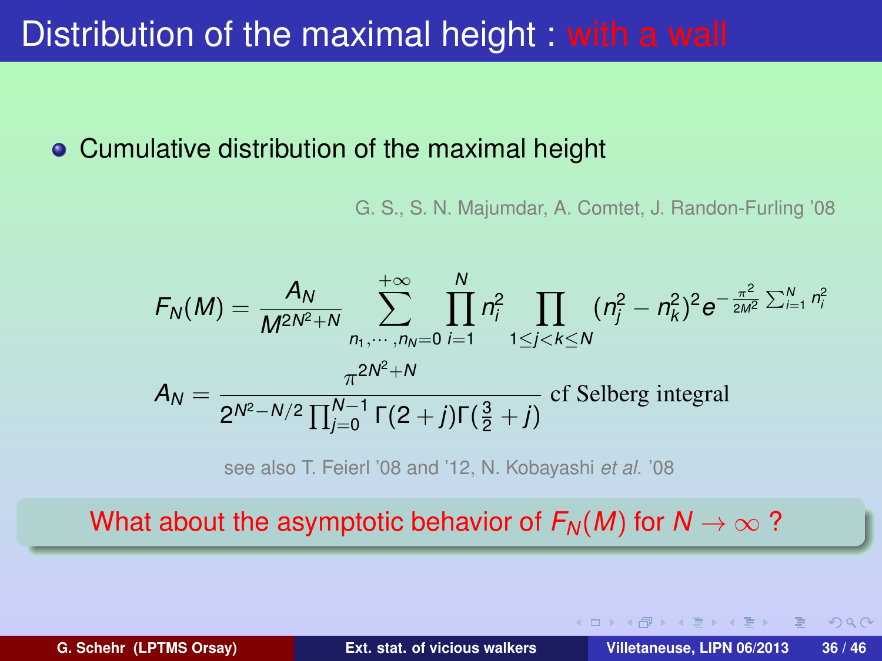# Distribution of the maximal height : with a wall

- Cumulative distribution of the maximal height

G. S., S. N. Majumdar, A. Comtet, J. Randon-Furling '08

$$F_N(M) = \frac{A_N}{M^{2N^2+N}} \sum_{n_1,\cdots,n_N=0}^{+\infty} \prod_{i=1}^{N} n_i^2 \prod_{1 \le j < k \le N} (n_j^2 - n_k^2)^2 e^{-\frac{\pi^2}{2M^2}\sum_{i=1}^{N} n_i^2}$$

$$A_N = \frac{\pi^{2N^2+N}}{2^{N^2-N/2}\prod_{j=0}^{N-1}\Gamma(2+j)\Gamma(\frac{3}{2}+j)} \text{ cf Selberg integral}$$

see also T. Feierl '08 and '12, N. Kobayashi *et al.* '08

What about the asymptotic behavior of $F_N(M)$ for $N \to \infty$ ?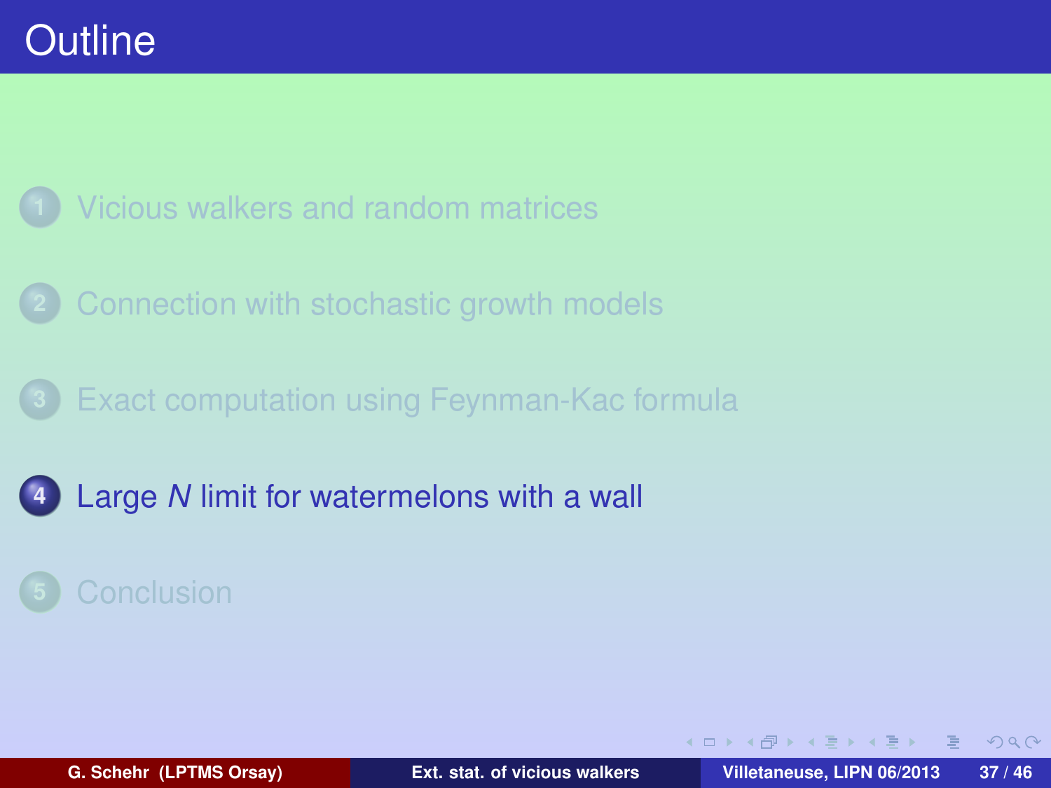# Outline

1. Vicious walkers and random matrices
2. Connection with stochastic growth models
3. Exact computation using Feynman-Kac formula
4. Large $N$ limit for watermelons with a wall
5. Conclusion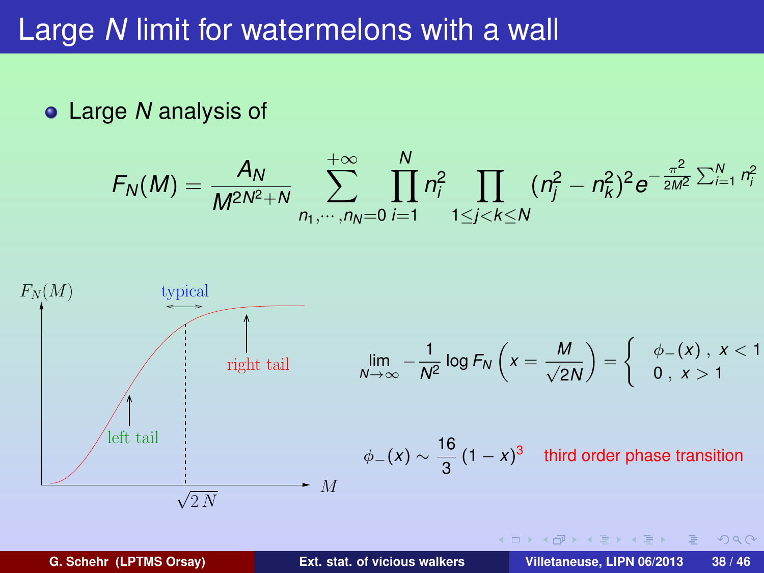# Large $N$ limit for watermelons with a wall

- Large $N$ analysis of

$$F_N(M) = \frac{A_N}{M^{2N^2+N}} \sum_{n_1,\cdots,n_N=0}^{+\infty} \prod_{i=1}^{N} n_i^2 \prod_{1\leq j<k\leq N} (n_j^2 - n_k^2)^2 e^{-\frac{\pi^2}{2M^2}\sum_{i=1}^{N} n_i^2}$$

$$\lim_{N\to\infty} -\frac{1}{N^2} \log F_N\left(x = \frac{M}{\sqrt{2N}}\right) = \begin{cases} \phi_-(x)\,, & x < 1 \\ 0\,, & x > 1 \end{cases}$$

$$\phi_-(x) \sim \frac{16}{3}(1-x)^3$$

third order phase transition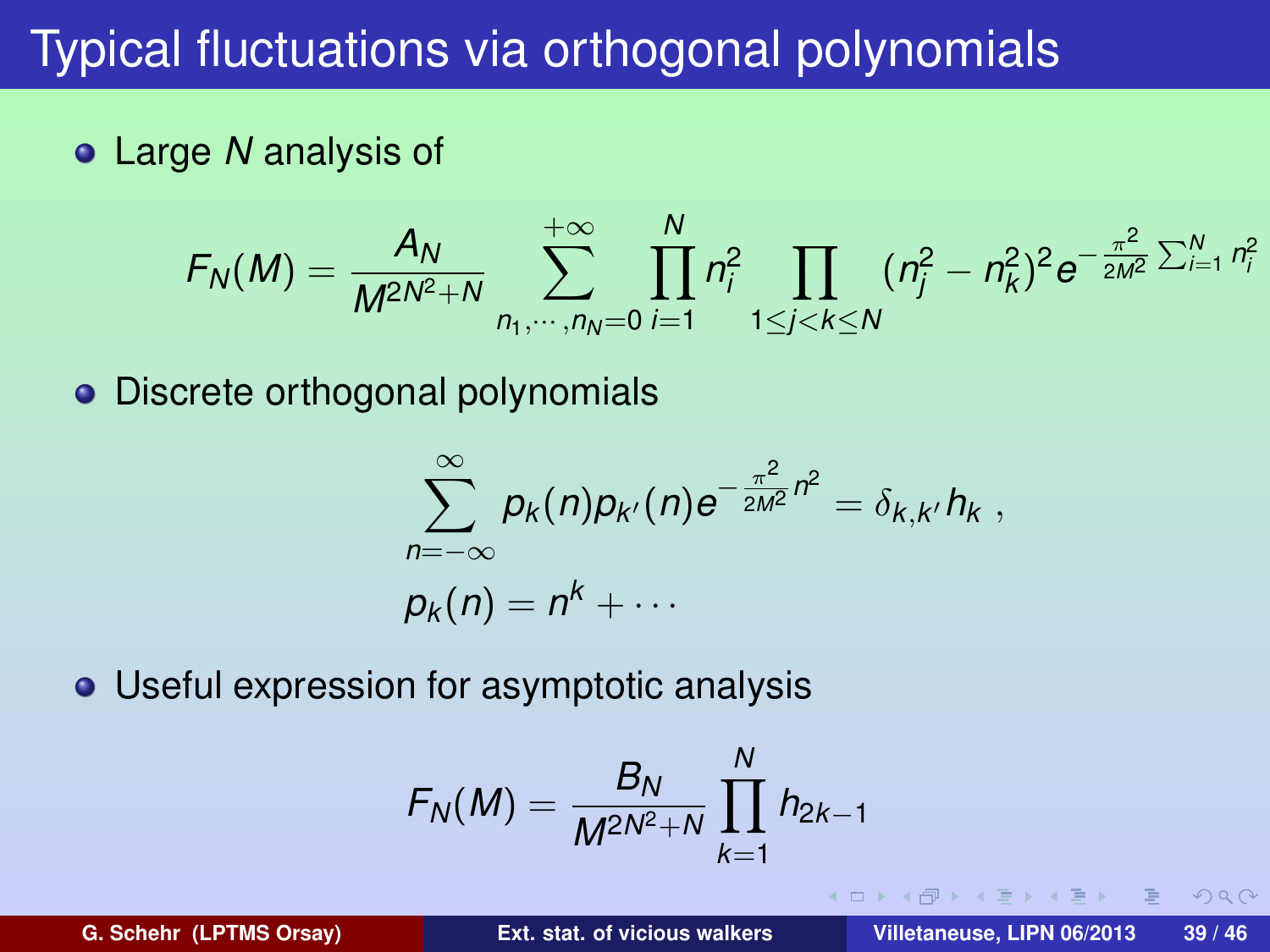# Typical fluctuations via orthogonal polynomials

- Large $N$ analysis of

$$F_N(M) = \frac{A_N}{M^{2N^2+N}} \sum_{n_1,\cdots,n_N=0}^{+\infty} \prod_{i=1}^{N} n_i^2 \prod_{1\leq j<k\leq N} (n_j^2 - n_k^2)^2 e^{-\frac{\pi^2}{2M^2}\sum_{i=1}^N n_i^2}$$

- Discrete orthogonal polynomials

$$\sum_{n=-\infty}^{\infty} p_k(n) p_{k'}(n) e^{-\frac{\pi^2}{2M^2} n^2} = \delta_{k,k'} h_k \ ,$$

$$p_k(n) = n^k + \cdots$$

- Useful expression for asymptotic analysis

$$F_N(M) = \frac{B_N}{M^{2N^2+N}} \prod_{k=1}^{N} h_{2k-1}$$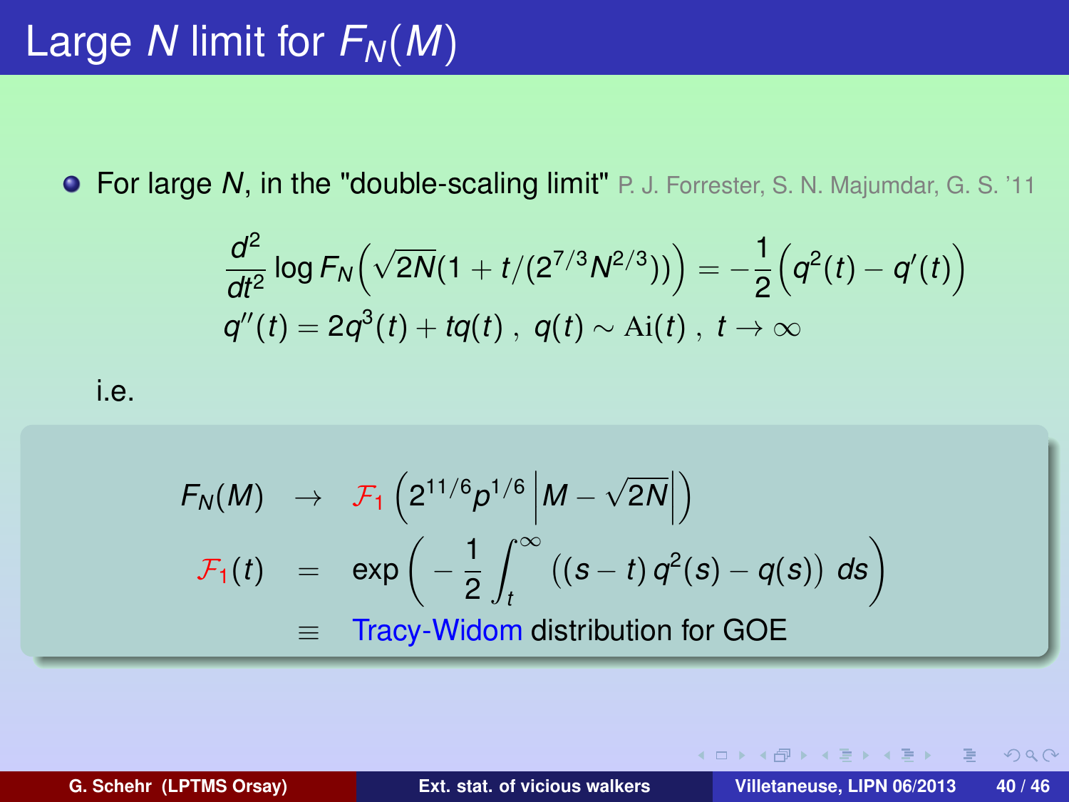# Large $N$ limit for $F_N(M)$

- For large $N$, in the "double-scaling limit" P. J. Forrester, S. N. Majumdar, G. S. '11

$$
\frac{d^2}{dt^2} \log F_N\Big(\sqrt{2N}(1 + t/(2^{7/3}N^{2/3}))\Big) = -\frac{1}{2}\Big(q^2(t) - q'(t)\Big)
$$

$$
q''(t) = 2q^3(t) + tq(t)\ ,\ q(t) \sim \mathrm{Ai}(t)\ ,\ t \to \infty
$$

i.e.

$$
\begin{aligned}
F_N(M) &\to \mathcal{F}_1\left(2^{11/6} p^{1/6} \left|M - \sqrt{2N}\right|\right) \\
\mathcal{F}_1(t) &= \exp\left(-\frac{1}{2}\int_t^{\infty} ((s-t)\, q^2(s) - q(s))\ ds\right) \\
&\equiv \text{Tracy-Widom distribution for GOE}
\end{aligned}
$$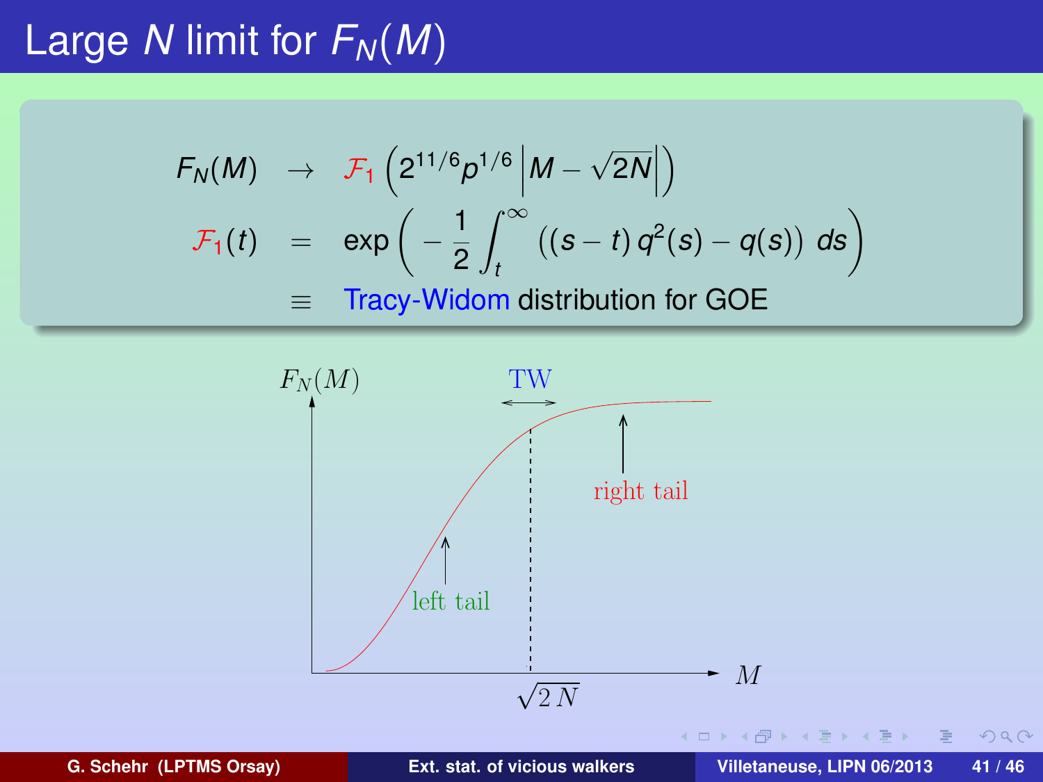# Large $N$ limit for $F_N(M)$

$$F_N(M) \to \mathcal{F}_1\left(2^{11/6} p^{1/6} \left| M - \sqrt{2N} \right|\right)$$

$$\mathcal{F}_1(t) = \exp\left( -\frac{1}{2}\int_t^\infty \left((s-t)\, q^2(s) - q(s)\right)\, ds \right)$$

$$\equiv \text{Tracy-Widom distribution for GOE}$$

$F_N(M)$

TW

right tail

left tail

$\sqrt{2\,N}$

$M$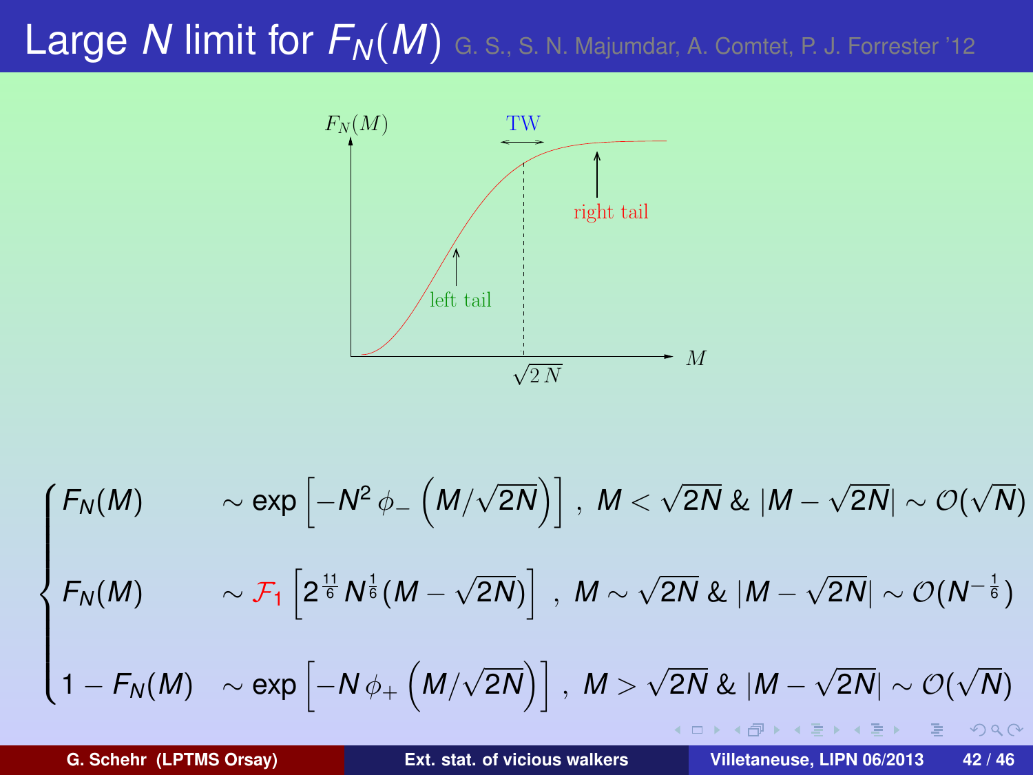# Large $N$ limit for $F_N(M)$ G. S., S. N. Majumdar, A. Comtet, P. J. Forrester '12

$$
\begin{cases}
F_N(M) \sim \exp\left[-N^2\,\phi_-\left(M/\sqrt{2N}\right)\right], \; M < \sqrt{2N} \;\&\; |M-\sqrt{2N}| \sim \mathcal{O}(\sqrt{N}) \\[2ex]
F_N(M) \sim \mathcal{F}_1\left[2^{\frac{11}{6}} N^{\frac{1}{6}}(M-\sqrt{2N})\right], \; M \sim \sqrt{2N} \;\&\; |M-\sqrt{2N}| \sim \mathcal{O}(N^{-\frac{1}{6}}) \\[2ex]
1-F_N(M) \sim \exp\left[-N\,\phi_+\left(M/\sqrt{2N}\right)\right], \; M > \sqrt{2N} \;\&\; |M-\sqrt{2N}| \sim \mathcal{O}(\sqrt{N})
\end{cases}
$$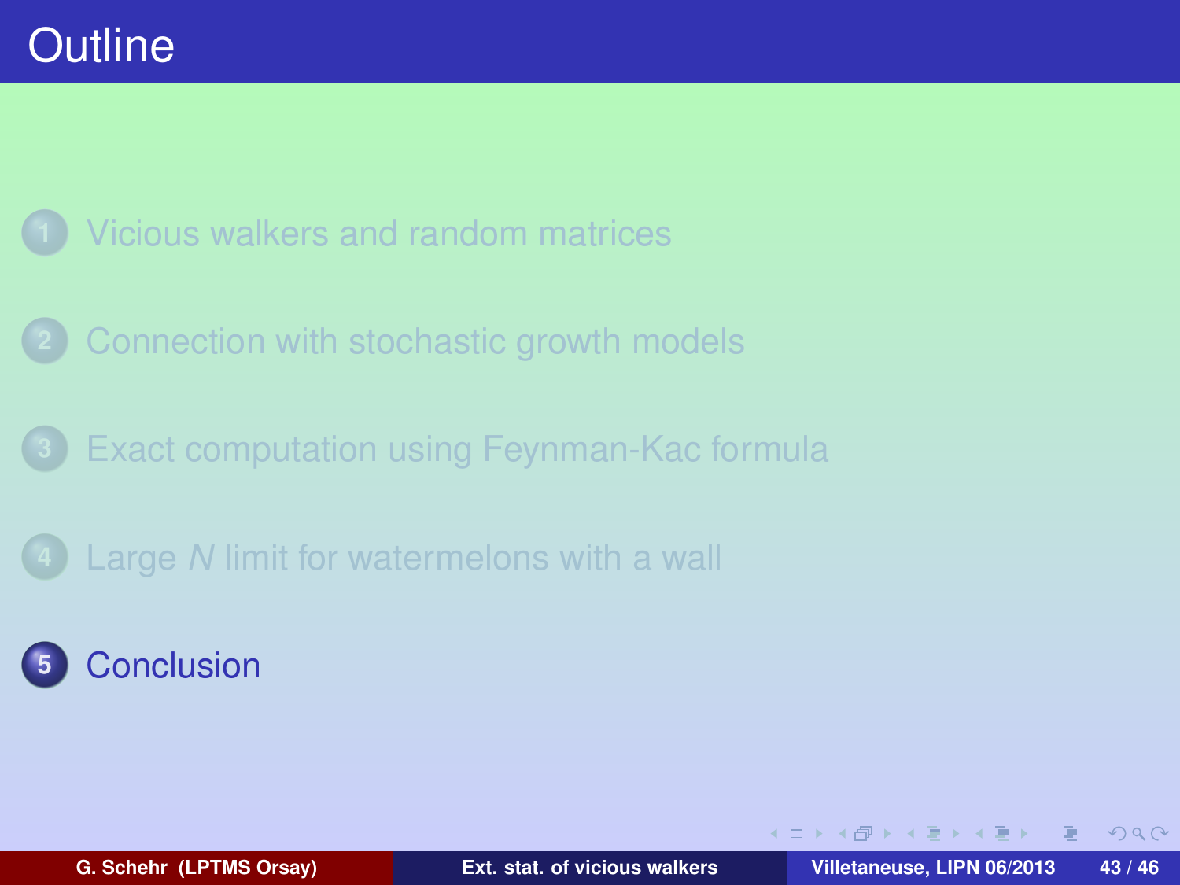# Outline

1. Vicious walkers and random matrices
2. Connection with stochastic growth models
3. Exact computation using Feynman-Kac formula
4. Large $N$ limit for watermelons with a wall
5. Conclusion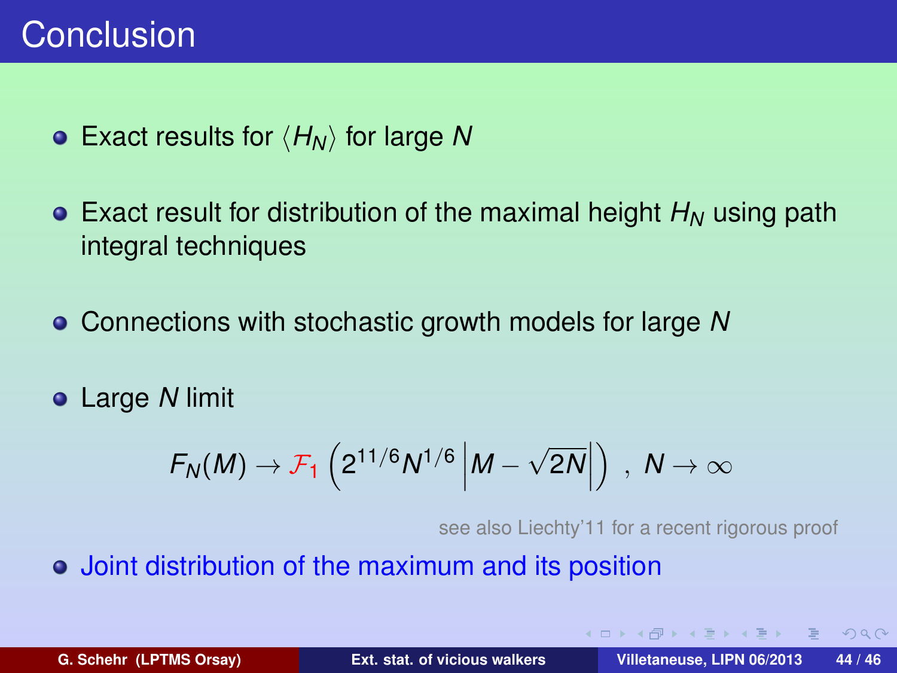# Conclusion

- Exact results for $\langle H_N \rangle$ for large $N$
- Exact result for distribution of the maximal height $H_N$ using path integral techniques
- Connections with stochastic growth models for large $N$
- Large $N$ limit

$$F_N(M) \to \mathcal{F}_1 \left( 2^{11/6} N^{1/6} \left| M - \sqrt{2N} \right| \right) \;,\; N \to \infty$$

see also Liechty'11 for a recent rigorous proof

- Joint distribution of the maximum and its position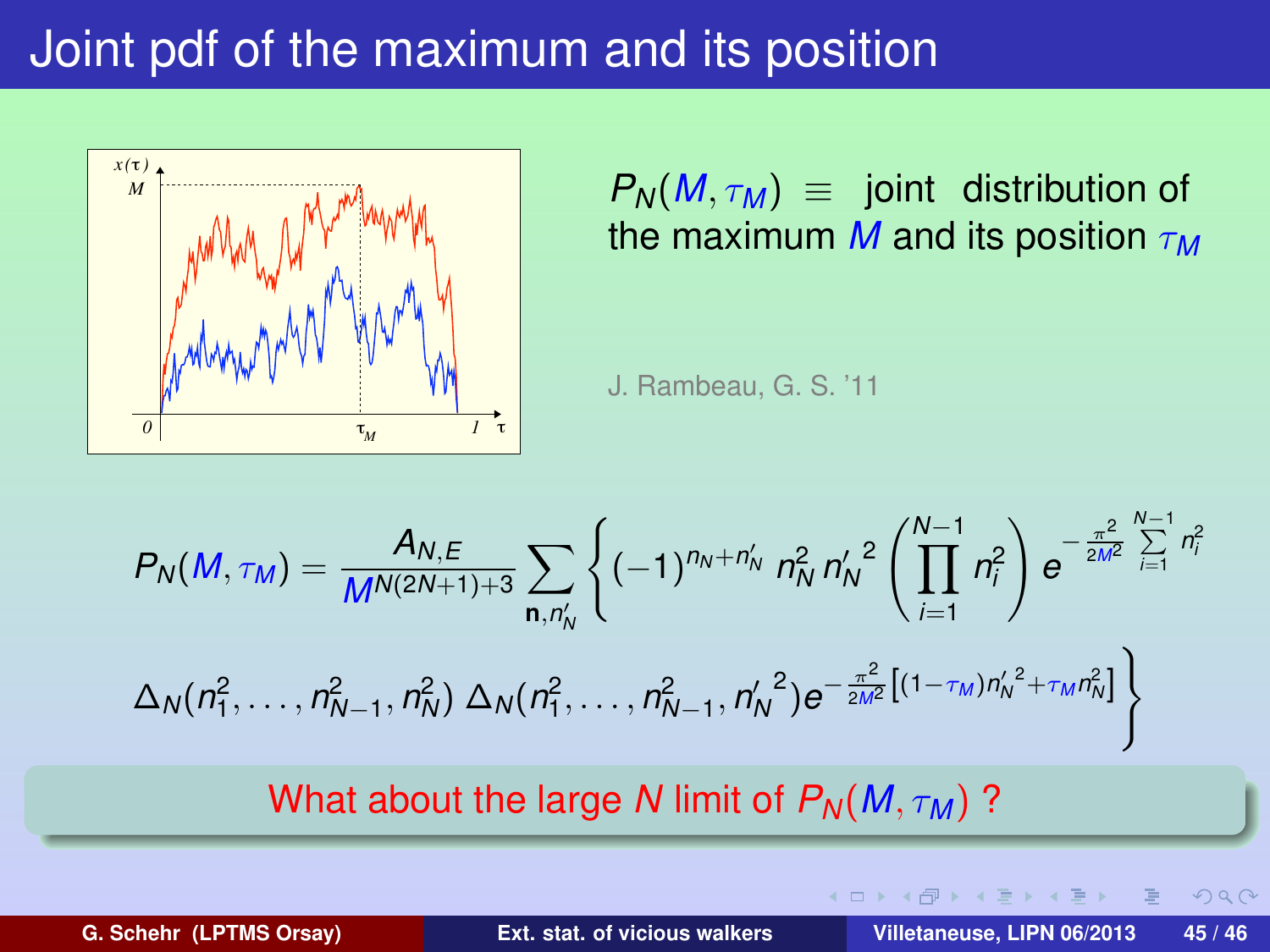# Joint pdf of the maximum and its position

$P_N(M, \tau_M) \equiv$ joint distribution of the maximum $M$ and its position $\tau_M$

J. Rambeau, G. S. '11

$$P_N(M,\tau_M) = \frac{A_{N,E}}{M^{N(2N+1)+3}} \sum_{\mathbf{n},n'_N} \Bigg\{ (-1)^{n_N+n'_N}\, n_N^2\, {n'_N}^2 \left(\prod_{i=1}^{N-1} n_i^2\right) e^{-\frac{\pi^2}{2M^2}\sum_{i=1}^{N-1} n_i^2}$$

$$\Delta_N(n_1^2,\ldots,n_{N-1}^2,n_N^2)\, \Delta_N(n_1^2,\ldots,n_{N-1}^2,{n'_N}^2) e^{-\frac{\pi^2}{2M^2}\left[(1-\tau_M){n'_N}^2+\tau_M n_N^2\right]} \Bigg\}$$

What about the large $N$ limit of $P_N(M, \tau_M)$ ?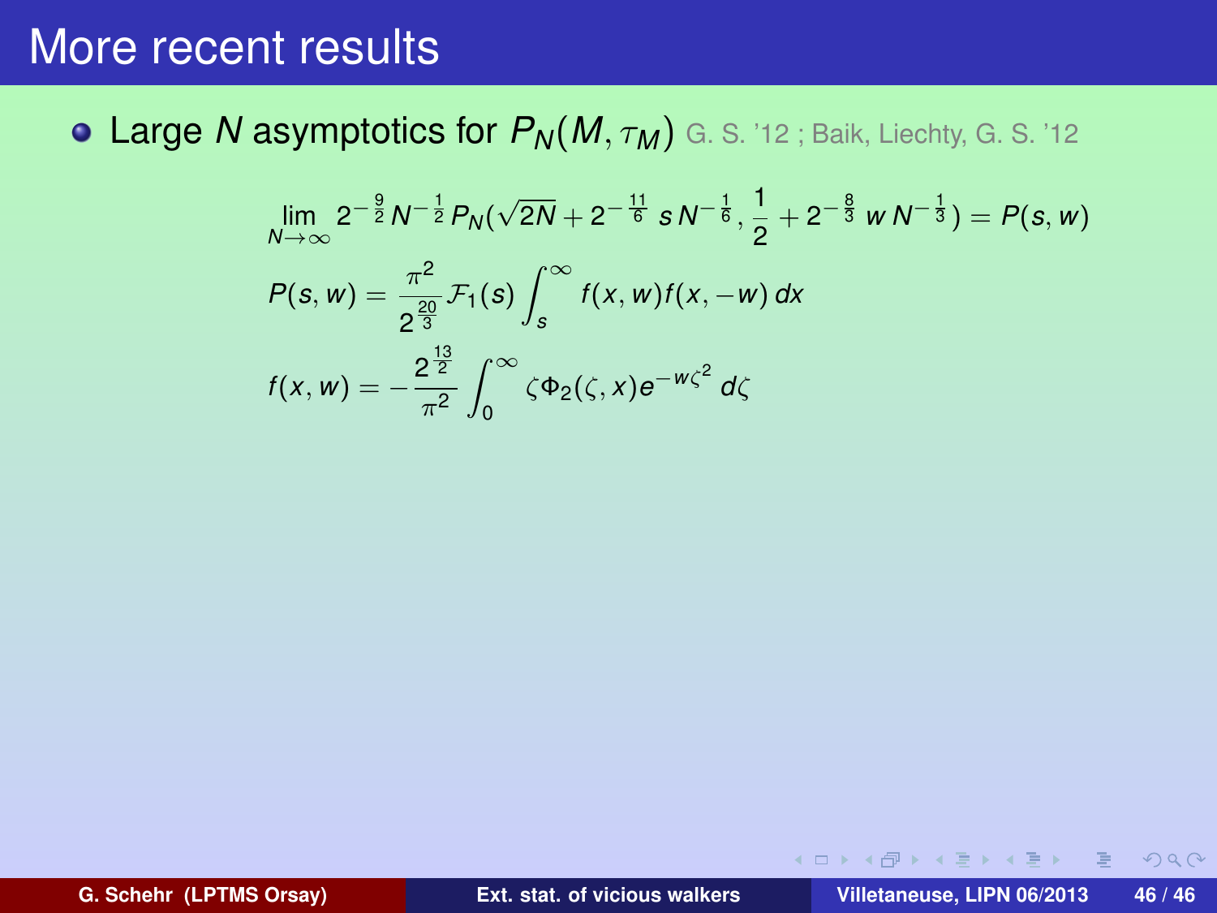# More recent results

- Large $N$ asymptotics for $P_N(M, \tau_M)$ G. S. '12 ; Baik, Liechty, G. S. '12

$$\lim_{N\to\infty} 2^{-\frac{9}{2}} N^{-\frac{1}{2}} P_N(\sqrt{2N} + 2^{-\frac{11}{6}}\, s\, N^{-\frac{1}{6}}, \frac{1}{2} + 2^{-\frac{8}{3}}\, w\, N^{-\frac{1}{3}}) = P(s, w)$$

$$P(s, w) = \frac{\pi^2}{2^{\frac{20}{3}}} \mathcal{F}_1(s) \int_s^\infty f(x, w) f(x, -w)\, dx$$

$$f(x, w) = -\frac{2^{\frac{13}{2}}}{\pi^2} \int_0^\infty \zeta \Phi_2(\zeta, x) e^{-w\zeta^2}\, d\zeta$$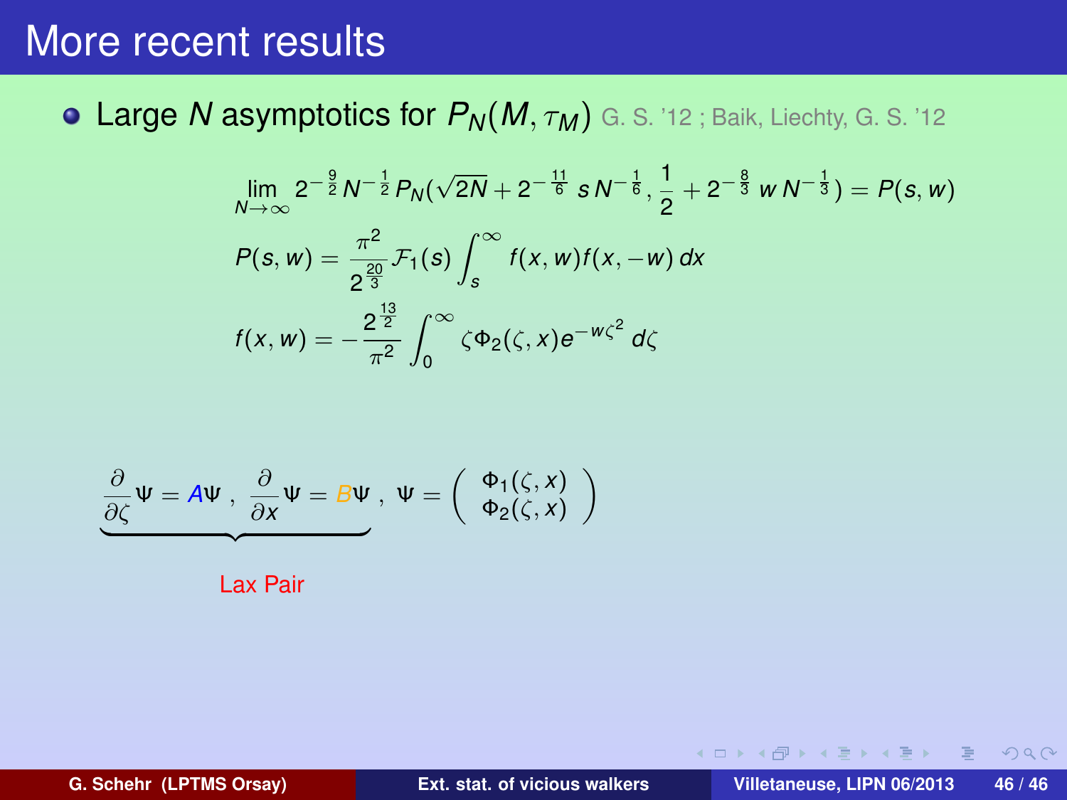# More recent results

- Large $N$ asymptotics for $P_N(M, \tau_M)$ G. S. '12 ; Baik, Liechty, G. S. '12

$$\lim_{N\to\infty} 2^{-\frac{9}{2}} N^{-\frac{1}{2}} P_N(\sqrt{2N} + 2^{-\frac{11}{6}}\, s\, N^{-\frac{1}{6}}, \frac{1}{2} + 2^{-\frac{8}{3}}\, w\, N^{-\frac{1}{3}}) = P(s, w)$$

$$P(s, w) = \frac{\pi^2}{2^{\frac{20}{3}}} \mathcal{F}_1(s) \int_s^\infty f(x, w) f(x, -w)\, dx$$

$$f(x, w) = -\frac{2^{\frac{13}{2}}}{\pi^2} \int_0^\infty \zeta \Phi_2(\zeta, x) e^{-w\zeta^2}\, d\zeta$$

$$\underbrace{\frac{\partial}{\partial \zeta}\Psi = A\Psi \,,\; \frac{\partial}{\partial x}\Psi = B\Psi}_{\text{Lax Pair}} \,,\; \Psi = \begin{pmatrix} \Phi_1(\zeta, x) \\ \Phi_2(\zeta, x) \end{pmatrix}$$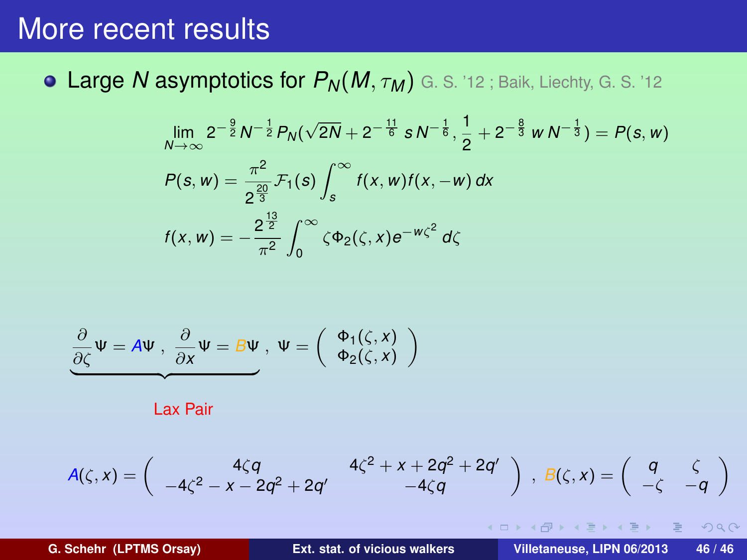# More recent results

- Large $N$ asymptotics for $P_N(M, \tau_M)$ G. S. '12 ; Baik, Liechty, G. S. '12

$$\lim_{N\to\infty} 2^{-\frac{9}{2}} N^{-\frac{1}{2}} P_N(\sqrt{2N} + 2^{-\frac{11}{6}} s N^{-\frac{1}{6}}, \frac{1}{2} + 2^{-\frac{8}{3}} w N^{-\frac{1}{3}}) = P(s, w)$$

$$P(s, w) = \frac{\pi^2}{2^{\frac{20}{3}}} \mathcal{F}_1(s) \int_s^\infty f(x, w) f(x, -w) \, dx$$

$$f(x, w) = -\frac{2^{\frac{13}{2}}}{\pi^2} \int_0^\infty \zeta \Phi_2(\zeta, x) e^{-w\zeta^2} \, d\zeta$$

$$\underbrace{\frac{\partial}{\partial \zeta} \Psi = A\Psi \,, \; \frac{\partial}{\partial x} \Psi = B\Psi}_{\text{Lax Pair}} \,, \; \Psi = \begin{pmatrix} \Phi_1(\zeta, x) \\ \Phi_2(\zeta, x) \end{pmatrix}$$

$$A(\zeta, x) = \begin{pmatrix} 4\zeta q & 4\zeta^2 + x + 2q^2 + 2q' \\ -4\zeta^2 - x - 2q^2 + 2q' & -4\zeta q \end{pmatrix} \,, \; B(\zeta, x) = \begin{pmatrix} q & \zeta \\ -\zeta & -q \end{pmatrix}$$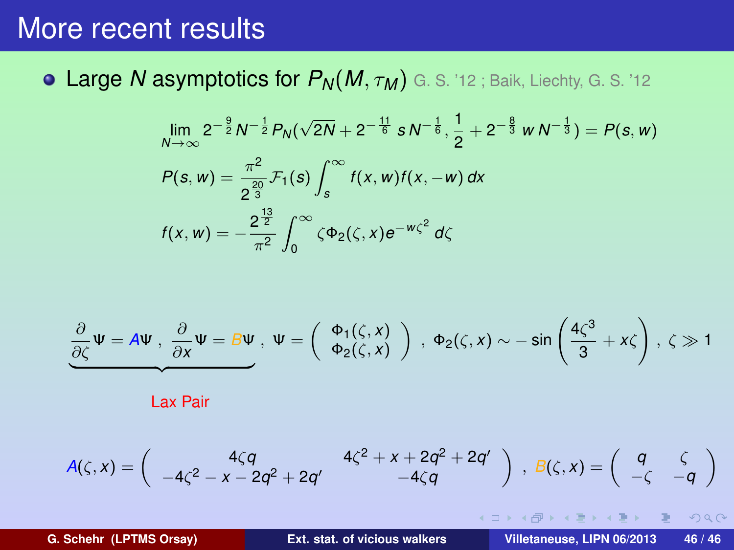# More recent results

- Large $N$ asymptotics for $P_N(M, \tau_M)$ G. S. '12 ; Baik, Liechty, G. S. '12

$$\lim_{N\to\infty} 2^{-\frac{9}{2}} N^{-\frac{1}{2}} P_N(\sqrt{2N} + 2^{-\frac{11}{6}}\, s\, N^{-\frac{1}{6}}, \frac{1}{2} + 2^{-\frac{8}{3}}\, w\, N^{-\frac{1}{3}}) = P(s, w)$$

$$P(s, w) = \frac{\pi^2}{2^{\frac{20}{3}}} \mathcal{F}_1(s) \int_s^\infty f(x, w) f(x, -w)\, dx$$

$$f(x, w) = -\frac{2^{\frac{13}{2}}}{\pi^2} \int_0^\infty \zeta \Phi_2(\zeta, x) e^{-w\zeta^2}\, d\zeta$$

$$\underbrace{\frac{\partial}{\partial \zeta}\Psi = A\Psi \,,\, \frac{\partial}{\partial x}\Psi = B\Psi}_{\text{Lax Pair}} \,,\, \Psi = \begin{pmatrix} \Phi_1(\zeta, x) \\ \Phi_2(\zeta, x) \end{pmatrix} \,,\, \Phi_2(\zeta, x) \sim -\sin\left(\frac{4\zeta^3}{3} + x\zeta\right) \,,\, \zeta \gg 1$$

Lax Pair

$$A(\zeta, x) = \begin{pmatrix} 4\zeta q & 4\zeta^2 + x + 2q^2 + 2q' \\ -4\zeta^2 - x - 2q^2 + 2q' & -4\zeta q \end{pmatrix} \,,\, B(\zeta, x) = \begin{pmatrix} q & \zeta \\ -\zeta & -q \end{pmatrix}$$